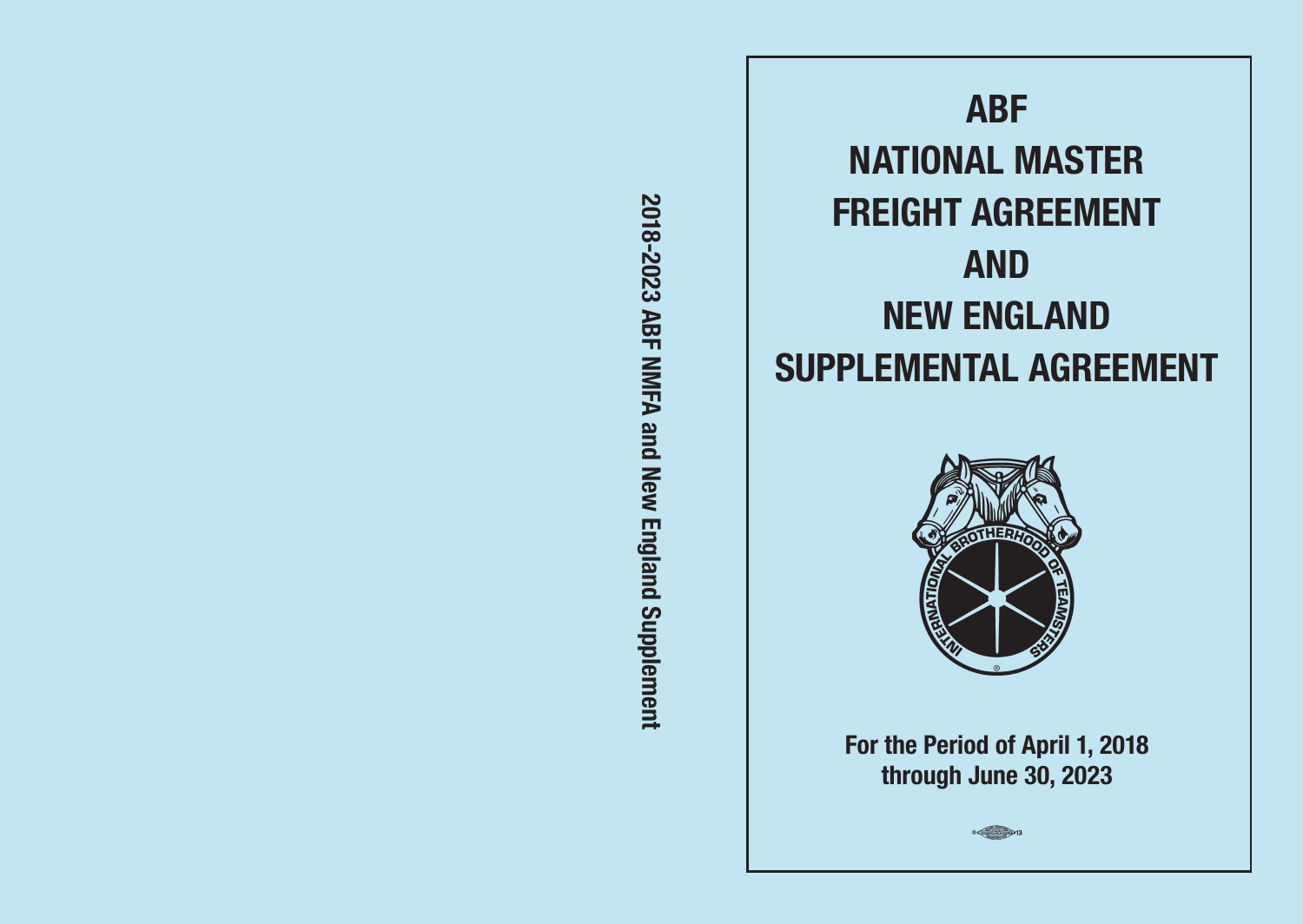2018-2023 ABF NMFA and New England Supplement

# ABF NATIONAL MASTER FREIGHT AGREEMENT AND NEW ENGLAND SUPPLEMENTAL AGREEMENT

INTERNATIONAL BROTHERHOOD OF TEAMSTERS

**For the Period of April 1, 2018 through June 30, 2023**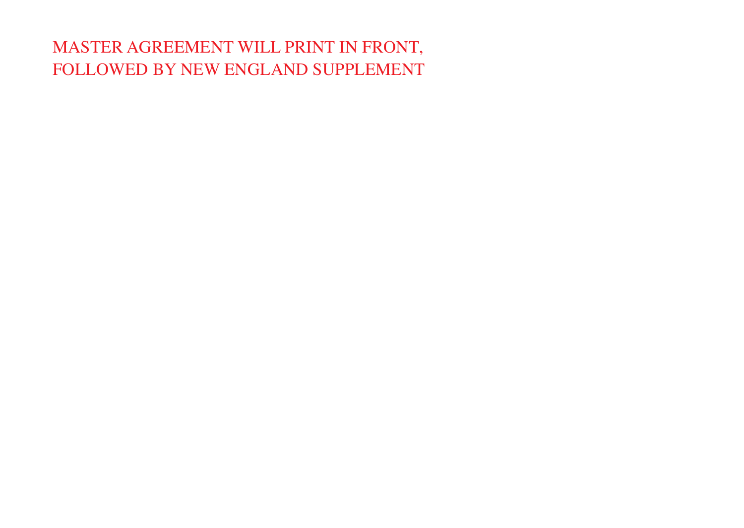MASTER AGREEMENT WILL PRINT IN FRONT,
FOLLOWED BY NEW ENGLAND SUPPLEMENT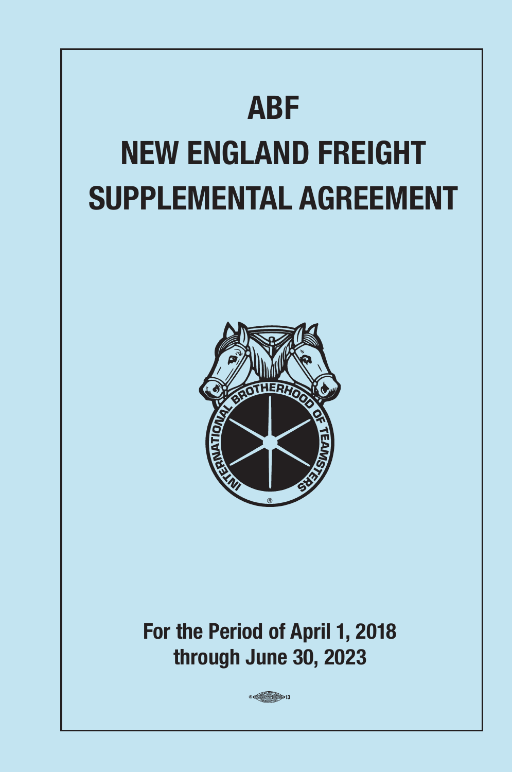# ABF

# NEW ENGLAND FREIGHT SUPPLEMENTAL AGREEMENT

For the Period of April 1, 2018 through June 30, 2023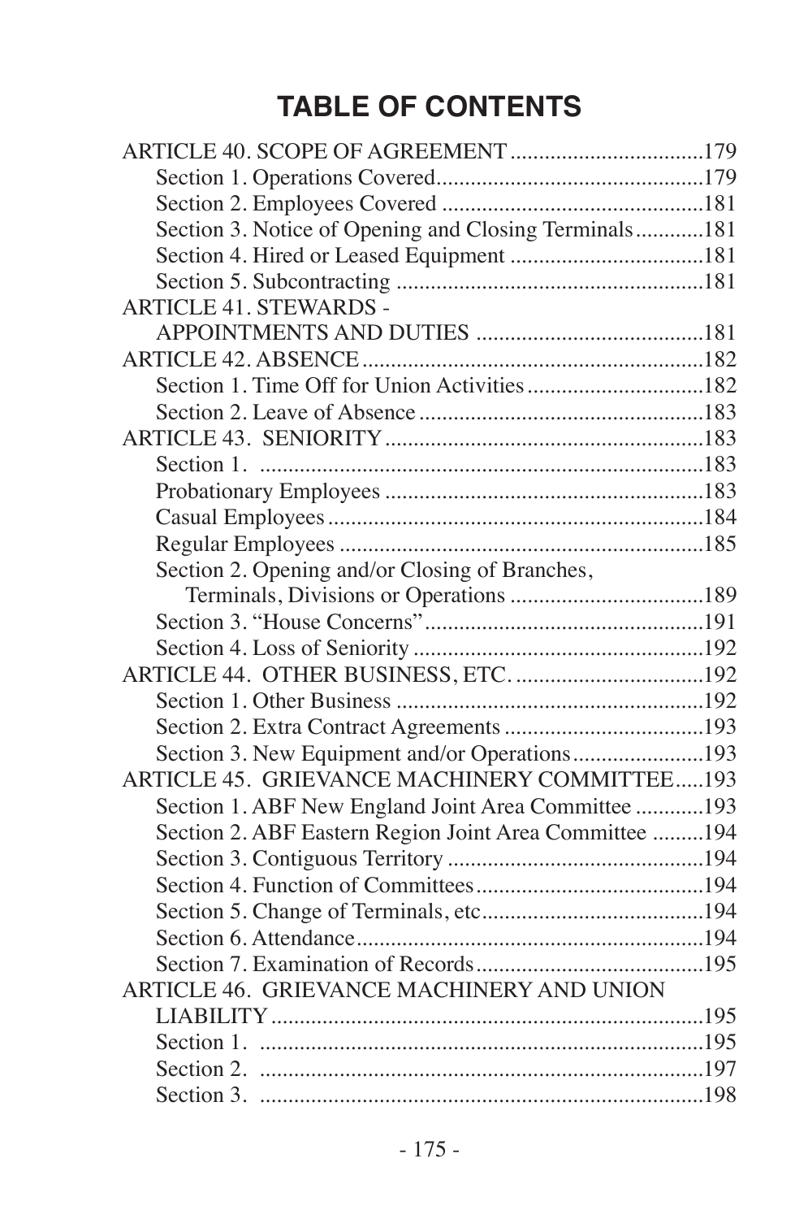# TABLE OF CONTENTS

ARTICLE 40. SCOPE OF AGREEMENT .................................179
- Section 1. Operations Covered...............................................179
- Section 2. Employees Covered .............................................181
- Section 3. Notice of Opening and Closing Terminals............181
- Section 4. Hired or Leased Equipment .................................181
- Section 5. Subcontracting .....................................................181

ARTICLE 41. STEWARDS - APPOINTMENTS AND DUTIES .......................................181

ARTICLE 42. ABSENCE............................................................182
- Section 1. Time Off for Union Activities..............................182
- Section 2. Leave of Absence .................................................183

ARTICLE 43. SENIORITY........................................................183
- Section 1. ..............................................................................183
- Probationary Employees .......................................................183
- Casual Employees .................................................................184
- Regular Employees ...............................................................185
- Section 2. Opening and/or Closing of Branches, Terminals, Divisions or Operations .................................189
- Section 3. "House Concerns".................................................191
- Section 4. Loss of Seniority ..................................................192

ARTICLE 44. OTHER BUSINESS, ETC. ................................192
- Section 1. Other Business ......................................................192
- Section 2. Extra Contract Agreements ..................................193
- Section 3. New Equipment and/or Operations.......................193

ARTICLE 45. GRIEVANCE MACHINERY COMMITTEE.....193
- Section 1. ABF New England Joint Area Committee ............193
- Section 2. ABF Eastern Region Joint Area Committee .........194
- Section 3. Contiguous Territory .............................................194
- Section 4. Function of Committees........................................194
- Section 5. Change of Terminals, etc.......................................194
- Section 6. Attendance.............................................................194
- Section 7. Examination of Records........................................195

ARTICLE 46. GRIEVANCE MACHINERY AND UNION LIABILITY............................................................................195
- Section 1. ..............................................................................195
- Section 2. ..............................................................................197
- Section 3. ..............................................................................198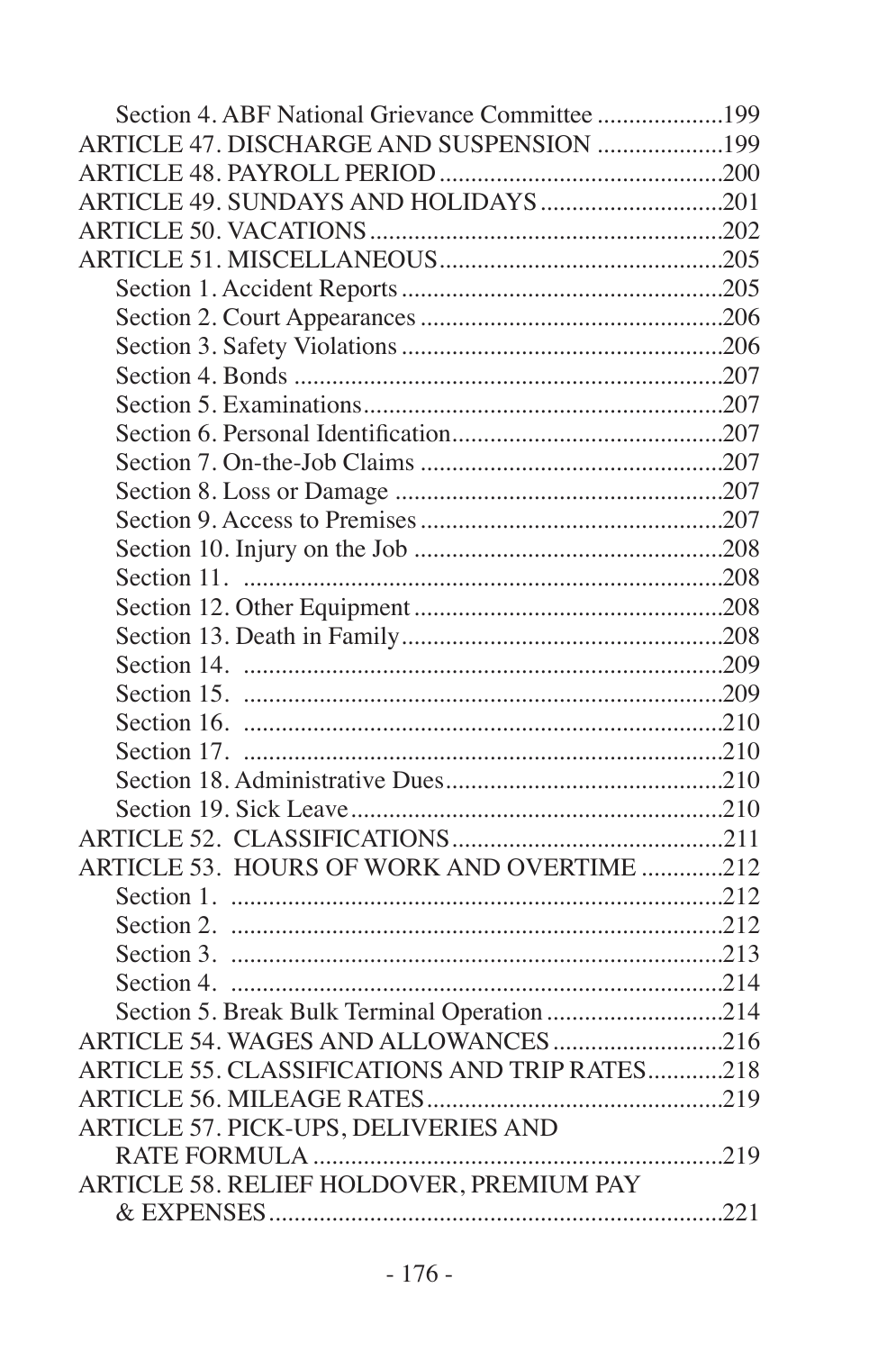Section 4. ABF National Grievance Committee ....................199
ARTICLE 47. DISCHARGE AND SUSPENSION ....................199
ARTICLE 48. PAYROLL PERIOD .............................................200
ARTICLE 49. SUNDAYS AND HOLIDAYS .............................201
ARTICLE 50. VACATIONS ........................................................202
ARTICLE 51. MISCELLANEOUS .............................................205
Section 1. Accident Reports ...................................................205
Section 2. Court Appearances ................................................206
Section 3. Safety Violations ...................................................206
Section 4. Bonds ....................................................................207
Section 5. Examinations .........................................................207
Section 6. Personal Identification ...........................................207
Section 7. On-the-Job Claims ................................................207
Section 8. Loss or Damage ....................................................207
Section 9. Access to Premises ................................................207
Section 10. Injury on the Job .................................................208
Section 11. ............................................................................208
Section 12. Other Equipment .................................................208
Section 13. Death in Family ...................................................208
Section 14. ............................................................................209
Section 15. ............................................................................209
Section 16. ............................................................................210
Section 17. ............................................................................210
Section 18. Administrative Dues ............................................210
Section 19. Sick Leave ...........................................................210
ARTICLE 52. CLASSIFICATIONS ...........................................211
ARTICLE 53. HOURS OF WORK AND OVERTIME .............212
Section 1. ..............................................................................212
Section 2. ..............................................................................212
Section 3. ..............................................................................213
Section 4. ..............................................................................214
Section 5. Break Bulk Terminal Operation ............................214
ARTICLE 54. WAGES AND ALLOWANCES ...........................216
ARTICLE 55. CLASSIFICATIONS AND TRIP RATES ............218
ARTICLE 56. MILEAGE RATES ...............................................219
ARTICLE 57. PICK-UPS, DELIVERIES AND
RATE FORMULA .................................................................219
ARTICLE 58. RELIEF HOLDOVER, PREMIUM PAY
& EXPENSES ........................................................................221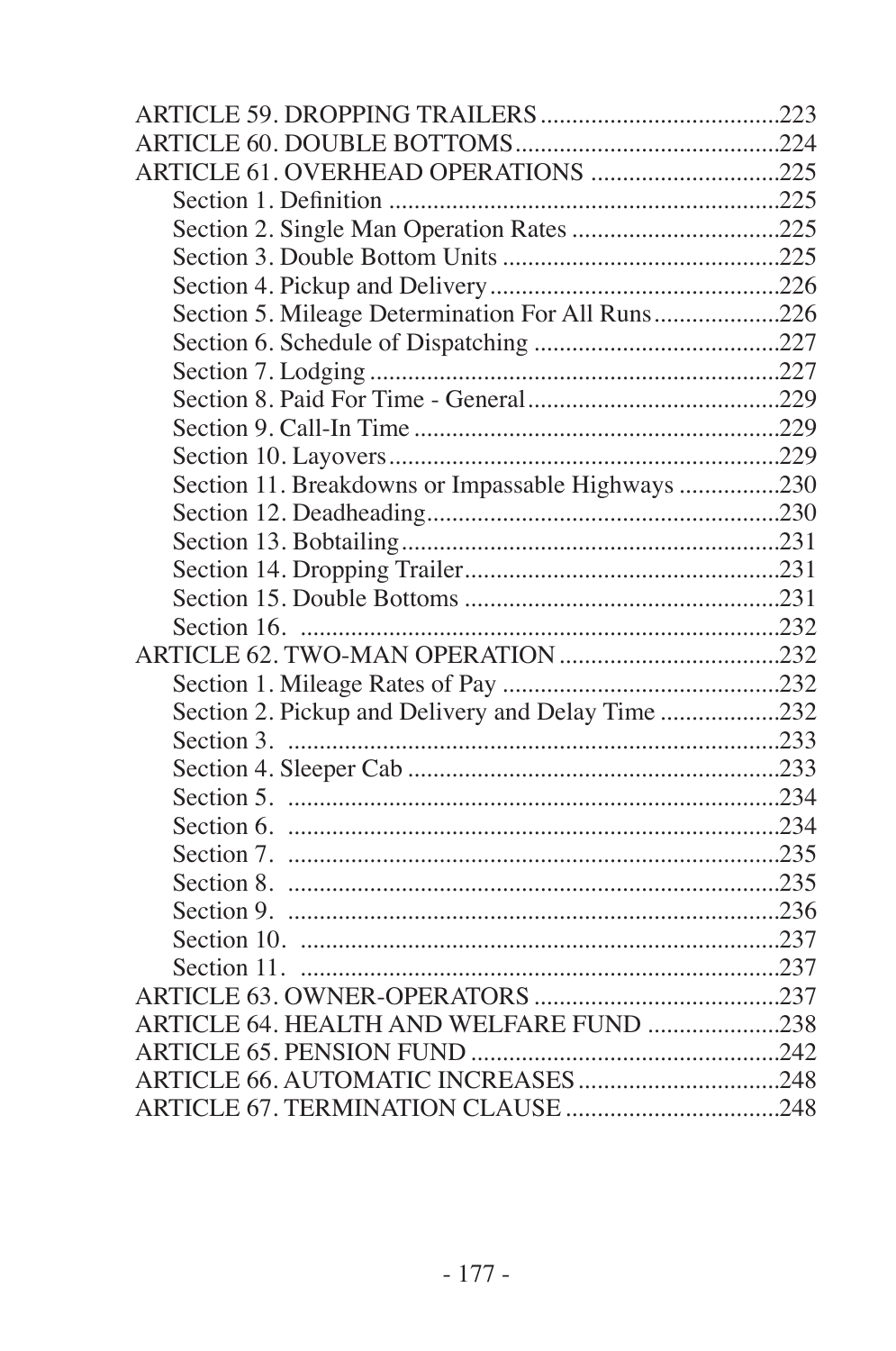ARTICLE 59. DROPPING TRAILERS .....................................223
ARTICLE 60. DOUBLE BOTTOMS.........................................224
ARTICLE 61. OVERHEAD OPERATIONS .............................225
- Section 1. Definition .............................................................225
- Section 2. Single Man Operation Rates ................................225
- Section 3. Double Bottom Units ...........................................225
- Section 4. Pickup and Delivery.............................................226
- Section 5. Mileage Determination For All Runs...................226
- Section 6. Schedule of Dispatching ......................................227
- Section 7. Lodging ................................................................227
- Section 8. Paid For Time - General.......................................229
- Section 9. Call-In Time .........................................................229
- Section 10. Layovers.............................................................229
- Section 11. Breakdowns or Impassable Highways ...............230
- Section 12. Deadheading.......................................................230
- Section 13. Bobtailing...........................................................231
- Section 14. Dropping Trailer.................................................231
- Section 15. Double Bottoms .................................................231
- Section 16. ...........................................................................232

ARTICLE 62. TWO-MAN OPERATION ..................................232
- Section 1. Mileage Rates of Pay ............................................232
- Section 2. Pickup and Delivery and Delay Time ..................232
- Section 3. .............................................................................233
- Section 4. Sleeper Cab ..........................................................233
- Section 5. .............................................................................234
- Section 6. .............................................................................234
- Section 7. .............................................................................235
- Section 8. .............................................................................235
- Section 9. .............................................................................236
- Section 10. ...........................................................................237
- Section 11. ...........................................................................237

ARTICLE 63. OWNER-OPERATORS .......................................237
ARTICLE 64. HEALTH AND WELFARE FUND .....................238
ARTICLE 65. PENSION FUND ................................................242
ARTICLE 66. AUTOMATIC INCREASES ................................248
ARTICLE 67. TERMINATION CLAUSE ..................................248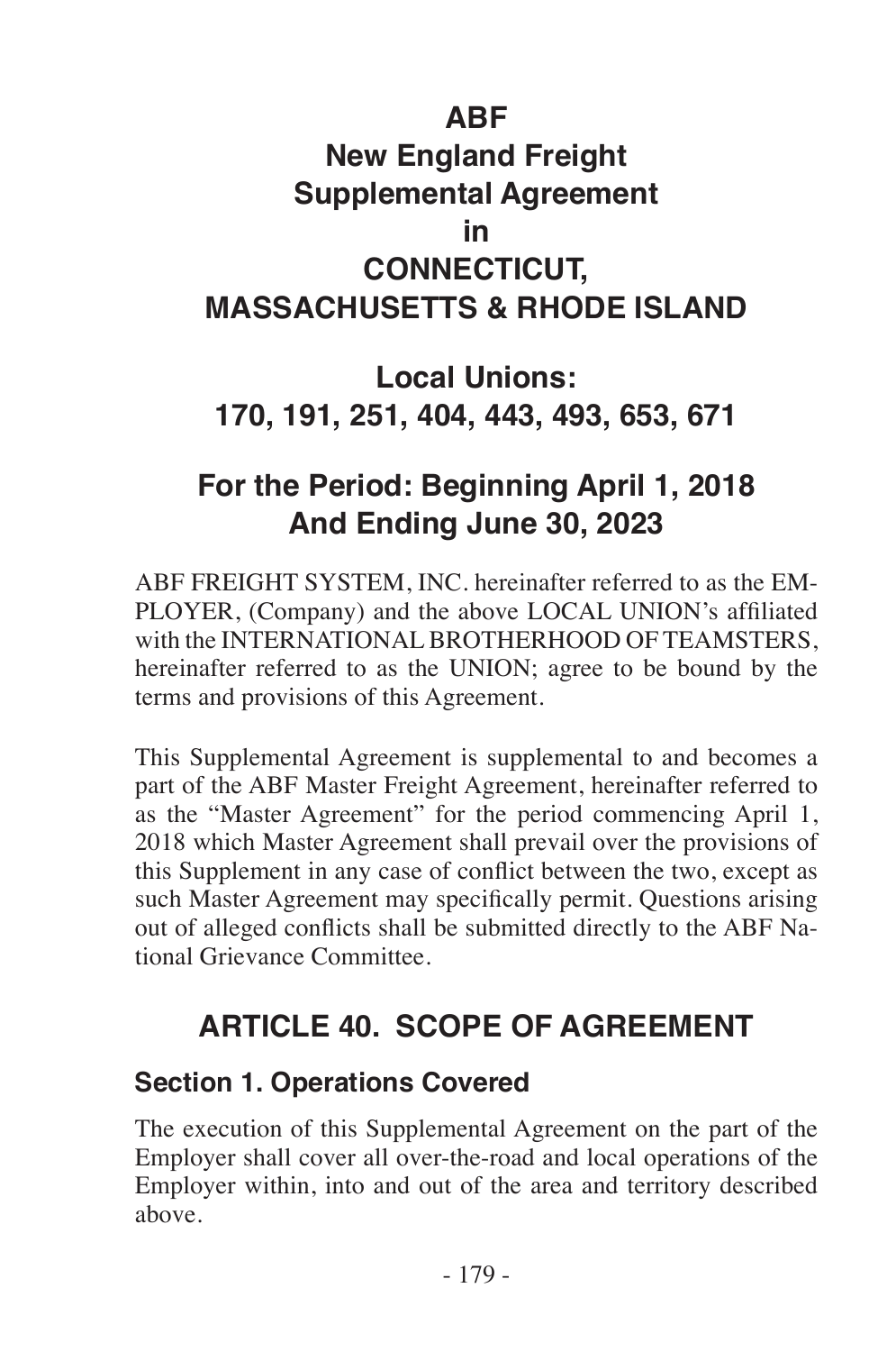# ABF
# New England Freight Supplemental Agreement in CONNECTICUT, MASSACHUSETTS & RHODE ISLAND

## Local Unions: 170, 191, 251, 404, 443, 493, 653, 671

## For the Period: Beginning April 1, 2018 And Ending June 30, 2023

ABF FREIGHT SYSTEM, INC. hereinafter referred to as the EMPLOYER, (Company) and the above LOCAL UNION's affiliated with the INTERNATIONAL BROTHERHOOD OF TEAMSTERS, hereinafter referred to as the UNION; agree to be bound by the terms and provisions of this Agreement.

This Supplemental Agreement is supplemental to and becomes a part of the ABF Master Freight Agreement, hereinafter referred to as the "Master Agreement" for the period commencing April 1, 2018 which Master Agreement shall prevail over the provisions of this Supplement in any case of conflict between the two, except as such Master Agreement may specifically permit. Questions arising out of alleged conflicts shall be submitted directly to the ABF National Grievance Committee.

## ARTICLE 40. SCOPE OF AGREEMENT

### Section 1. Operations Covered

The execution of this Supplemental Agreement on the part of the Employer shall cover all over-the-road and local operations of the Employer within, into and out of the area and territory described above.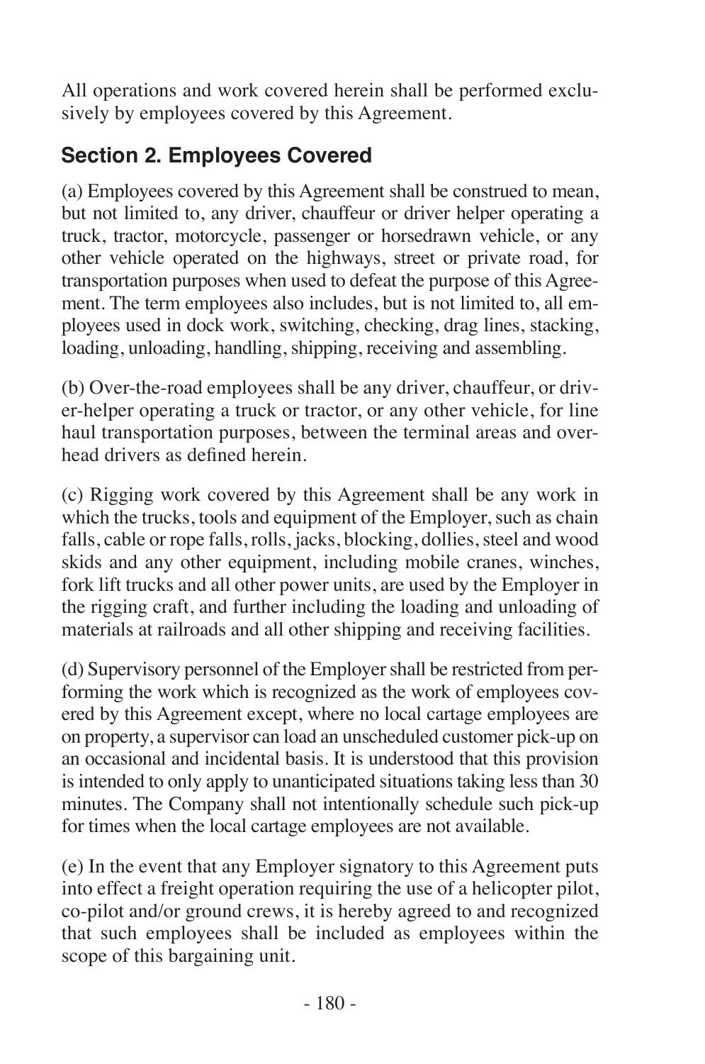All operations and work covered herein shall be performed exclusively by employees covered by this Agreement.

## Section 2. Employees Covered

(a) Employees covered by this Agreement shall be construed to mean, but not limited to, any driver, chauffeur or driver helper operating a truck, tractor, motorcycle, passenger or horsedrawn vehicle, or any other vehicle operated on the highways, street or private road, for transportation purposes when used to defeat the purpose of this Agreement. The term employees also includes, but is not limited to, all employees used in dock work, switching, checking, drag lines, stacking, loading, unloading, handling, shipping, receiving and assembling.

(b) Over-the-road employees shall be any driver, chauffeur, or driver-helper operating a truck or tractor, or any other vehicle, for line haul transportation purposes, between the terminal areas and overhead drivers as defined herein.

(c) Rigging work covered by this Agreement shall be any work in which the trucks, tools and equipment of the Employer, such as chain falls, cable or rope falls, rolls, jacks, blocking, dollies, steel and wood skids and any other equipment, including mobile cranes, winches, fork lift trucks and all other power units, are used by the Employer in the rigging craft, and further including the loading and unloading of materials at railroads and all other shipping and receiving facilities.

(d) Supervisory personnel of the Employer shall be restricted from performing the work which is recognized as the work of employees covered by this Agreement except, where no local cartage employees are on property, a supervisor can load an unscheduled customer pick-up on an occasional and incidental basis. It is understood that this provision is intended to only apply to unanticipated situations taking less than 30 minutes. The Company shall not intentionally schedule such pick-up for times when the local cartage employees are not available.

(e) In the event that any Employer signatory to this Agreement puts into effect a freight operation requiring the use of a helicopter pilot, co-pilot and/or ground crews, it is hereby agreed to and recognized that such employees shall be included as employees within the scope of this bargaining unit.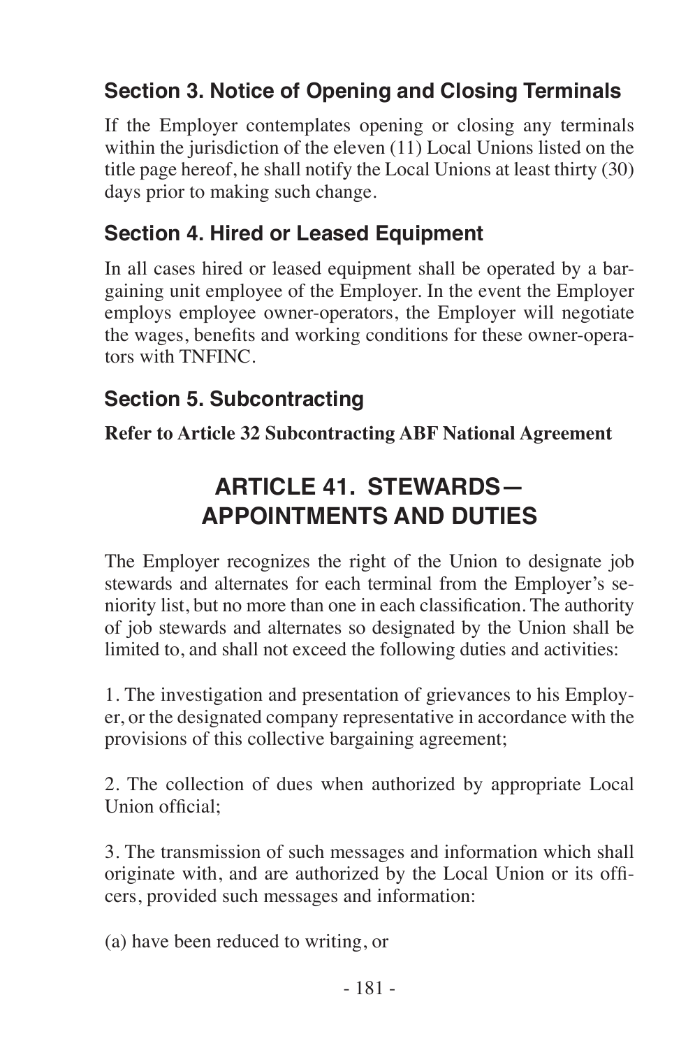### Section 3. Notice of Opening and Closing Terminals

If the Employer contemplates opening or closing any terminals within the jurisdiction of the eleven (11) Local Unions listed on the title page hereof, he shall notify the Local Unions at least thirty (30) days prior to making such change.

### Section 4. Hired or Leased Equipment

In all cases hired or leased equipment shall be operated by a bargaining unit employee of the Employer. In the event the Employer employs employee owner-operators, the Employer will negotiate the wages, benefits and working conditions for these owner-operators with TNFINC.

### Section 5. Subcontracting

**Refer to Article 32 Subcontracting ABF National Agreement**

## ARTICLE 41. STEWARDS— APPOINTMENTS AND DUTIES

The Employer recognizes the right of the Union to designate job stewards and alternates for each terminal from the Employer's seniority list, but no more than one in each classification. The authority of job stewards and alternates so designated by the Union shall be limited to, and shall not exceed the following duties and activities:

1. The investigation and presentation of grievances to his Employer, or the designated company representative in accordance with the provisions of this collective bargaining agreement;

2. The collection of dues when authorized by appropriate Local Union official;

3. The transmission of such messages and information which shall originate with, and are authorized by the Local Union or its officers, provided such messages and information:

(a) have been reduced to writing, or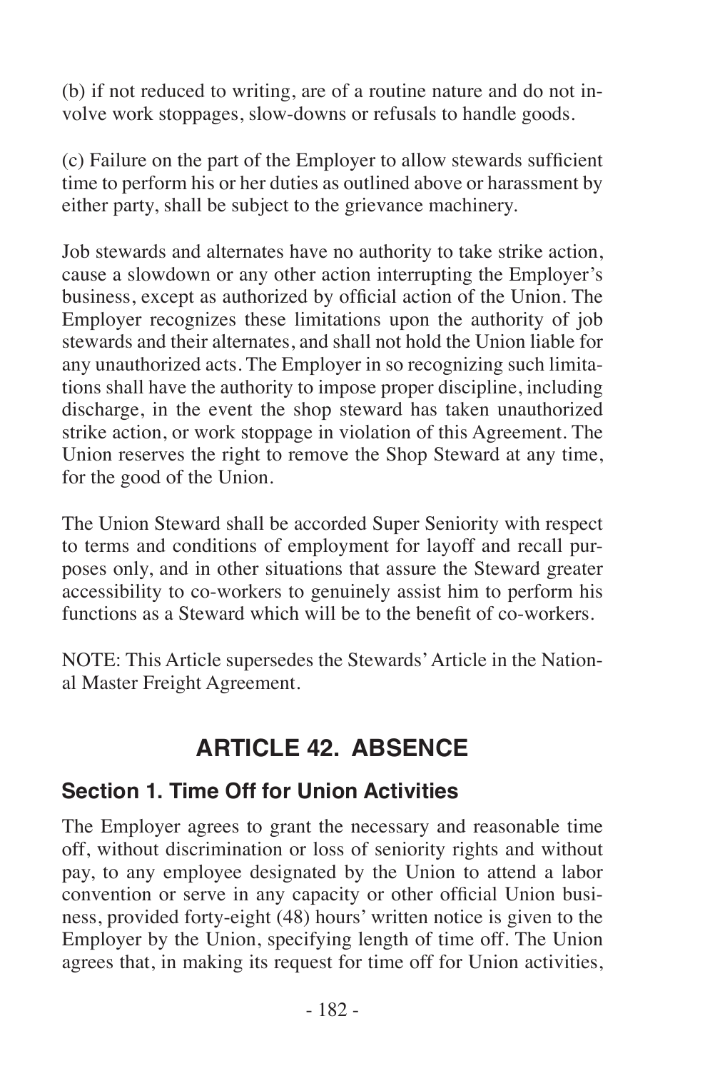(b) if not reduced to writing, are of a routine nature and do not involve work stoppages, slow-downs or refusals to handle goods.

(c) Failure on the part of the Employer to allow stewards sufficient time to perform his or her duties as outlined above or harassment by either party, shall be subject to the grievance machinery.

Job stewards and alternates have no authority to take strike action, cause a slowdown or any other action interrupting the Employer's business, except as authorized by official action of the Union. The Employer recognizes these limitations upon the authority of job stewards and their alternates, and shall not hold the Union liable for any unauthorized acts. The Employer in so recognizing such limitations shall have the authority to impose proper discipline, including discharge, in the event the shop steward has taken unauthorized strike action, or work stoppage in violation of this Agreement. The Union reserves the right to remove the Shop Steward at any time, for the good of the Union.

The Union Steward shall be accorded Super Seniority with respect to terms and conditions of employment for layoff and recall purposes only, and in other situations that assure the Steward greater accessibility to co-workers to genuinely assist him to perform his functions as a Steward which will be to the benefit of co-workers.

NOTE: This Article supersedes the Stewards' Article in the National Master Freight Agreement.

# ARTICLE 42. ABSENCE

## Section 1. Time Off for Union Activities

The Employer agrees to grant the necessary and reasonable time off, without discrimination or loss of seniority rights and without pay, to any employee designated by the Union to attend a labor convention or serve in any capacity or other official Union business, provided forty-eight (48) hours' written notice is given to the Employer by the Union, specifying length of time off. The Union agrees that, in making its request for time off for Union activities,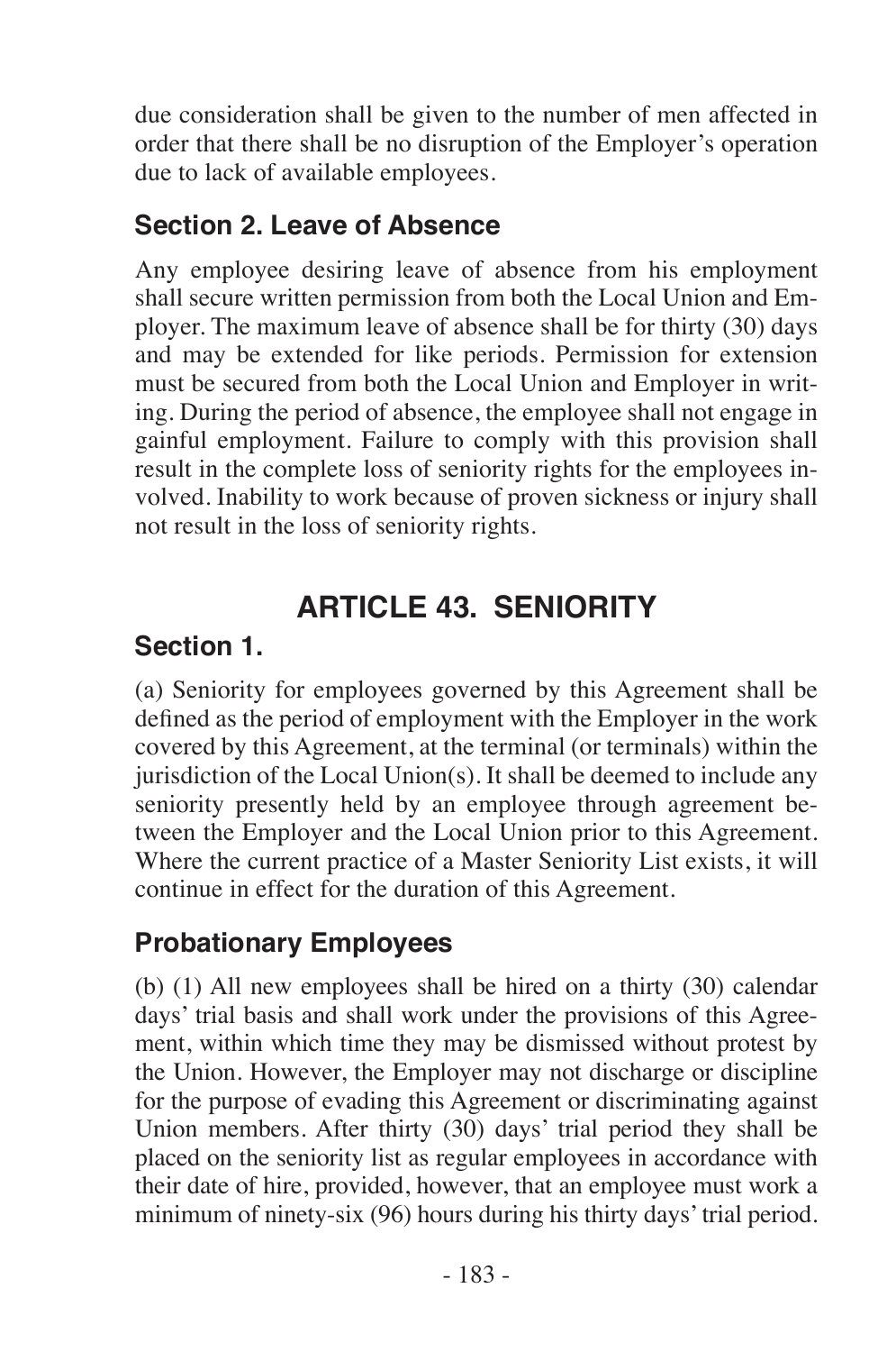due consideration shall be given to the number of men affected in order that there shall be no disruption of the Employer's operation due to lack of available employees.

### Section 2. Leave of Absence

Any employee desiring leave of absence from his employment shall secure written permission from both the Local Union and Employer. The maximum leave of absence shall be for thirty (30) days and may be extended for like periods. Permission for extension must be secured from both the Local Union and Employer in writing. During the period of absence, the employee shall not engage in gainful employment. Failure to comply with this provision shall result in the complete loss of seniority rights for the employees involved. Inability to work because of proven sickness or injury shall not result in the loss of seniority rights.

## ARTICLE 43. SENIORITY

### Section 1.

(a) Seniority for employees governed by this Agreement shall be defined as the period of employment with the Employer in the work covered by this Agreement, at the terminal (or terminals) within the jurisdiction of the Local Union(s). It shall be deemed to include any seniority presently held by an employee through agreement between the Employer and the Local Union prior to this Agreement. Where the current practice of a Master Seniority List exists, it will continue in effect for the duration of this Agreement.

### Probationary Employees

(b) (1) All new employees shall be hired on a thirty (30) calendar days' trial basis and shall work under the provisions of this Agreement, within which time they may be dismissed without protest by the Union. However, the Employer may not discharge or discipline for the purpose of evading this Agreement or discriminating against Union members. After thirty (30) days' trial period they shall be placed on the seniority list as regular employees in accordance with their date of hire, provided, however, that an employee must work a minimum of ninety-six (96) hours during his thirty days' trial period.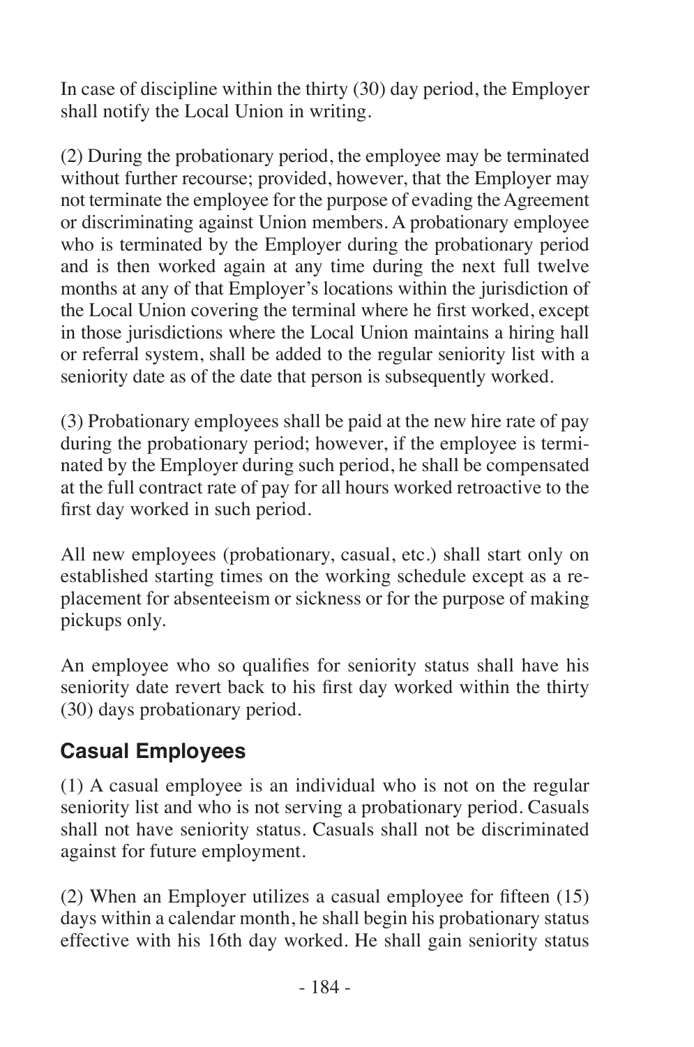In case of discipline within the thirty (30) day period, the Employer shall notify the Local Union in writing.

(2) During the probationary period, the employee may be terminated without further recourse; provided, however, that the Employer may not terminate the employee for the purpose of evading the Agreement or discriminating against Union members. A probationary employee who is terminated by the Employer during the probationary period and is then worked again at any time during the next full twelve months at any of that Employer's locations within the jurisdiction of the Local Union covering the terminal where he first worked, except in those jurisdictions where the Local Union maintains a hiring hall or referral system, shall be added to the regular seniority list with a seniority date as of the date that person is subsequently worked.

(3) Probationary employees shall be paid at the new hire rate of pay during the probationary period; however, if the employee is terminated by the Employer during such period, he shall be compensated at the full contract rate of pay for all hours worked retroactive to the first day worked in such period.

All new employees (probationary, casual, etc.) shall start only on established starting times on the working schedule except as a replacement for absenteeism or sickness or for the purpose of making pickups only.

An employee who so qualifies for seniority status shall have his seniority date revert back to his first day worked within the thirty (30) days probationary period.

## Casual Employees

(1) A casual employee is an individual who is not on the regular seniority list and who is not serving a probationary period. Casuals shall not have seniority status. Casuals shall not be discriminated against for future employment.

(2) When an Employer utilizes a casual employee for fifteen (15) days within a calendar month, he shall begin his probationary status effective with his 16th day worked. He shall gain seniority status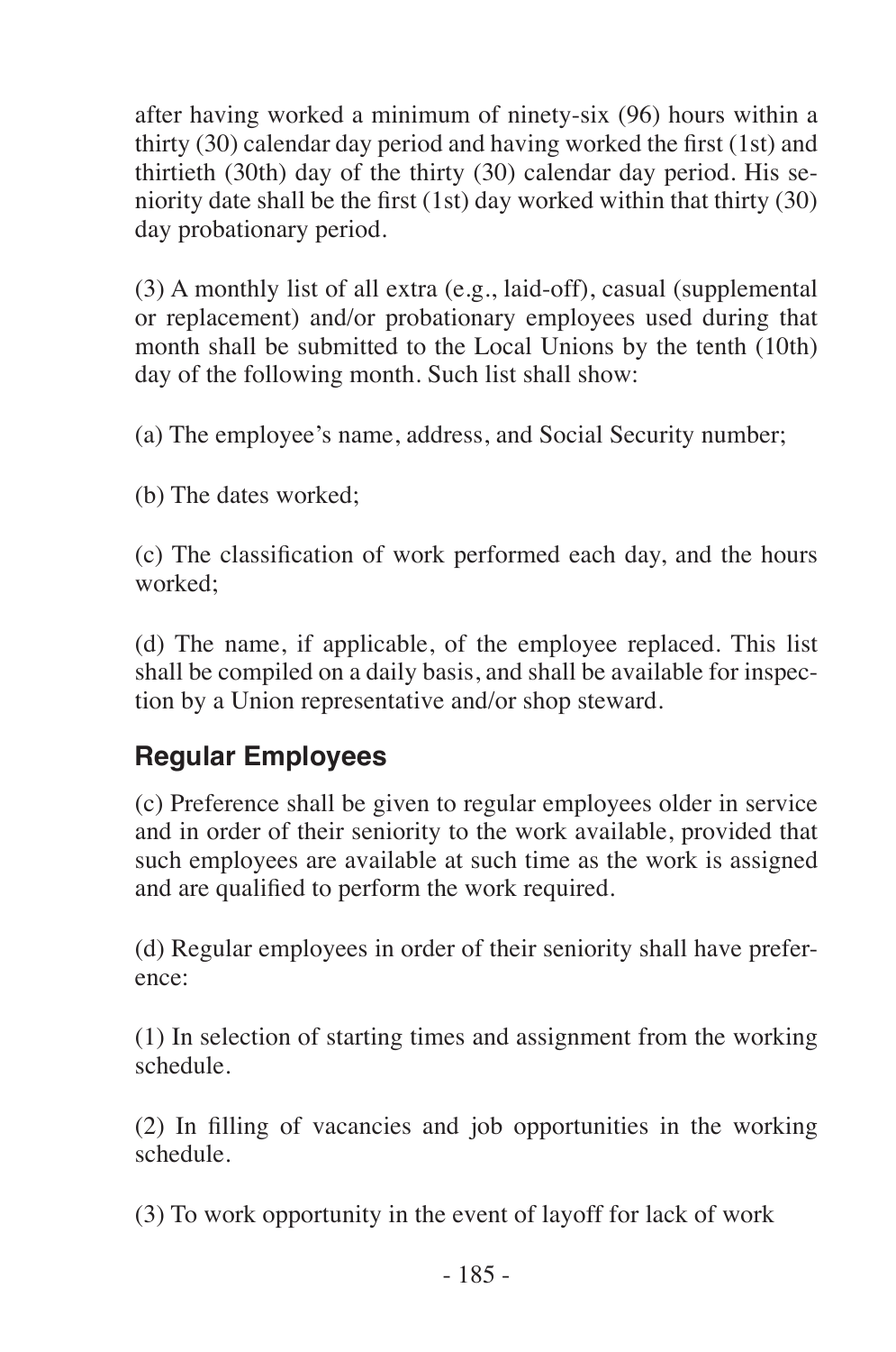after having worked a minimum of ninety-six (96) hours within a thirty (30) calendar day period and having worked the first (1st) and thirtieth (30th) day of the thirty (30) calendar day period. His seniority date shall be the first (1st) day worked within that thirty (30) day probationary period.

(3) A monthly list of all extra (e.g., laid-off), casual (supplemental or replacement) and/or probationary employees used during that month shall be submitted to the Local Unions by the tenth (10th) day of the following month. Such list shall show:

(a) The employee's name, address, and Social Security number;

(b) The dates worked;

(c) The classification of work performed each day, and the hours worked;

(d) The name, if applicable, of the employee replaced. This list shall be compiled on a daily basis, and shall be available for inspection by a Union representative and/or shop steward.

## Regular Employees

(c) Preference shall be given to regular employees older in service and in order of their seniority to the work available, provided that such employees are available at such time as the work is assigned and are qualified to perform the work required.

(d) Regular employees in order of their seniority shall have preference:

(1) In selection of starting times and assignment from the working schedule.

(2) In filling of vacancies and job opportunities in the working schedule.

(3) To work opportunity in the event of layoff for lack of work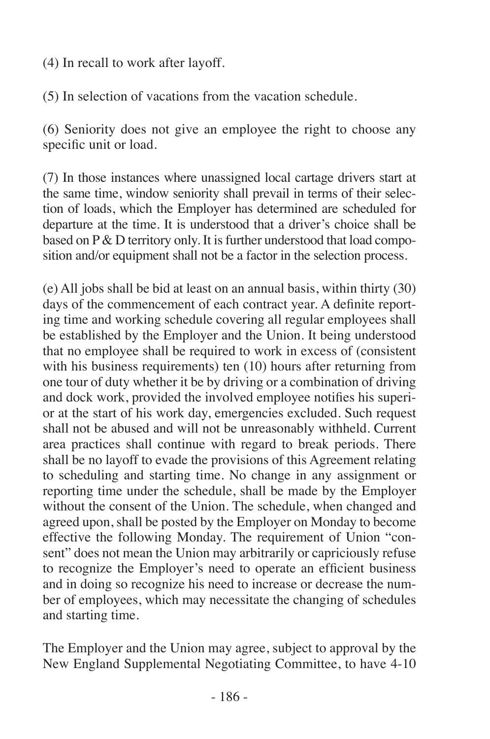(4) In recall to work after layoff.

(5) In selection of vacations from the vacation schedule.

(6) Seniority does not give an employee the right to choose any specific unit or load.

(7) In those instances where unassigned local cartage drivers start at the same time, window seniority shall prevail in terms of their selection of loads, which the Employer has determined are scheduled for departure at the time. It is understood that a driver's choice shall be based on P & D territory only. It is further understood that load composition and/or equipment shall not be a factor in the selection process.

(e) All jobs shall be bid at least on an annual basis, within thirty (30) days of the commencement of each contract year. A definite reporting time and working schedule covering all regular employees shall be established by the Employer and the Union. It being understood that no employee shall be required to work in excess of (consistent with his business requirements) ten (10) hours after returning from one tour of duty whether it be by driving or a combination of driving and dock work, provided the involved employee notifies his superior at the start of his work day, emergencies excluded. Such request shall not be abused and will not be unreasonably withheld. Current area practices shall continue with regard to break periods. There shall be no layoff to evade the provisions of this Agreement relating to scheduling and starting time. No change in any assignment or reporting time under the schedule, shall be made by the Employer without the consent of the Union. The schedule, when changed and agreed upon, shall be posted by the Employer on Monday to become effective the following Monday. The requirement of Union "consent" does not mean the Union may arbitrarily or capriciously refuse to recognize the Employer's need to operate an efficient business and in doing so recognize his need to increase or decrease the number of employees, which may necessitate the changing of schedules and starting time.

The Employer and the Union may agree, subject to approval by the New England Supplemental Negotiating Committee, to have 4-10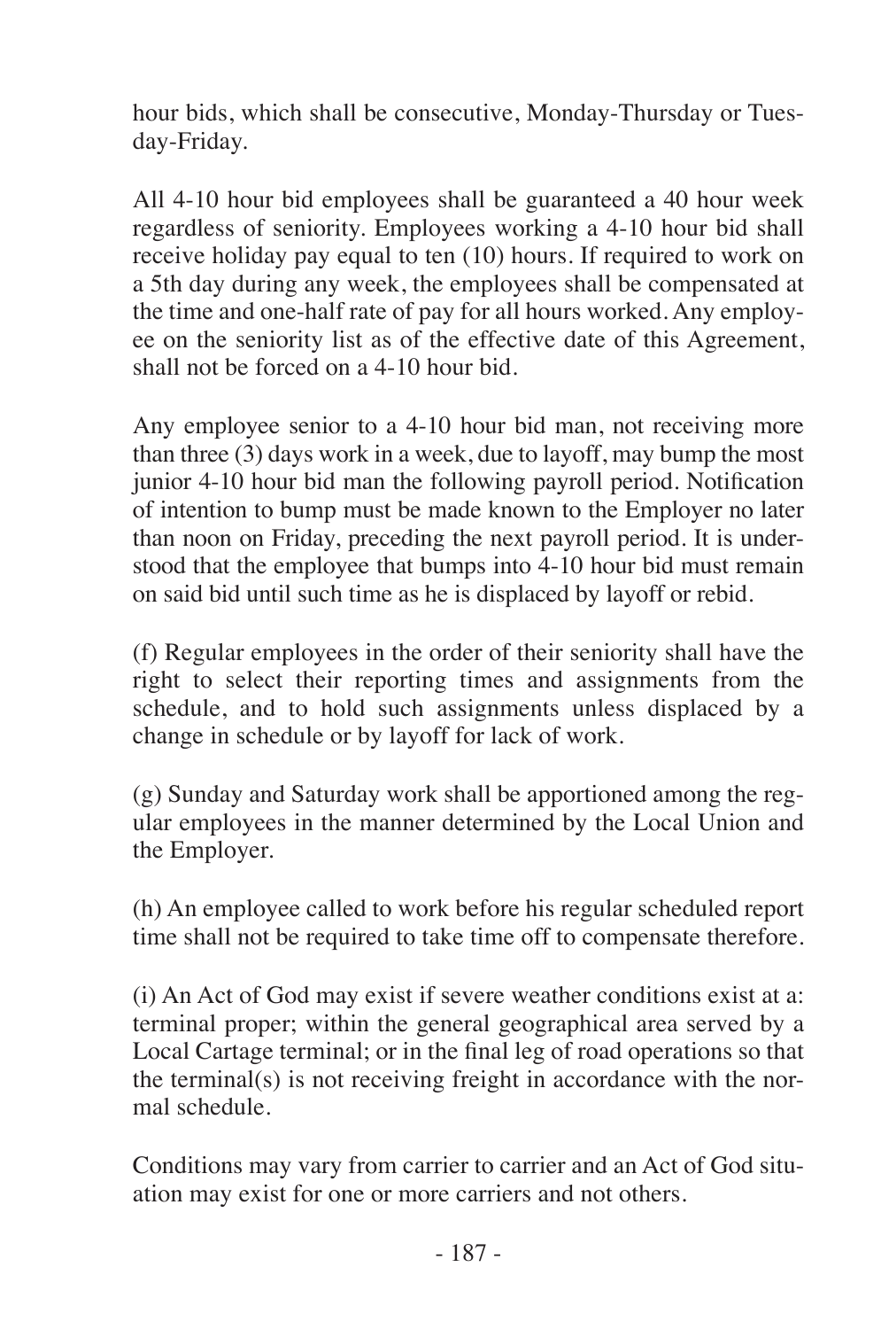hour bids, which shall be consecutive, Monday-Thursday or Tuesday-Friday.

All 4-10 hour bid employees shall be guaranteed a 40 hour week regardless of seniority. Employees working a 4-10 hour bid shall receive holiday pay equal to ten (10) hours. If required to work on a 5th day during any week, the employees shall be compensated at the time and one-half rate of pay for all hours worked. Any employee on the seniority list as of the effective date of this Agreement, shall not be forced on a 4-10 hour bid.

Any employee senior to a 4-10 hour bid man, not receiving more than three (3) days work in a week, due to layoff, may bump the most junior 4-10 hour bid man the following payroll period. Notification of intention to bump must be made known to the Employer no later than noon on Friday, preceding the next payroll period. It is understood that the employee that bumps into 4-10 hour bid must remain on said bid until such time as he is displaced by layoff or rebid.

(f) Regular employees in the order of their seniority shall have the right to select their reporting times and assignments from the schedule, and to hold such assignments unless displaced by a change in schedule or by layoff for lack of work.

(g) Sunday and Saturday work shall be apportioned among the regular employees in the manner determined by the Local Union and the Employer.

(h) An employee called to work before his regular scheduled report time shall not be required to take time off to compensate therefore.

(i) An Act of God may exist if severe weather conditions exist at a: terminal proper; within the general geographical area served by a Local Cartage terminal; or in the final leg of road operations so that the terminal(s) is not receiving freight in accordance with the normal schedule.

Conditions may vary from carrier to carrier and an Act of God situation may exist for one or more carriers and not others.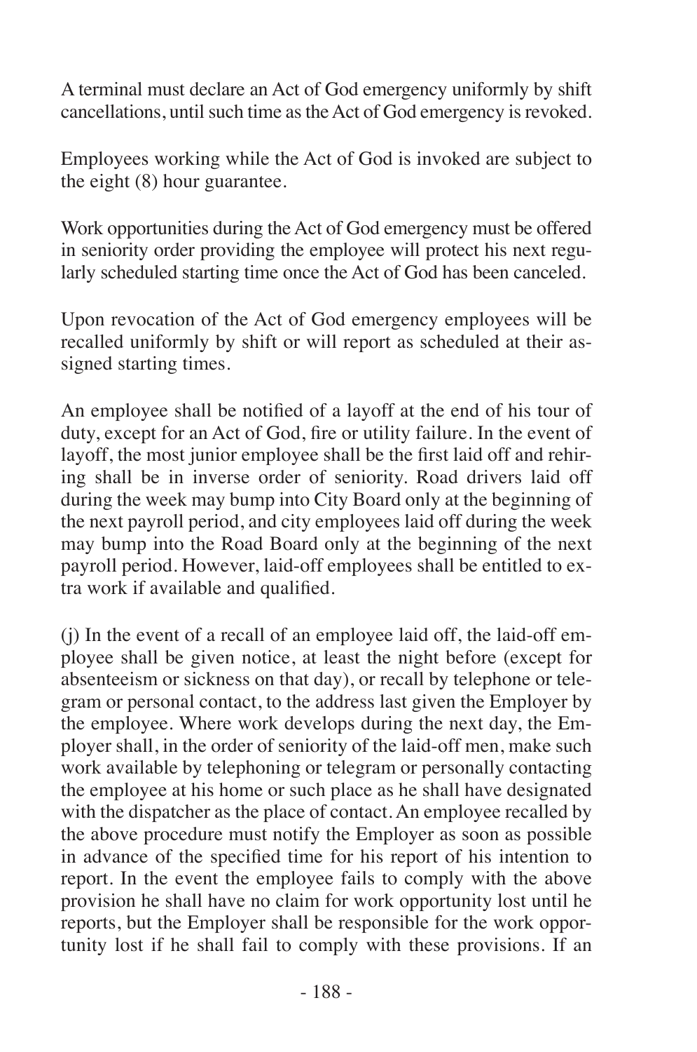A terminal must declare an Act of God emergency uniformly by shift cancellations, until such time as the Act of God emergency is revoked.

Employees working while the Act of God is invoked are subject to the eight (8) hour guarantee.

Work opportunities during the Act of God emergency must be offered in seniority order providing the employee will protect his next regularly scheduled starting time once the Act of God has been canceled.

Upon revocation of the Act of God emergency employees will be recalled uniformly by shift or will report as scheduled at their assigned starting times.

An employee shall be notified of a layoff at the end of his tour of duty, except for an Act of God, fire or utility failure. In the event of layoff, the most junior employee shall be the first laid off and rehiring shall be in inverse order of seniority. Road drivers laid off during the week may bump into City Board only at the beginning of the next payroll period, and city employees laid off during the week may bump into the Road Board only at the beginning of the next payroll period. However, laid-off employees shall be entitled to extra work if available and qualified.

(j) In the event of a recall of an employee laid off, the laid-off employee shall be given notice, at least the night before (except for absenteeism or sickness on that day), or recall by telephone or telegram or personal contact, to the address last given the Employer by the employee. Where work develops during the next day, the Employer shall, in the order of seniority of the laid-off men, make such work available by telephoning or telegram or personally contacting the employee at his home or such place as he shall have designated with the dispatcher as the place of contact. An employee recalled by the above procedure must notify the Employer as soon as possible in advance of the specified time for his report of his intention to report. In the event the employee fails to comply with the above provision he shall have no claim for work opportunity lost until he reports, but the Employer shall be responsible for the work opportunity lost if he shall fail to comply with these provisions. If an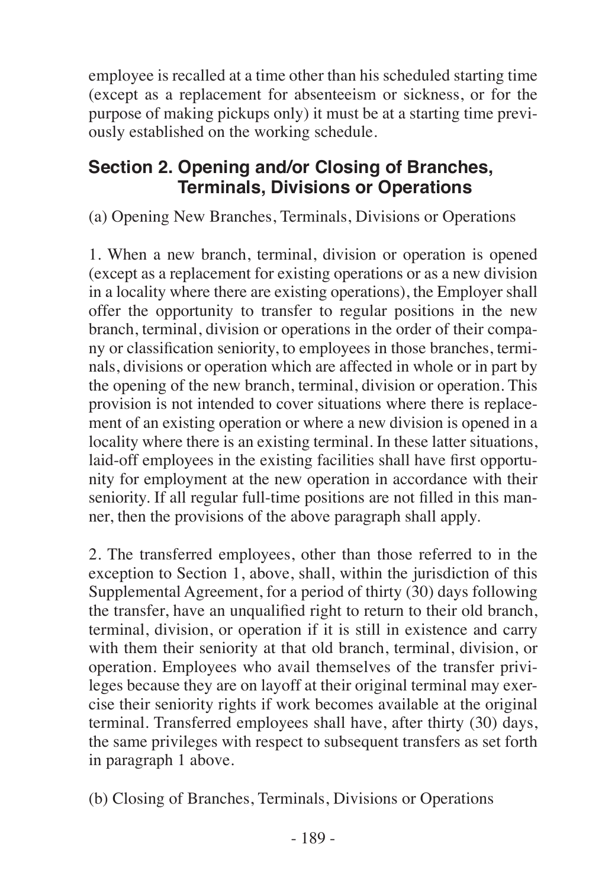employee is recalled at a time other than his scheduled starting time (except as a replacement for absenteeism or sickness, or for the purpose of making pickups only) it must be at a starting time previously established on the working schedule.

## Section 2. Opening and/or Closing of Branches, Terminals, Divisions or Operations

(a) Opening New Branches, Terminals, Divisions or Operations

1. When a new branch, terminal, division or operation is opened (except as a replacement for existing operations or as a new division in a locality where there are existing operations), the Employer shall offer the opportunity to transfer to regular positions in the new branch, terminal, division or operations in the order of their company or classification seniority, to employees in those branches, terminals, divisions or operation which are affected in whole or in part by the opening of the new branch, terminal, division or operation. This provision is not intended to cover situations where there is replacement of an existing operation or where a new division is opened in a locality where there is an existing terminal. In these latter situations, laid-off employees in the existing facilities shall have first opportunity for employment at the new operation in accordance with their seniority. If all regular full-time positions are not filled in this manner, then the provisions of the above paragraph shall apply.

2. The transferred employees, other than those referred to in the exception to Section 1, above, shall, within the jurisdiction of this Supplemental Agreement, for a period of thirty (30) days following the transfer, have an unqualified right to return to their old branch, terminal, division, or operation if it is still in existence and carry with them their seniority at that old branch, terminal, division, or operation. Employees who avail themselves of the transfer privileges because they are on layoff at their original terminal may exercise their seniority rights if work becomes available at the original terminal. Transferred employees shall have, after thirty (30) days, the same privileges with respect to subsequent transfers as set forth in paragraph 1 above.

(b) Closing of Branches, Terminals, Divisions or Operations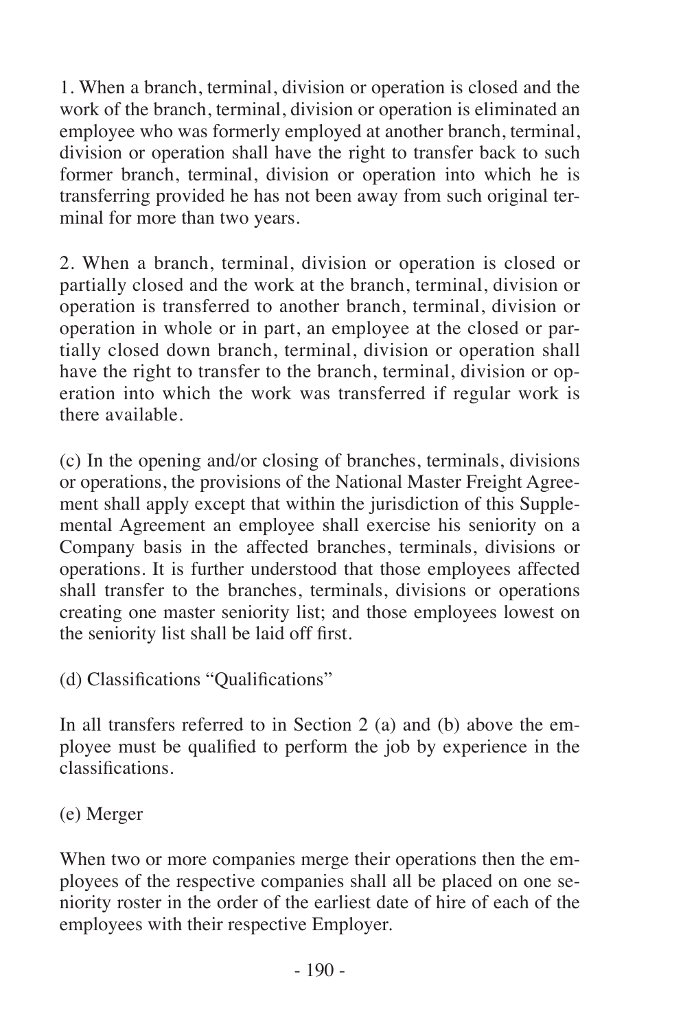1. When a branch, terminal, division or operation is closed and the work of the branch, terminal, division or operation is eliminated an employee who was formerly employed at another branch, terminal, division or operation shall have the right to transfer back to such former branch, terminal, division or operation into which he is transferring provided he has not been away from such original terminal for more than two years.

2. When a branch, terminal, division or operation is closed or partially closed and the work at the branch, terminal, division or operation is transferred to another branch, terminal, division or operation in whole or in part, an employee at the closed or partially closed down branch, terminal, division or operation shall have the right to transfer to the branch, terminal, division or operation into which the work was transferred if regular work is there available.

(c) In the opening and/or closing of branches, terminals, divisions or operations, the provisions of the National Master Freight Agreement shall apply except that within the jurisdiction of this Supplemental Agreement an employee shall exercise his seniority on a Company basis in the affected branches, terminals, divisions or operations. It is further understood that those employees affected shall transfer to the branches, terminals, divisions or operations creating one master seniority list; and those employees lowest on the seniority list shall be laid off first.

(d) Classifications "Qualifications"

In all transfers referred to in Section 2 (a) and (b) above the employee must be qualified to perform the job by experience in the classifications.

(e) Merger

When two or more companies merge their operations then the employees of the respective companies shall all be placed on one seniority roster in the order of the earliest date of hire of each of the employees with their respective Employer.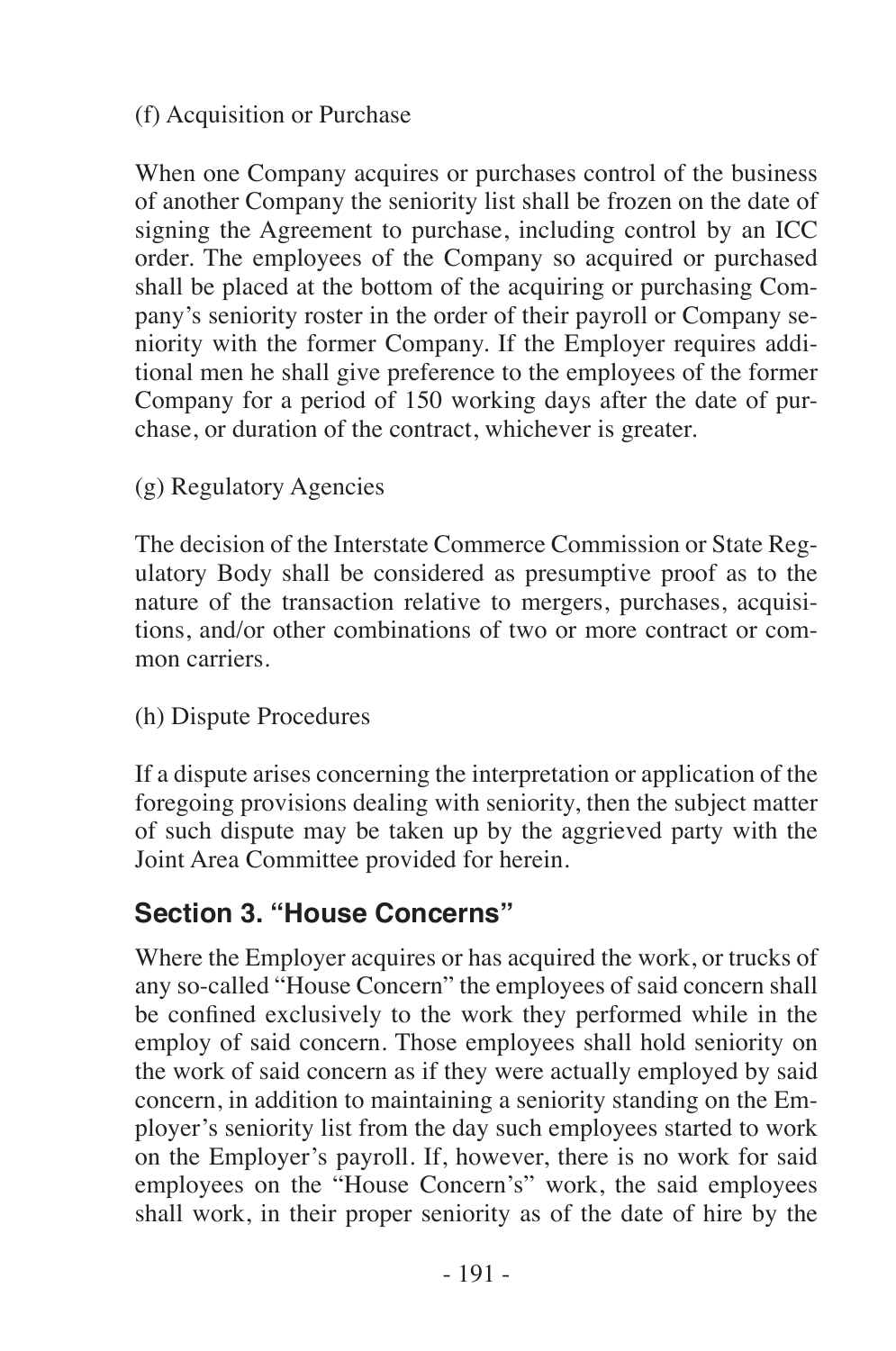(f) Acquisition or Purchase

When one Company acquires or purchases control of the business of another Company the seniority list shall be frozen on the date of signing the Agreement to purchase, including control by an ICC order. The employees of the Company so acquired or purchased shall be placed at the bottom of the acquiring or purchasing Company's seniority roster in the order of their payroll or Company seniority with the former Company. If the Employer requires additional men he shall give preference to the employees of the former Company for a period of 150 working days after the date of purchase, or duration of the contract, whichever is greater.

(g) Regulatory Agencies

The decision of the Interstate Commerce Commission or State Regulatory Body shall be considered as presumptive proof as to the nature of the transaction relative to mergers, purchases, acquisitions, and/or other combinations of two or more contract or common carriers.

(h) Dispute Procedures

If a dispute arises concerning the interpretation or application of the foregoing provisions dealing with seniority, then the subject matter of such dispute may be taken up by the aggrieved party with the Joint Area Committee provided for herein.

## Section 3. "House Concerns"

Where the Employer acquires or has acquired the work, or trucks of any so-called "House Concern" the employees of said concern shall be confined exclusively to the work they performed while in the employ of said concern. Those employees shall hold seniority on the work of said concern as if they were actually employed by said concern, in addition to maintaining a seniority standing on the Employer's seniority list from the day such employees started to work on the Employer's payroll. If, however, there is no work for said employees on the "House Concern's" work, the said employees shall work, in their proper seniority as of the date of hire by the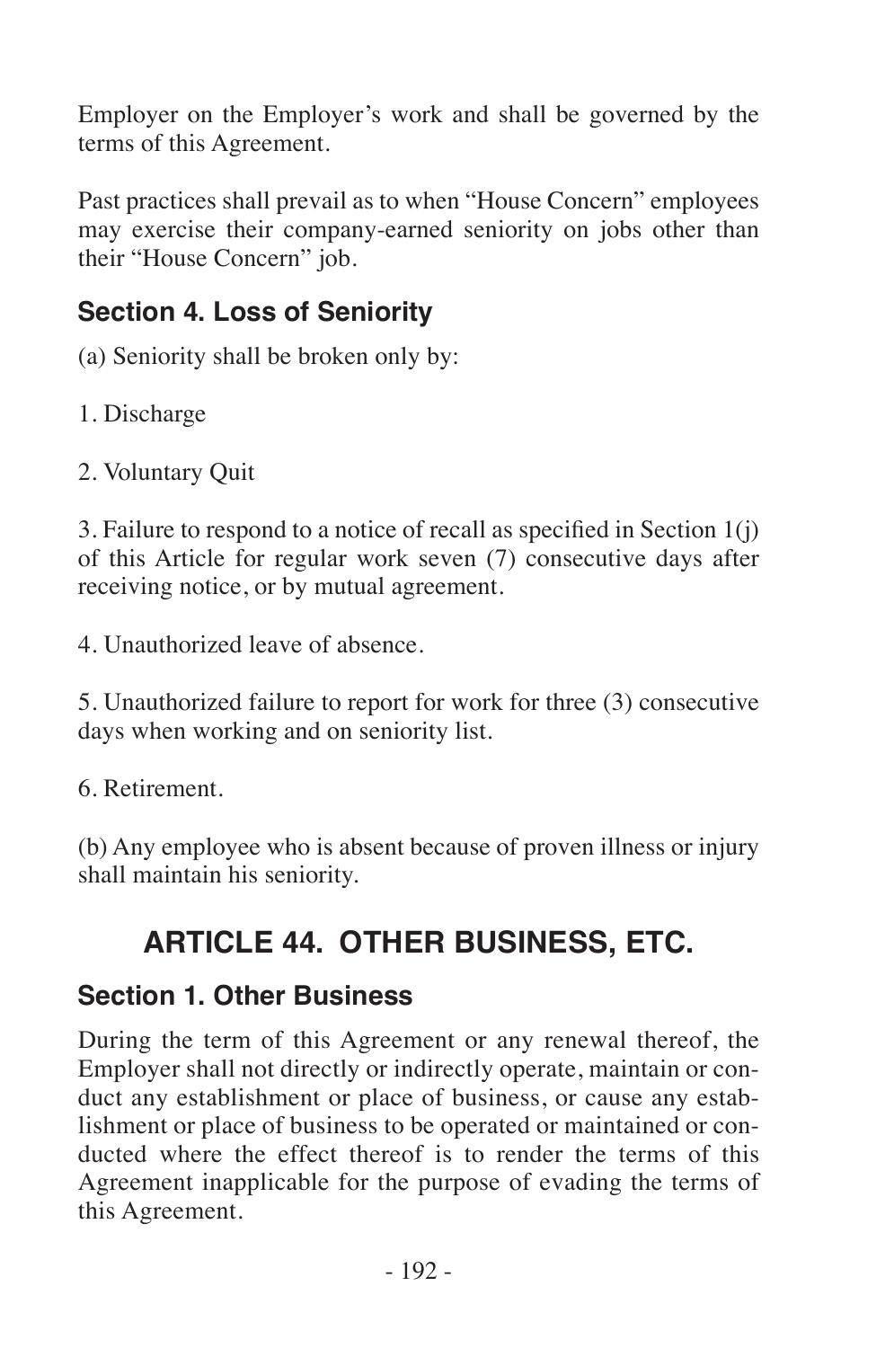Employer on the Employer's work and shall be governed by the terms of this Agreement.

Past practices shall prevail as to when "House Concern" employees may exercise their company-earned seniority on jobs other than their "House Concern" job.

### Section 4. Loss of Seniority

(a) Seniority shall be broken only by:

1. Discharge

2. Voluntary Quit

3. Failure to respond to a notice of recall as specified in Section 1(j) of this Article for regular work seven (7) consecutive days after receiving notice, or by mutual agreement.

4. Unauthorized leave of absence.

5. Unauthorized failure to report for work for three (3) consecutive days when working and on seniority list.

6. Retirement.

(b) Any employee who is absent because of proven illness or injury shall maintain his seniority.

## ARTICLE 44. OTHER BUSINESS, ETC.

### Section 1. Other Business

During the term of this Agreement or any renewal thereof, the Employer shall not directly or indirectly operate, maintain or conduct any establishment or place of business, or cause any establishment or place of business to be operated or maintained or conducted where the effect thereof is to render the terms of this Agreement inapplicable for the purpose of evading the terms of this Agreement.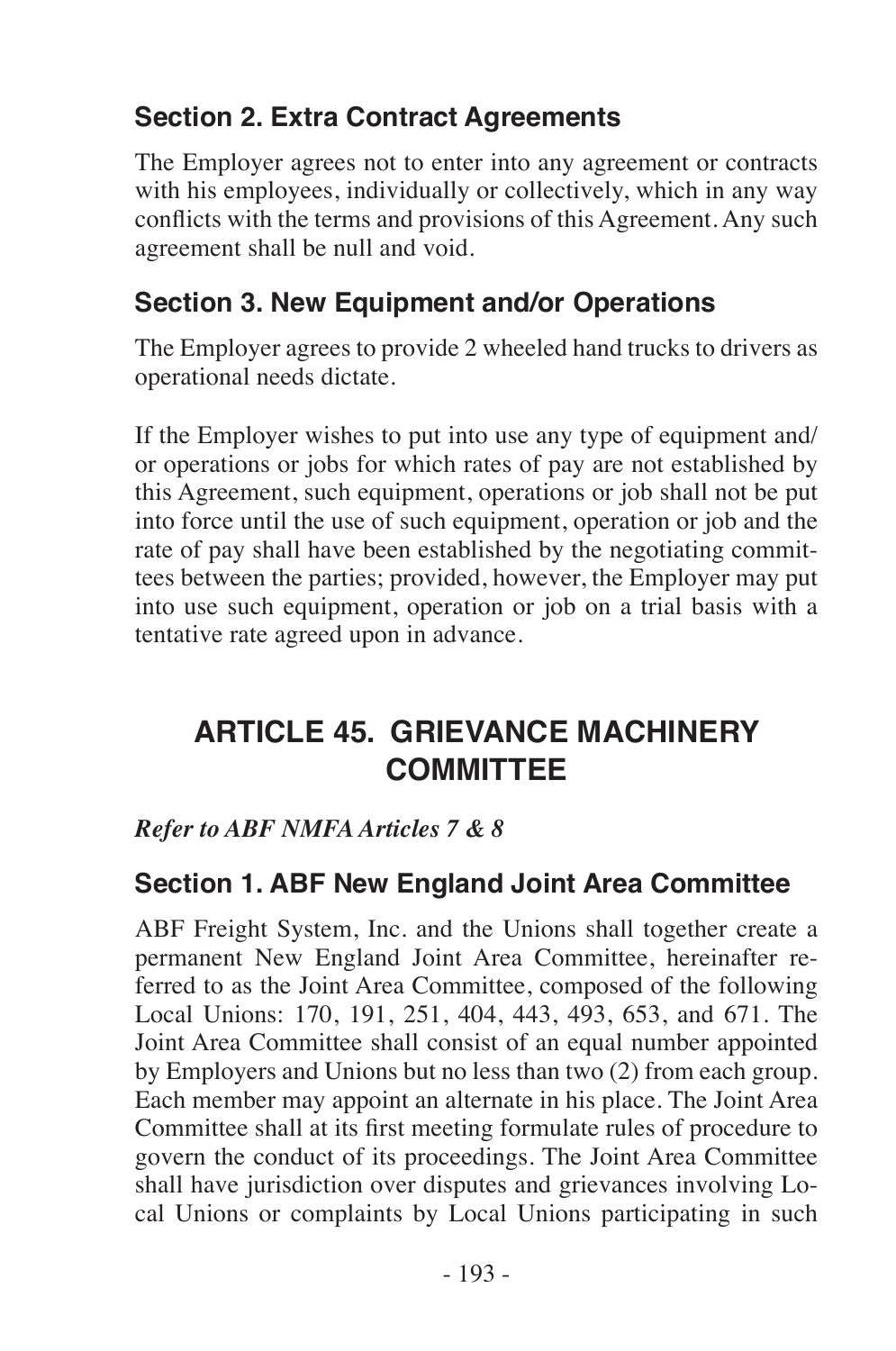### Section 2. Extra Contract Agreements

The Employer agrees not to enter into any agreement or contracts with his employees, individually or collectively, which in any way conflicts with the terms and provisions of this Agreement. Any such agreement shall be null and void.

### Section 3. New Equipment and/or Operations

The Employer agrees to provide 2 wheeled hand trucks to drivers as operational needs dictate.

If the Employer wishes to put into use any type of equipment and/or operations or jobs for which rates of pay are not established by this Agreement, such equipment, operations or job shall not be put into force until the use of such equipment, operation or job and the rate of pay shall have been established by the negotiating committees between the parties; provided, however, the Employer may put into use such equipment, operation or job on a trial basis with a tentative rate agreed upon in advance.

## ARTICLE 45. GRIEVANCE MACHINERY COMMITTEE

***Refer to ABF NMFA Articles 7 & 8***

### Section 1. ABF New England Joint Area Committee

ABF Freight System, Inc. and the Unions shall together create a permanent New England Joint Area Committee, hereinafter referred to as the Joint Area Committee, composed of the following Local Unions: 170, 191, 251, 404, 443, 493, 653, and 671. The Joint Area Committee shall consist of an equal number appointed by Employers and Unions but no less than two (2) from each group. Each member may appoint an alternate in his place. The Joint Area Committee shall at its first meeting formulate rules of procedure to govern the conduct of its proceedings. The Joint Area Committee shall have jurisdiction over disputes and grievances involving Local Unions or complaints by Local Unions participating in such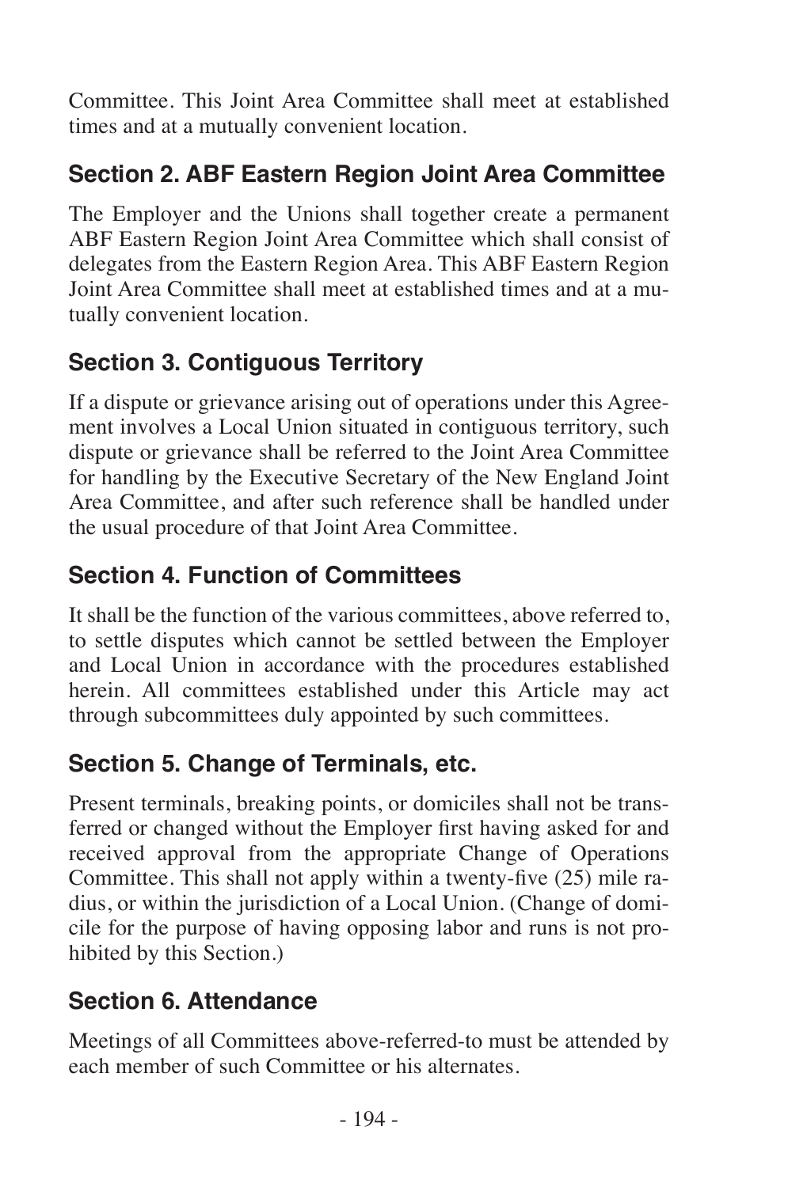Committee. This Joint Area Committee shall meet at established times and at a mutually convenient location.

## Section 2. ABF Eastern Region Joint Area Committee

The Employer and the Unions shall together create a permanent ABF Eastern Region Joint Area Committee which shall consist of delegates from the Eastern Region Area. This ABF Eastern Region Joint Area Committee shall meet at established times and at a mutually convenient location.

## Section 3. Contiguous Territory

If a dispute or grievance arising out of operations under this Agreement involves a Local Union situated in contiguous territory, such dispute or grievance shall be referred to the Joint Area Committee for handling by the Executive Secretary of the New England Joint Area Committee, and after such reference shall be handled under the usual procedure of that Joint Area Committee.

## Section 4. Function of Committees

It shall be the function of the various committees, above referred to, to settle disputes which cannot be settled between the Employer and Local Union in accordance with the procedures established herein. All committees established under this Article may act through subcommittees duly appointed by such committees.

## Section 5. Change of Terminals, etc.

Present terminals, breaking points, or domiciles shall not be transferred or changed without the Employer first having asked for and received approval from the appropriate Change of Operations Committee. This shall not apply within a twenty-five (25) mile radius, or within the jurisdiction of a Local Union. (Change of domicile for the purpose of having opposing labor and runs is not prohibited by this Section.)

## Section 6. Attendance

Meetings of all Committees above-referred-to must be attended by each member of such Committee or his alternates.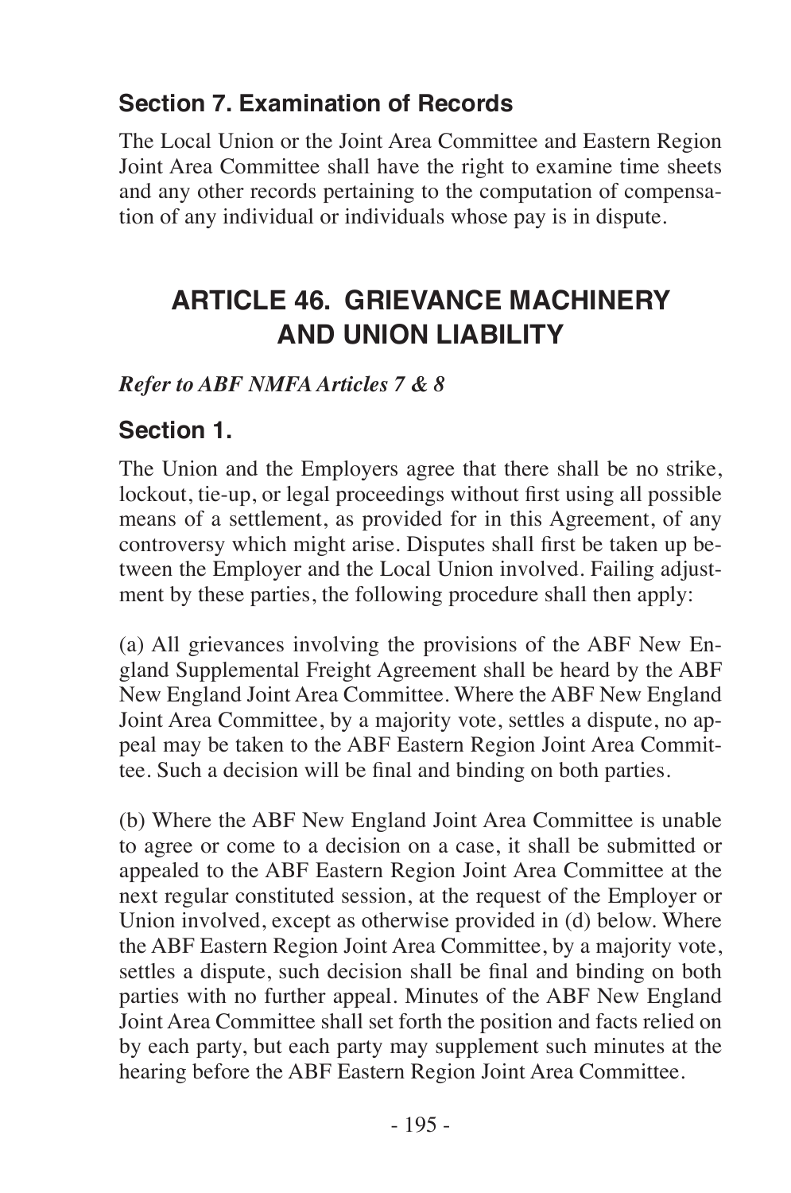## Section 7. Examination of Records

The Local Union or the Joint Area Committee and Eastern Region Joint Area Committee shall have the right to examine time sheets and any other records pertaining to the computation of compensation of any individual or individuals whose pay is in dispute.

# ARTICLE 46. GRIEVANCE MACHINERY AND UNION LIABILITY

***Refer to ABF NMFA Articles 7 & 8***

## Section 1.

The Union and the Employers agree that there shall be no strike, lockout, tie-up, or legal proceedings without first using all possible means of a settlement, as provided for in this Agreement, of any controversy which might arise. Disputes shall first be taken up between the Employer and the Local Union involved. Failing adjustment by these parties, the following procedure shall then apply:

(a) All grievances involving the provisions of the ABF New England Supplemental Freight Agreement shall be heard by the ABF New England Joint Area Committee. Where the ABF New England Joint Area Committee, by a majority vote, settles a dispute, no appeal may be taken to the ABF Eastern Region Joint Area Committee. Such a decision will be final and binding on both parties.

(b) Where the ABF New England Joint Area Committee is unable to agree or come to a decision on a case, it shall be submitted or appealed to the ABF Eastern Region Joint Area Committee at the next regular constituted session, at the request of the Employer or Union involved, except as otherwise provided in (d) below. Where the ABF Eastern Region Joint Area Committee, by a majority vote, settles a dispute, such decision shall be final and binding on both parties with no further appeal. Minutes of the ABF New England Joint Area Committee shall set forth the position and facts relied on by each party, but each party may supplement such minutes at the hearing before the ABF Eastern Region Joint Area Committee.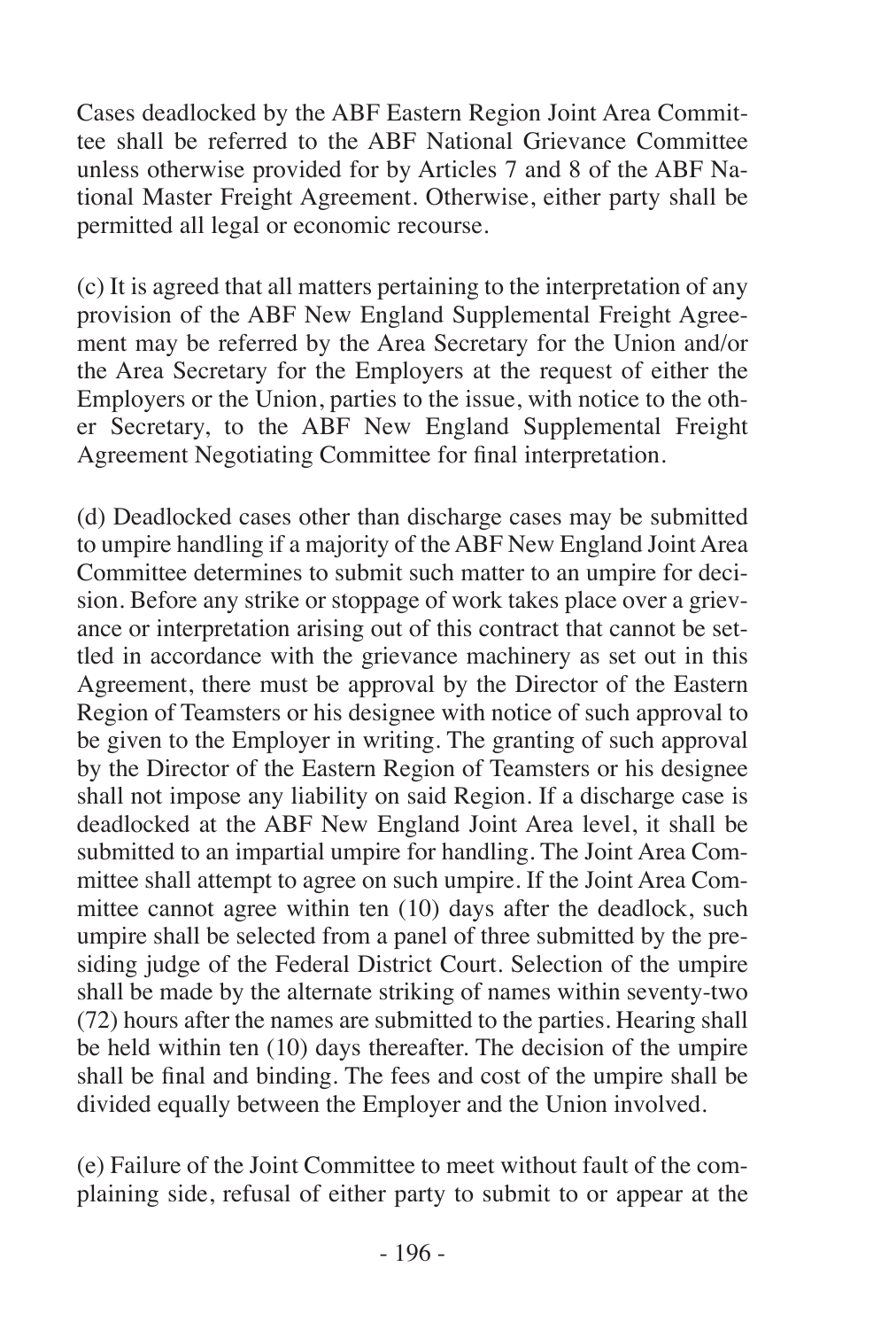Cases deadlocked by the ABF Eastern Region Joint Area Committee shall be referred to the ABF National Grievance Committee unless otherwise provided for by Articles 7 and 8 of the ABF National Master Freight Agreement. Otherwise, either party shall be permitted all legal or economic recourse.

(c) It is agreed that all matters pertaining to the interpretation of any provision of the ABF New England Supplemental Freight Agreement may be referred by the Area Secretary for the Union and/or the Area Secretary for the Employers at the request of either the Employers or the Union, parties to the issue, with notice to the other Secretary, to the ABF New England Supplemental Freight Agreement Negotiating Committee for final interpretation.

(d) Deadlocked cases other than discharge cases may be submitted to umpire handling if a majority of the ABF New England Joint Area Committee determines to submit such matter to an umpire for decision. Before any strike or stoppage of work takes place over a grievance or interpretation arising out of this contract that cannot be settled in accordance with the grievance machinery as set out in this Agreement, there must be approval by the Director of the Eastern Region of Teamsters or his designee with notice of such approval to be given to the Employer in writing. The granting of such approval by the Director of the Eastern Region of Teamsters or his designee shall not impose any liability on said Region. If a discharge case is deadlocked at the ABF New England Joint Area level, it shall be submitted to an impartial umpire for handling. The Joint Area Committee shall attempt to agree on such umpire. If the Joint Area Committee cannot agree within ten (10) days after the deadlock, such umpire shall be selected from a panel of three submitted by the presiding judge of the Federal District Court. Selection of the umpire shall be made by the alternate striking of names within seventy-two (72) hours after the names are submitted to the parties. Hearing shall be held within ten (10) days thereafter. The decision of the umpire shall be final and binding. The fees and cost of the umpire shall be divided equally between the Employer and the Union involved.

(e) Failure of the Joint Committee to meet without fault of the complaining side, refusal of either party to submit to or appear at the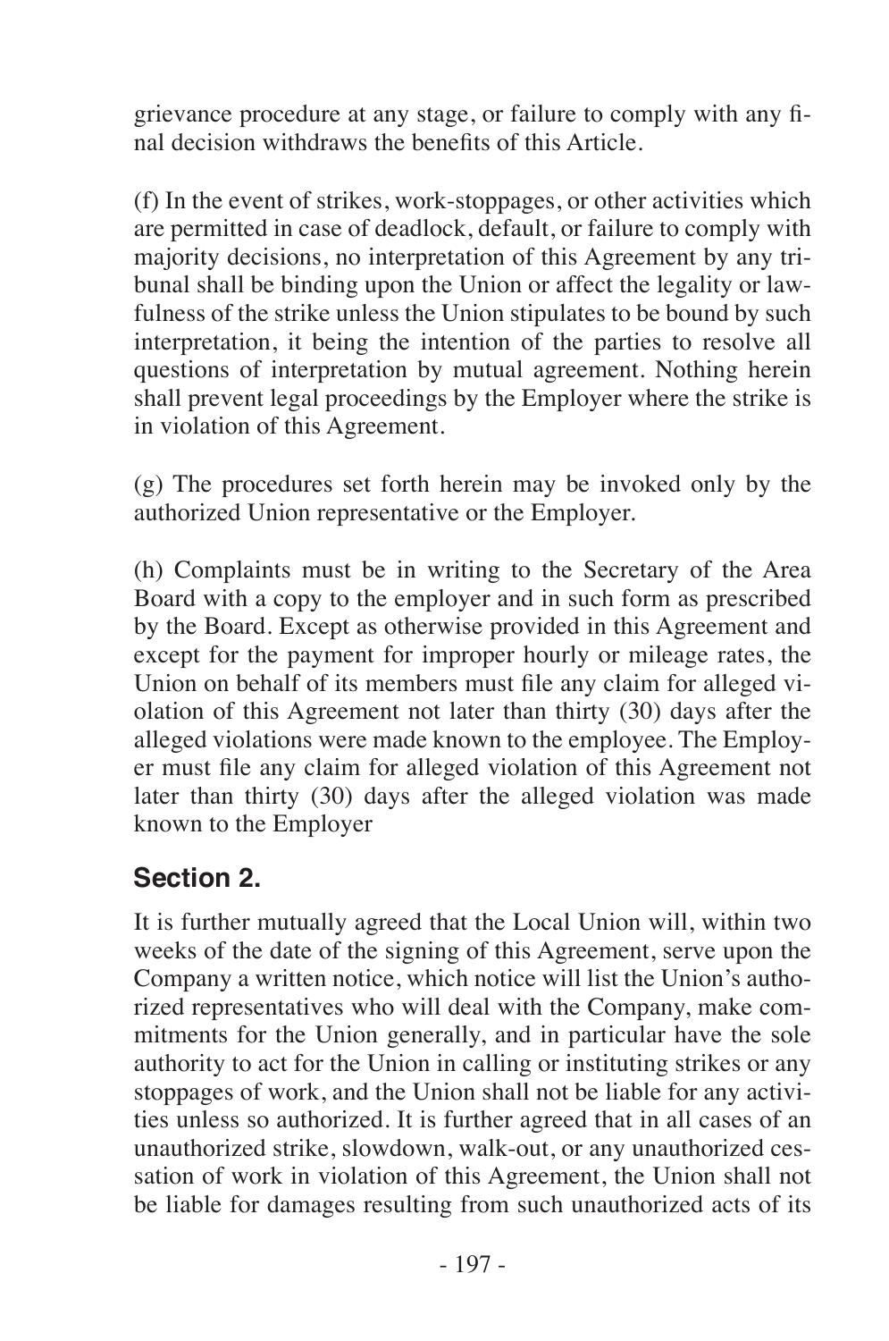grievance procedure at any stage, or failure to comply with any final decision withdraws the benefits of this Article.

(f) In the event of strikes, work-stoppages, or other activities which are permitted in case of deadlock, default, or failure to comply with majority decisions, no interpretation of this Agreement by any tribunal shall be binding upon the Union or affect the legality or lawfulness of the strike unless the Union stipulates to be bound by such interpretation, it being the intention of the parties to resolve all questions of interpretation by mutual agreement. Nothing herein shall prevent legal proceedings by the Employer where the strike is in violation of this Agreement.

(g) The procedures set forth herein may be invoked only by the authorized Union representative or the Employer.

(h) Complaints must be in writing to the Secretary of the Area Board with a copy to the employer and in such form as prescribed by the Board. Except as otherwise provided in this Agreement and except for the payment for improper hourly or mileage rates, the Union on behalf of its members must file any claim for alleged violation of this Agreement not later than thirty (30) days after the alleged violations were made known to the employee. The Employer must file any claim for alleged violation of this Agreement not later than thirty (30) days after the alleged violation was made known to the Employer

## Section 2.

It is further mutually agreed that the Local Union will, within two weeks of the date of the signing of this Agreement, serve upon the Company a written notice, which notice will list the Union's authorized representatives who will deal with the Company, make commitments for the Union generally, and in particular have the sole authority to act for the Union in calling or instituting strikes or any stoppages of work, and the Union shall not be liable for any activities unless so authorized. It is further agreed that in all cases of an unauthorized strike, slowdown, walk-out, or any unauthorized cessation of work in violation of this Agreement, the Union shall not be liable for damages resulting from such unauthorized acts of its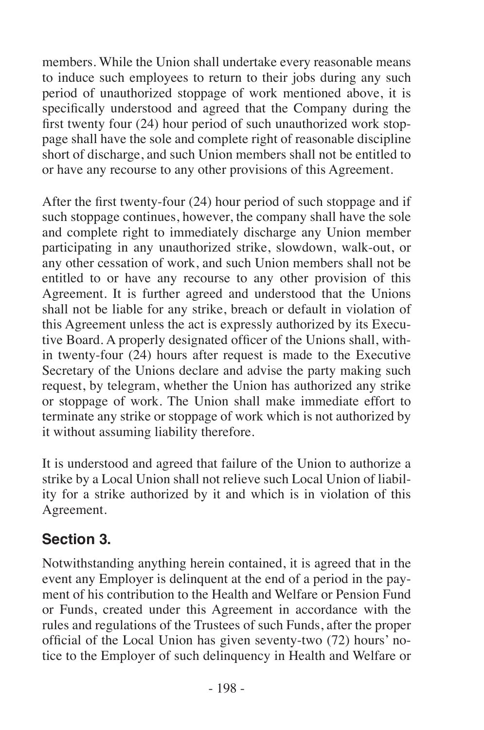members. While the Union shall undertake every reasonable means to induce such employees to return to their jobs during any such period of unauthorized stoppage of work mentioned above, it is specifically understood and agreed that the Company during the first twenty four (24) hour period of such unauthorized work stoppage shall have the sole and complete right of reasonable discipline short of discharge, and such Union members shall not be entitled to or have any recourse to any other provisions of this Agreement.

After the first twenty-four (24) hour period of such stoppage and if such stoppage continues, however, the company shall have the sole and complete right to immediately discharge any Union member participating in any unauthorized strike, slowdown, walk-out, or any other cessation of work, and such Union members shall not be entitled to or have any recourse to any other provision of this Agreement. It is further agreed and understood that the Unions shall not be liable for any strike, breach or default in violation of this Agreement unless the act is expressly authorized by its Executive Board. A properly designated officer of the Unions shall, within twenty-four (24) hours after request is made to the Executive Secretary of the Unions declare and advise the party making such request, by telegram, whether the Union has authorized any strike or stoppage of work. The Union shall make immediate effort to terminate any strike or stoppage of work which is not authorized by it without assuming liability therefore.

It is understood and agreed that failure of the Union to authorize a strike by a Local Union shall not relieve such Local Union of liability for a strike authorized by it and which is in violation of this Agreement.

## Section 3.

Notwithstanding anything herein contained, it is agreed that in the event any Employer is delinquent at the end of a period in the payment of his contribution to the Health and Welfare or Pension Fund or Funds, created under this Agreement in accordance with the rules and regulations of the Trustees of such Funds, after the proper official of the Local Union has given seventy-two (72) hours' notice to the Employer of such delinquency in Health and Welfare or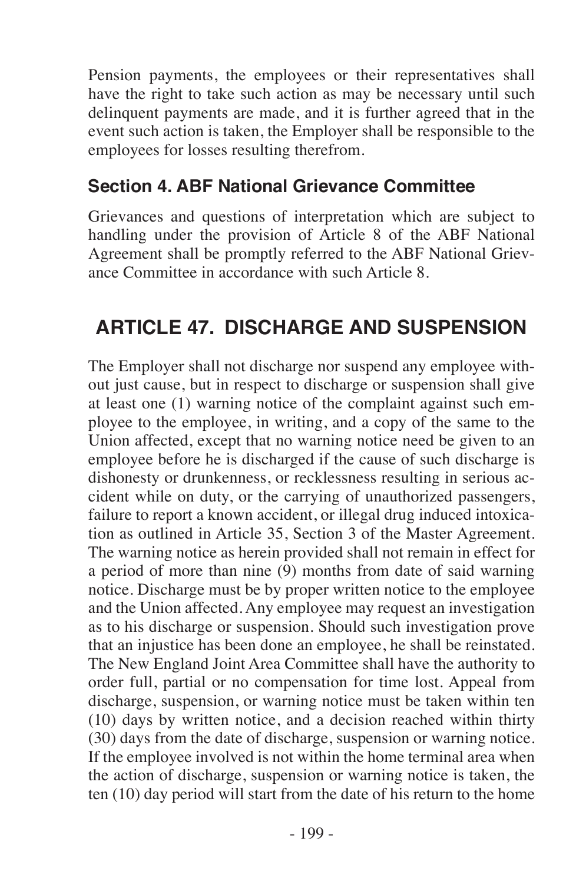Pension payments, the employees or their representatives shall have the right to take such action as may be necessary until such delinquent payments are made, and it is further agreed that in the event such action is taken, the Employer shall be responsible to the employees for losses resulting therefrom.

### Section 4. ABF National Grievance Committee

Grievances and questions of interpretation which are subject to handling under the provision of Article 8 of the ABF National Agreement shall be promptly referred to the ABF National Grievance Committee in accordance with such Article 8.

## ARTICLE 47. DISCHARGE AND SUSPENSION

The Employer shall not discharge nor suspend any employee without just cause, but in respect to discharge or suspension shall give at least one (1) warning notice of the complaint against such employee to the employee, in writing, and a copy of the same to the Union affected, except that no warning notice need be given to an employee before he is discharged if the cause of such discharge is dishonesty or drunkenness, or recklessness resulting in serious accident while on duty, or the carrying of unauthorized passengers, failure to report a known accident, or illegal drug induced intoxication as outlined in Article 35, Section 3 of the Master Agreement. The warning notice as herein provided shall not remain in effect for a period of more than nine (9) months from date of said warning notice. Discharge must be by proper written notice to the employee and the Union affected. Any employee may request an investigation as to his discharge or suspension. Should such investigation prove that an injustice has been done an employee, he shall be reinstated. The New England Joint Area Committee shall have the authority to order full, partial or no compensation for time lost. Appeal from discharge, suspension, or warning notice must be taken within ten (10) days by written notice, and a decision reached within thirty (30) days from the date of discharge, suspension or warning notice. If the employee involved is not within the home terminal area when the action of discharge, suspension or warning notice is taken, the ten (10) day period will start from the date of his return to the home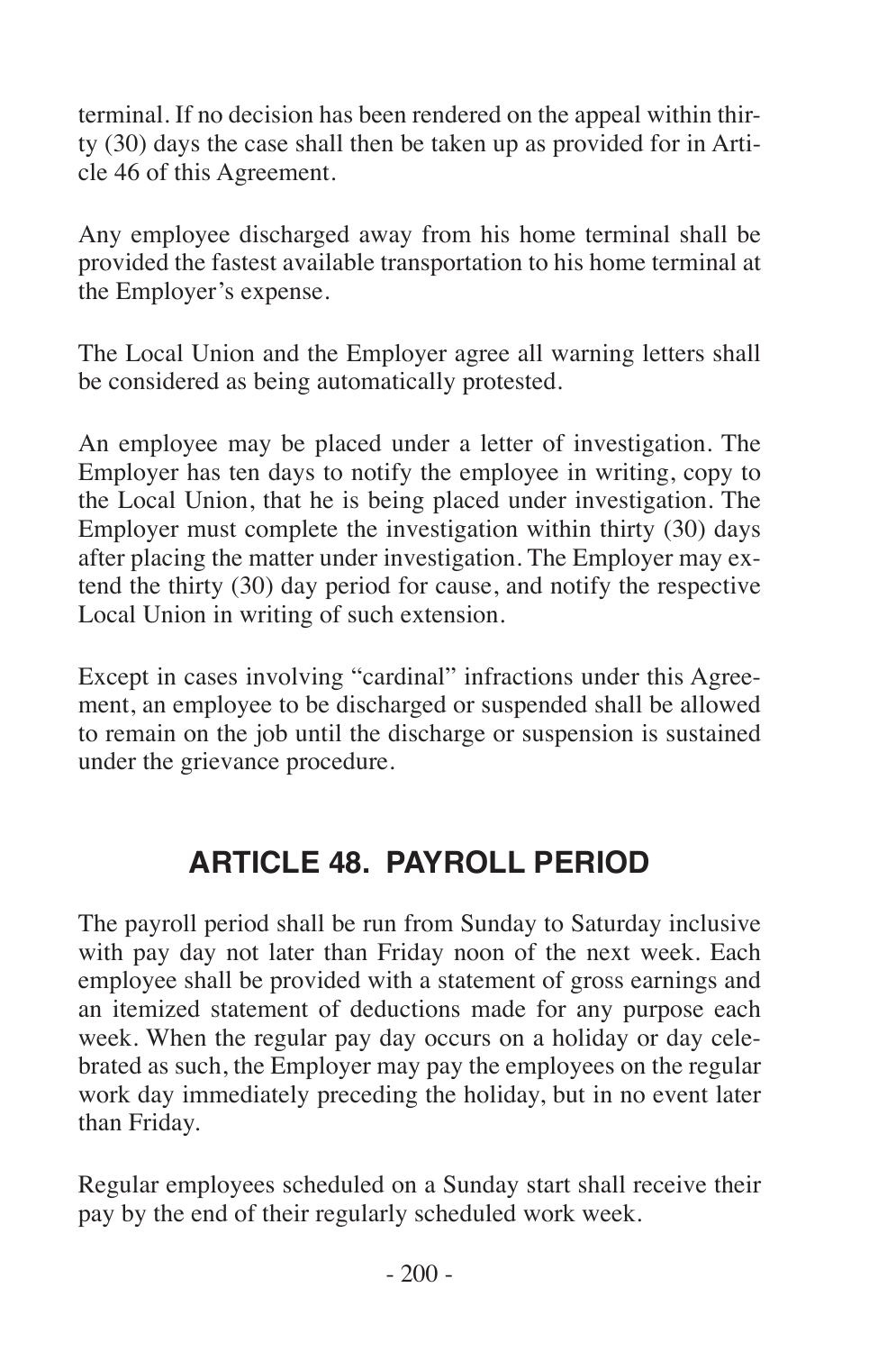terminal. If no decision has been rendered on the appeal within thirty (30) days the case shall then be taken up as provided for in Article 46 of this Agreement.

Any employee discharged away from his home terminal shall be provided the fastest available transportation to his home terminal at the Employer's expense.

The Local Union and the Employer agree all warning letters shall be considered as being automatically protested.

An employee may be placed under a letter of investigation. The Employer has ten days to notify the employee in writing, copy to the Local Union, that he is being placed under investigation. The Employer must complete the investigation within thirty (30) days after placing the matter under investigation. The Employer may extend the thirty (30) day period for cause, and notify the respective Local Union in writing of such extension.

Except in cases involving "cardinal" infractions under this Agreement, an employee to be discharged or suspended shall be allowed to remain on the job until the discharge or suspension is sustained under the grievance procedure.

## ARTICLE 48. PAYROLL PERIOD

The payroll period shall be run from Sunday to Saturday inclusive with pay day not later than Friday noon of the next week. Each employee shall be provided with a statement of gross earnings and an itemized statement of deductions made for any purpose each week. When the regular pay day occurs on a holiday or day celebrated as such, the Employer may pay the employees on the regular work day immediately preceding the holiday, but in no event later than Friday.

Regular employees scheduled on a Sunday start shall receive their pay by the end of their regularly scheduled work week.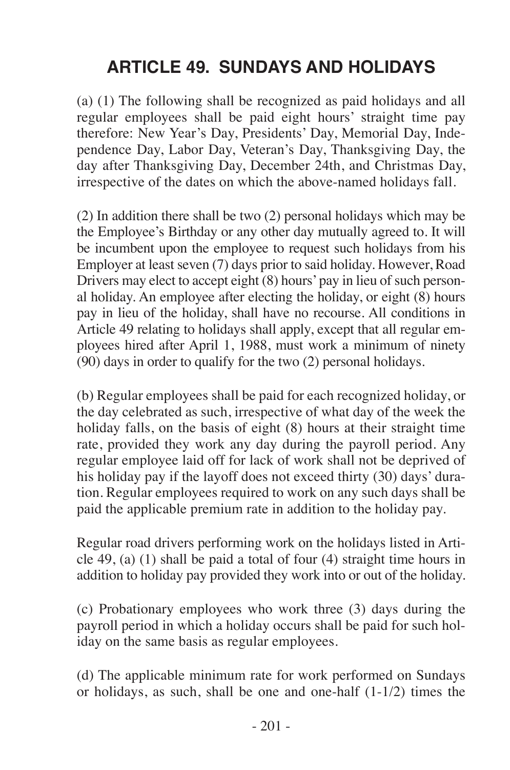# ARTICLE 49. SUNDAYS AND HOLIDAYS

(a) (1) The following shall be recognized as paid holidays and all regular employees shall be paid eight hours' straight time pay therefore: New Year's Day, Presidents' Day, Memorial Day, Independence Day, Labor Day, Veteran's Day, Thanksgiving Day, the day after Thanksgiving Day, December 24th, and Christmas Day, irrespective of the dates on which the above-named holidays fall.

(2) In addition there shall be two (2) personal holidays which may be the Employee's Birthday or any other day mutually agreed to. It will be incumbent upon the employee to request such holidays from his Employer at least seven (7) days prior to said holiday. However, Road Drivers may elect to accept eight (8) hours' pay in lieu of such personal holiday. An employee after electing the holiday, or eight (8) hours pay in lieu of the holiday, shall have no recourse. All conditions in Article 49 relating to holidays shall apply, except that all regular employees hired after April 1, 1988, must work a minimum of ninety (90) days in order to qualify for the two (2) personal holidays.

(b) Regular employees shall be paid for each recognized holiday, or the day celebrated as such, irrespective of what day of the week the holiday falls, on the basis of eight (8) hours at their straight time rate, provided they work any day during the payroll period. Any regular employee laid off for lack of work shall not be deprived of his holiday pay if the layoff does not exceed thirty (30) days' duration. Regular employees required to work on any such days shall be paid the applicable premium rate in addition to the holiday pay.

Regular road drivers performing work on the holidays listed in Article 49, (a) (1) shall be paid a total of four (4) straight time hours in addition to holiday pay provided they work into or out of the holiday.

(c) Probationary employees who work three (3) days during the payroll period in which a holiday occurs shall be paid for such holiday on the same basis as regular employees.

(d) The applicable minimum rate for work performed on Sundays or holidays, as such, shall be one and one-half (1-1/2) times the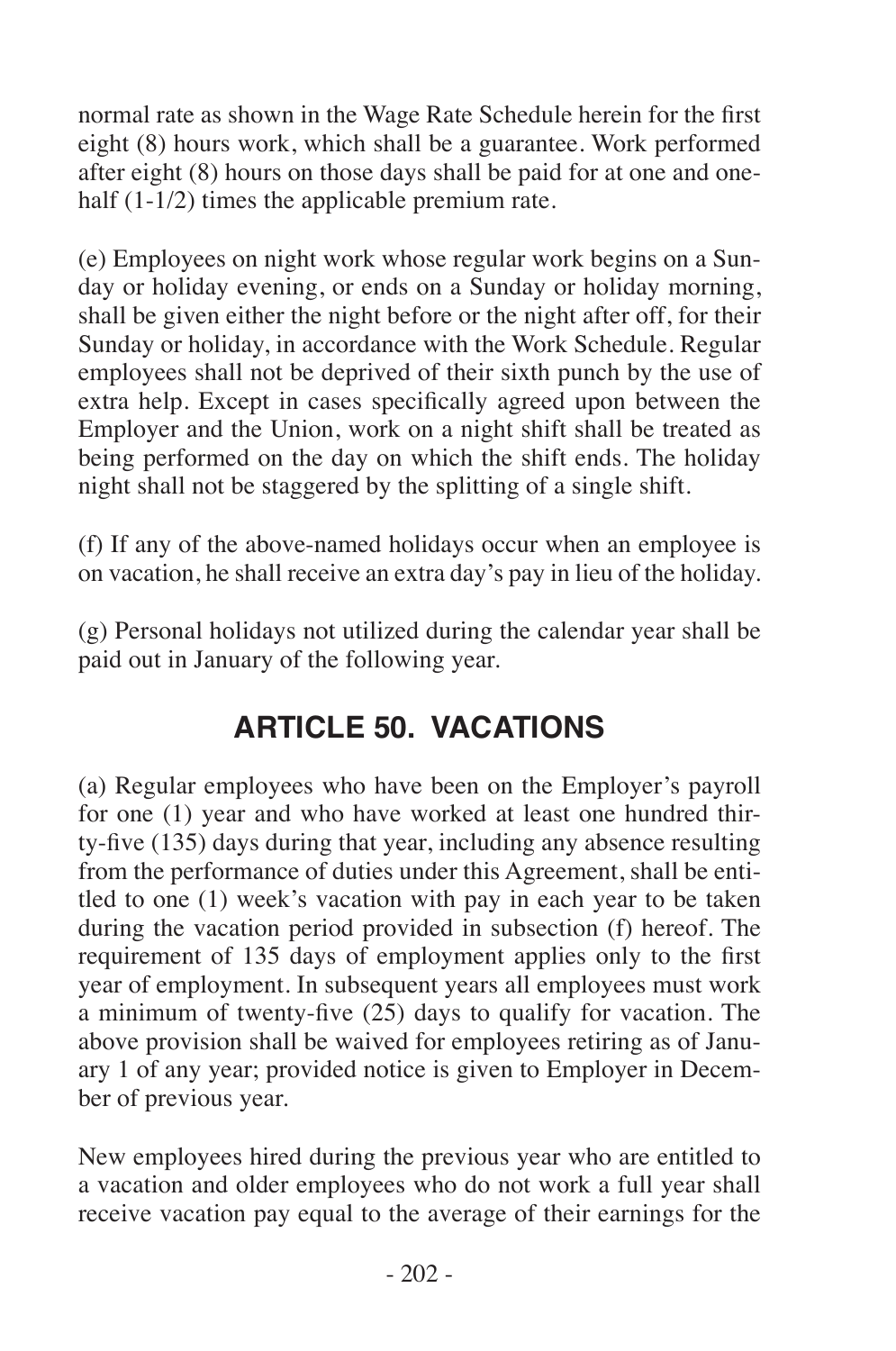normal rate as shown in the Wage Rate Schedule herein for the first eight (8) hours work, which shall be a guarantee. Work performed after eight (8) hours on those days shall be paid for at one and one-half (1-1/2) times the applicable premium rate.

(e) Employees on night work whose regular work begins on a Sunday or holiday evening, or ends on a Sunday or holiday morning, shall be given either the night before or the night after off, for their Sunday or holiday, in accordance with the Work Schedule. Regular employees shall not be deprived of their sixth punch by the use of extra help. Except in cases specifically agreed upon between the Employer and the Union, work on a night shift shall be treated as being performed on the day on which the shift ends. The holiday night shall not be staggered by the splitting of a single shift.

(f) If any of the above-named holidays occur when an employee is on vacation, he shall receive an extra day's pay in lieu of the holiday.

(g) Personal holidays not utilized during the calendar year shall be paid out in January of the following year.

## ARTICLE 50. VACATIONS

(a) Regular employees who have been on the Employer's payroll for one (1) year and who have worked at least one hundred thirty-five (135) days during that year, including any absence resulting from the performance of duties under this Agreement, shall be entitled to one (1) week's vacation with pay in each year to be taken during the vacation period provided in subsection (f) hereof. The requirement of 135 days of employment applies only to the first year of employment. In subsequent years all employees must work a minimum of twenty-five (25) days to qualify for vacation. The above provision shall be waived for employees retiring as of January 1 of any year; provided notice is given to Employer in December of previous year.

New employees hired during the previous year who are entitled to a vacation and older employees who do not work a full year shall receive vacation pay equal to the average of their earnings for the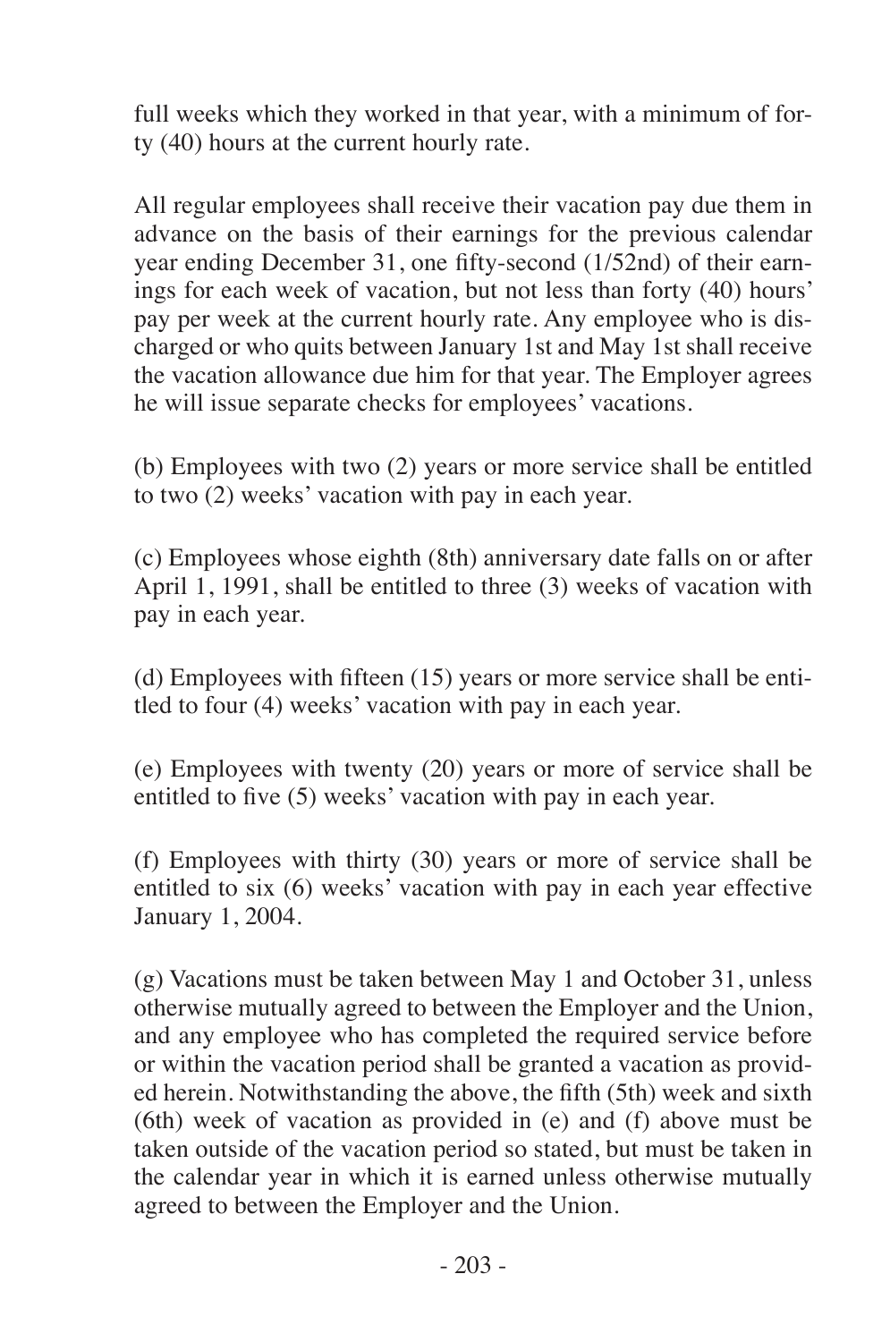full weeks which they worked in that year, with a minimum of forty (40) hours at the current hourly rate.

All regular employees shall receive their vacation pay due them in advance on the basis of their earnings for the previous calendar year ending December 31, one fifty-second (1/52nd) of their earnings for each week of vacation, but not less than forty (40) hours' pay per week at the current hourly rate. Any employee who is discharged or who quits between January 1st and May 1st shall receive the vacation allowance due him for that year. The Employer agrees he will issue separate checks for employees' vacations.

(b) Employees with two (2) years or more service shall be entitled to two (2) weeks' vacation with pay in each year.

(c) Employees whose eighth (8th) anniversary date falls on or after April 1, 1991, shall be entitled to three (3) weeks of vacation with pay in each year.

(d) Employees with fifteen (15) years or more service shall be entitled to four (4) weeks' vacation with pay in each year.

(e) Employees with twenty (20) years or more of service shall be entitled to five (5) weeks' vacation with pay in each year.

(f) Employees with thirty (30) years or more of service shall be entitled to six (6) weeks' vacation with pay in each year effective January 1, 2004.

(g) Vacations must be taken between May 1 and October 31, unless otherwise mutually agreed to between the Employer and the Union, and any employee who has completed the required service before or within the vacation period shall be granted a vacation as provided herein. Notwithstanding the above, the fifth (5th) week and sixth (6th) week of vacation as provided in (e) and (f) above must be taken outside of the vacation period so stated, but must be taken in the calendar year in which it is earned unless otherwise mutually agreed to between the Employer and the Union.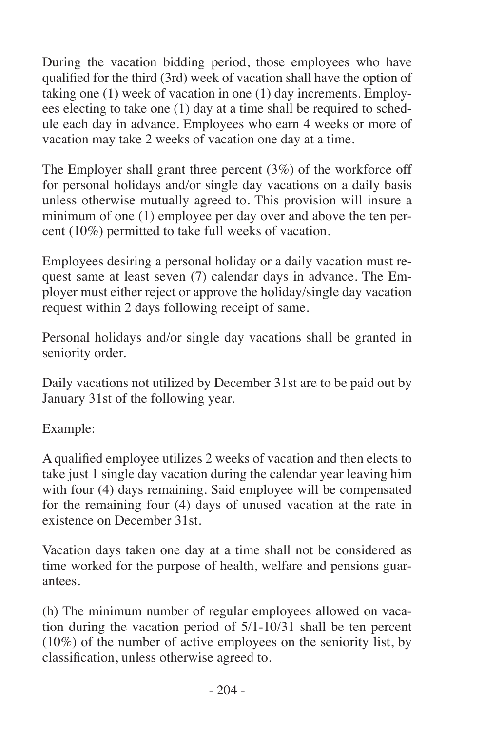During the vacation bidding period, those employees who have qualified for the third (3rd) week of vacation shall have the option of taking one (1) week of vacation in one (1) day increments. Employees electing to take one (1) day at a time shall be required to schedule each day in advance. Employees who earn 4 weeks or more of vacation may take 2 weeks of vacation one day at a time.

The Employer shall grant three percent (3%) of the workforce off for personal holidays and/or single day vacations on a daily basis unless otherwise mutually agreed to. This provision will insure a minimum of one (1) employee per day over and above the ten percent (10%) permitted to take full weeks of vacation.

Employees desiring a personal holiday or a daily vacation must request same at least seven (7) calendar days in advance. The Employer must either reject or approve the holiday/single day vacation request within 2 days following receipt of same.

Personal holidays and/or single day vacations shall be granted in seniority order.

Daily vacations not utilized by December 31st are to be paid out by January 31st of the following year.

Example:

A qualified employee utilizes 2 weeks of vacation and then elects to take just 1 single day vacation during the calendar year leaving him with four (4) days remaining. Said employee will be compensated for the remaining four (4) days of unused vacation at the rate in existence on December 31st.

Vacation days taken one day at a time shall not be considered as time worked for the purpose of health, welfare and pensions guarantees.

(h) The minimum number of regular employees allowed on vacation during the vacation period of 5/1-10/31 shall be ten percent (10%) of the number of active employees on the seniority list, by classification, unless otherwise agreed to.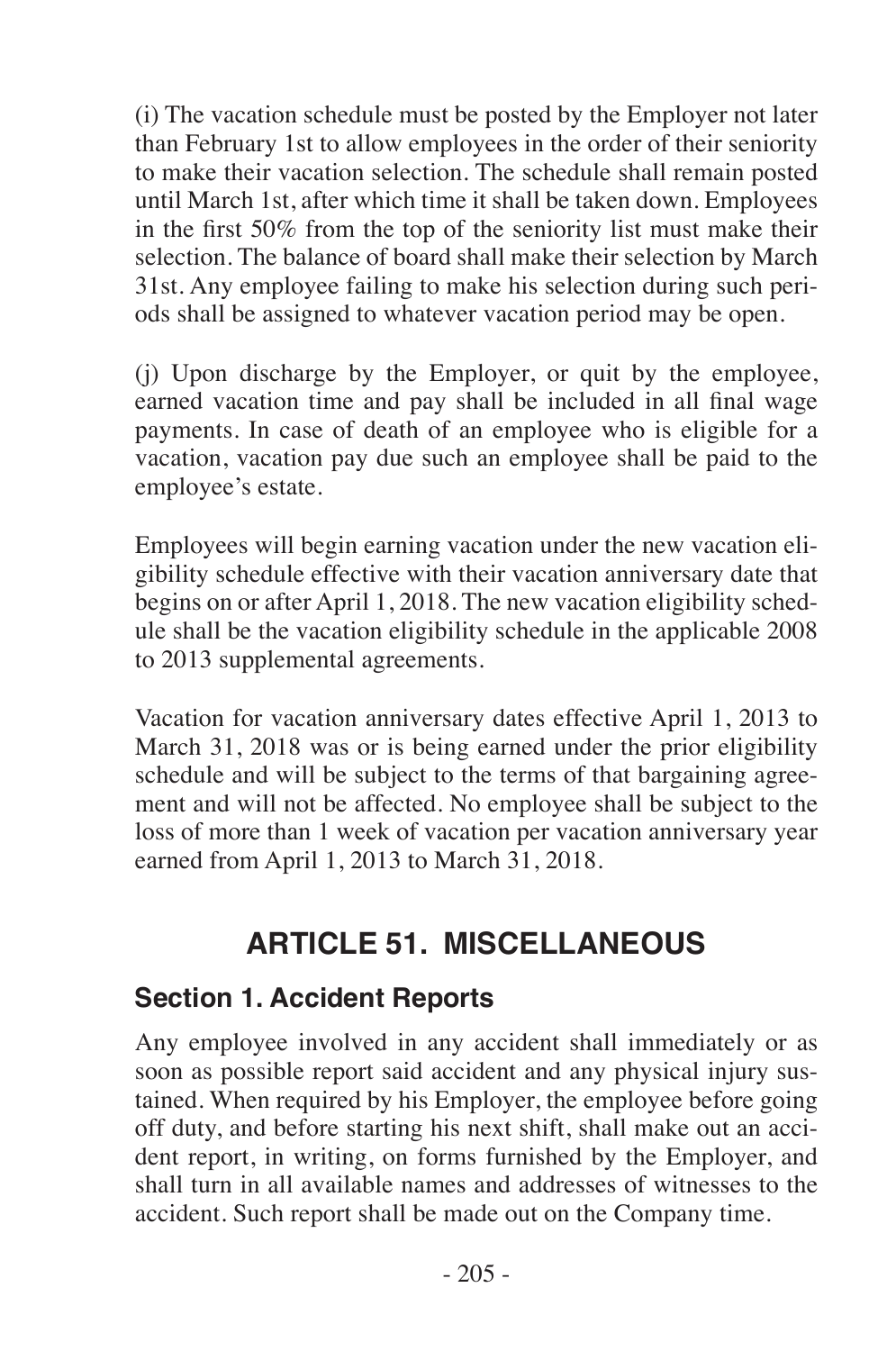(i) The vacation schedule must be posted by the Employer not later than February 1st to allow employees in the order of their seniority to make their vacation selection. The schedule shall remain posted until March 1st, after which time it shall be taken down. Employees in the first 50% from the top of the seniority list must make their selection. The balance of board shall make their selection by March 31st. Any employee failing to make his selection during such periods shall be assigned to whatever vacation period may be open.

(j) Upon discharge by the Employer, or quit by the employee, earned vacation time and pay shall be included in all final wage payments. In case of death of an employee who is eligible for a vacation, vacation pay due such an employee shall be paid to the employee's estate.

Employees will begin earning vacation under the new vacation eligibility schedule effective with their vacation anniversary date that begins on or after April 1, 2018. The new vacation eligibility schedule shall be the vacation eligibility schedule in the applicable 2008 to 2013 supplemental agreements.

Vacation for vacation anniversary dates effective April 1, 2013 to March 31, 2018 was or is being earned under the prior eligibility schedule and will be subject to the terms of that bargaining agreement and will not be affected. No employee shall be subject to the loss of more than 1 week of vacation per vacation anniversary year earned from April 1, 2013 to March 31, 2018.

# ARTICLE 51. MISCELLANEOUS

## Section 1. Accident Reports

Any employee involved in any accident shall immediately or as soon as possible report said accident and any physical injury sustained. When required by his Employer, the employee before going off duty, and before starting his next shift, shall make out an accident report, in writing, on forms furnished by the Employer, and shall turn in all available names and addresses of witnesses to the accident. Such report shall be made out on the Company time.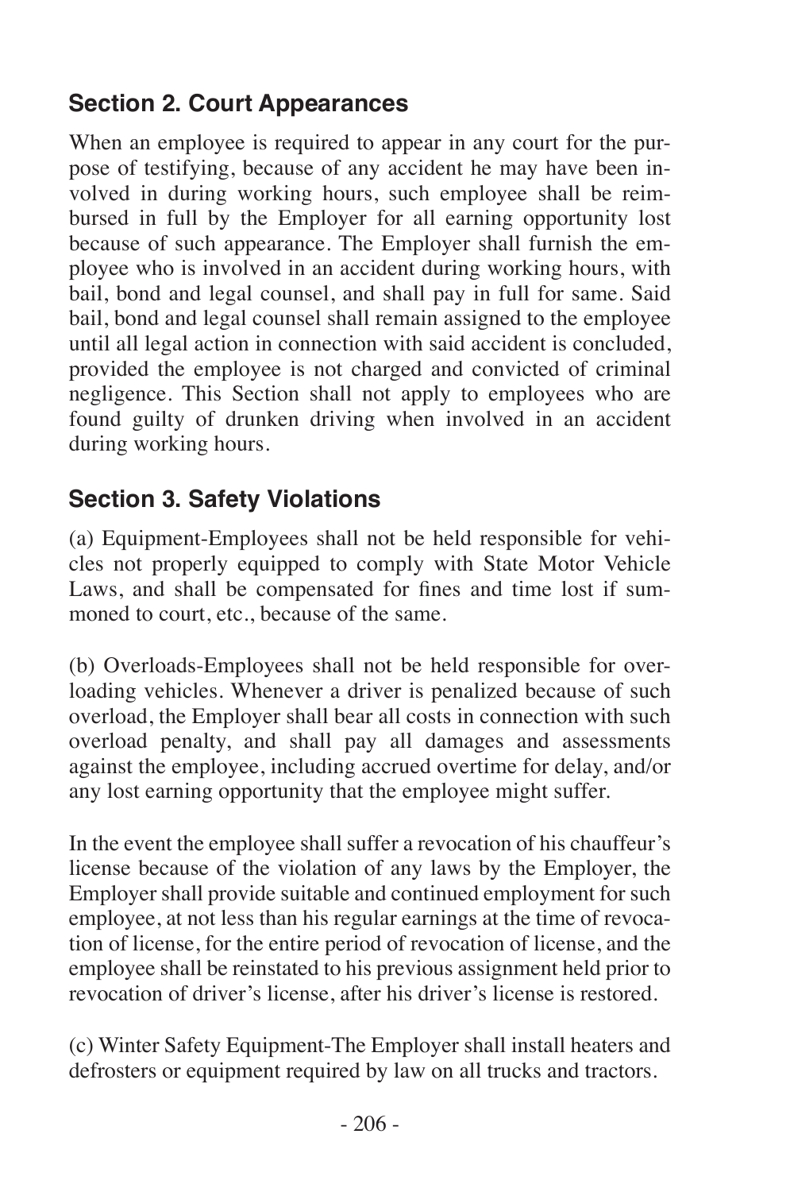## Section 2. Court Appearances

When an employee is required to appear in any court for the purpose of testifying, because of any accident he may have been involved in during working hours, such employee shall be reimbursed in full by the Employer for all earning opportunity lost because of such appearance. The Employer shall furnish the employee who is involved in an accident during working hours, with bail, bond and legal counsel, and shall pay in full for same. Said bail, bond and legal counsel shall remain assigned to the employee until all legal action in connection with said accident is concluded, provided the employee is not charged and convicted of criminal negligence. This Section shall not apply to employees who are found guilty of drunken driving when involved in an accident during working hours.

## Section 3. Safety Violations

(a) Equipment-Employees shall not be held responsible for vehicles not properly equipped to comply with State Motor Vehicle Laws, and shall be compensated for fines and time lost if summoned to court, etc., because of the same.

(b) Overloads-Employees shall not be held responsible for overloading vehicles. Whenever a driver is penalized because of such overload, the Employer shall bear all costs in connection with such overload penalty, and shall pay all damages and assessments against the employee, including accrued overtime for delay, and/or any lost earning opportunity that the employee might suffer.

In the event the employee shall suffer a revocation of his chauffeur's license because of the violation of any laws by the Employer, the Employer shall provide suitable and continued employment for such employee, at not less than his regular earnings at the time of revocation of license, for the entire period of revocation of license, and the employee shall be reinstated to his previous assignment held prior to revocation of driver's license, after his driver's license is restored.

(c) Winter Safety Equipment-The Employer shall install heaters and defrosters or equipment required by law on all trucks and tractors.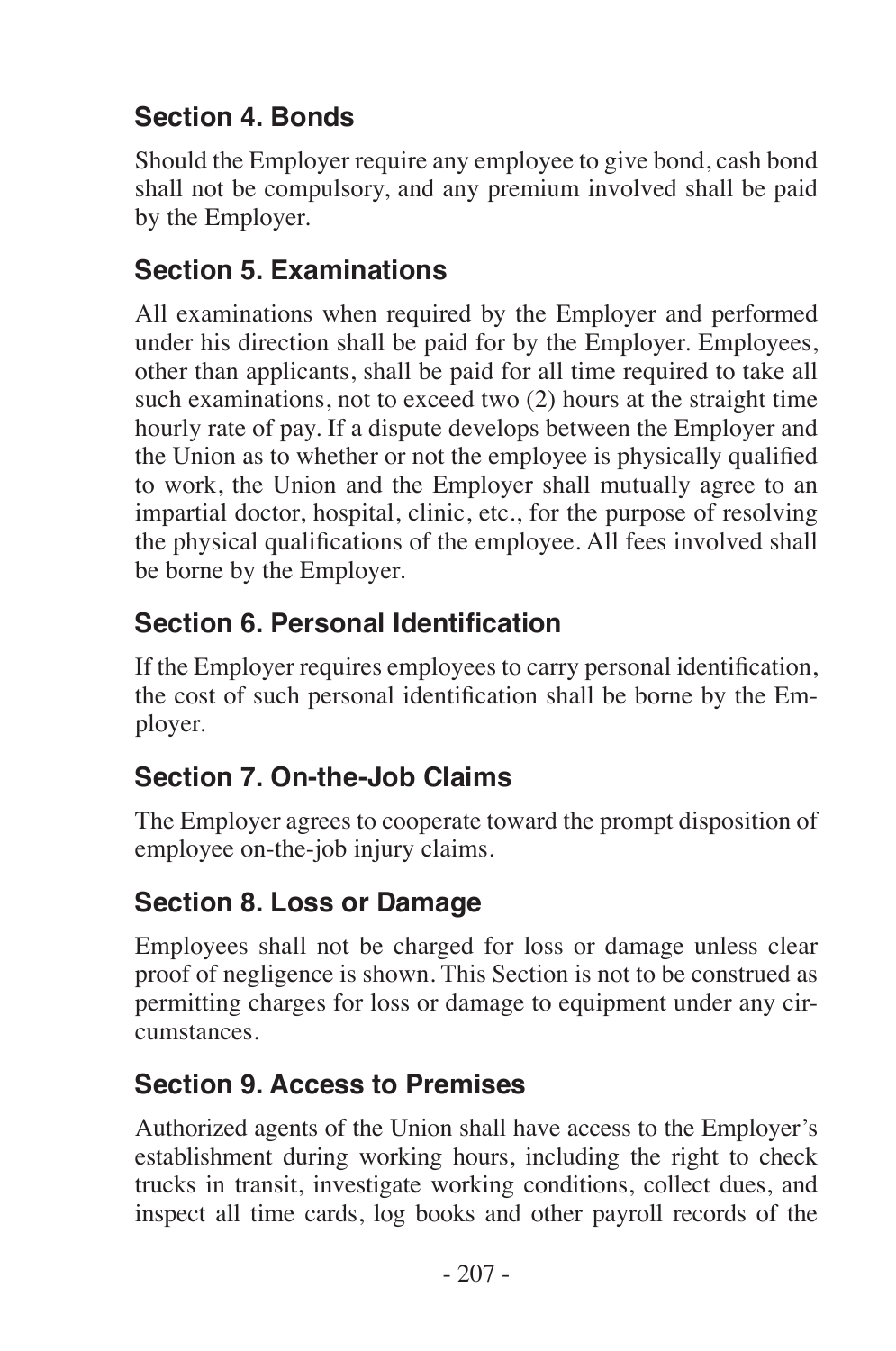## Section 4. Bonds

Should the Employer require any employee to give bond, cash bond shall not be compulsory, and any premium involved shall be paid by the Employer.

## Section 5. Examinations

All examinations when required by the Employer and performed under his direction shall be paid for by the Employer. Employees, other than applicants, shall be paid for all time required to take all such examinations, not to exceed two (2) hours at the straight time hourly rate of pay. If a dispute develops between the Employer and the Union as to whether or not the employee is physically qualified to work, the Union and the Employer shall mutually agree to an impartial doctor, hospital, clinic, etc., for the purpose of resolving the physical qualifications of the employee. All fees involved shall be borne by the Employer.

## Section 6. Personal Identification

If the Employer requires employees to carry personal identification, the cost of such personal identification shall be borne by the Employer.

## Section 7. On-the-Job Claims

The Employer agrees to cooperate toward the prompt disposition of employee on-the-job injury claims.

## Section 8. Loss or Damage

Employees shall not be charged for loss or damage unless clear proof of negligence is shown. This Section is not to be construed as permitting charges for loss or damage to equipment under any circumstances.

## Section 9. Access to Premises

Authorized agents of the Union shall have access to the Employer's establishment during working hours, including the right to check trucks in transit, investigate working conditions, collect dues, and inspect all time cards, log books and other payroll records of the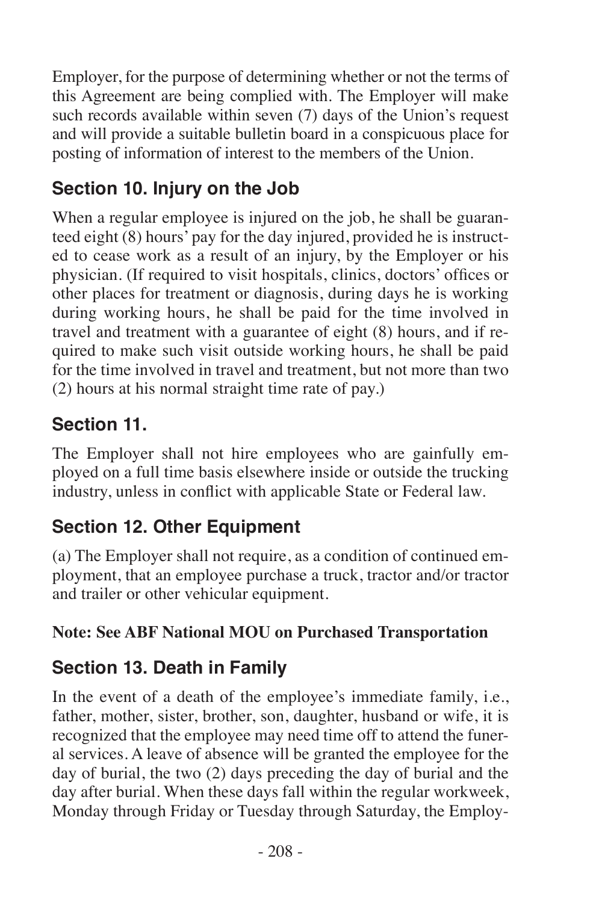Employer, for the purpose of determining whether or not the terms of this Agreement are being complied with. The Employer will make such records available within seven (7) days of the Union's request and will provide a suitable bulletin board in a conspicuous place for posting of information of interest to the members of the Union.

## Section 10. Injury on the Job

When a regular employee is injured on the job, he shall be guaranteed eight (8) hours' pay for the day injured, provided he is instructed to cease work as a result of an injury, by the Employer or his physician. (If required to visit hospitals, clinics, doctors' offices or other places for treatment or diagnosis, during days he is working during working hours, he shall be paid for the time involved in travel and treatment with a guarantee of eight (8) hours, and if required to make such visit outside working hours, he shall be paid for the time involved in travel and treatment, but not more than two (2) hours at his normal straight time rate of pay.)

## Section 11.

The Employer shall not hire employees who are gainfully employed on a full time basis elsewhere inside or outside the trucking industry, unless in conflict with applicable State or Federal law.

## Section 12. Other Equipment

(a) The Employer shall not require, as a condition of continued employment, that an employee purchase a truck, tractor and/or tractor and trailer or other vehicular equipment.

**Note: See ABF National MOU on Purchased Transportation**

## Section 13. Death in Family

In the event of a death of the employee's immediate family, i.e., father, mother, sister, brother, son, daughter, husband or wife, it is recognized that the employee may need time off to attend the funeral services. A leave of absence will be granted the employee for the day of burial, the two (2) days preceding the day of burial and the day after burial. When these days fall within the regular workweek, Monday through Friday or Tuesday through Saturday, the Employ-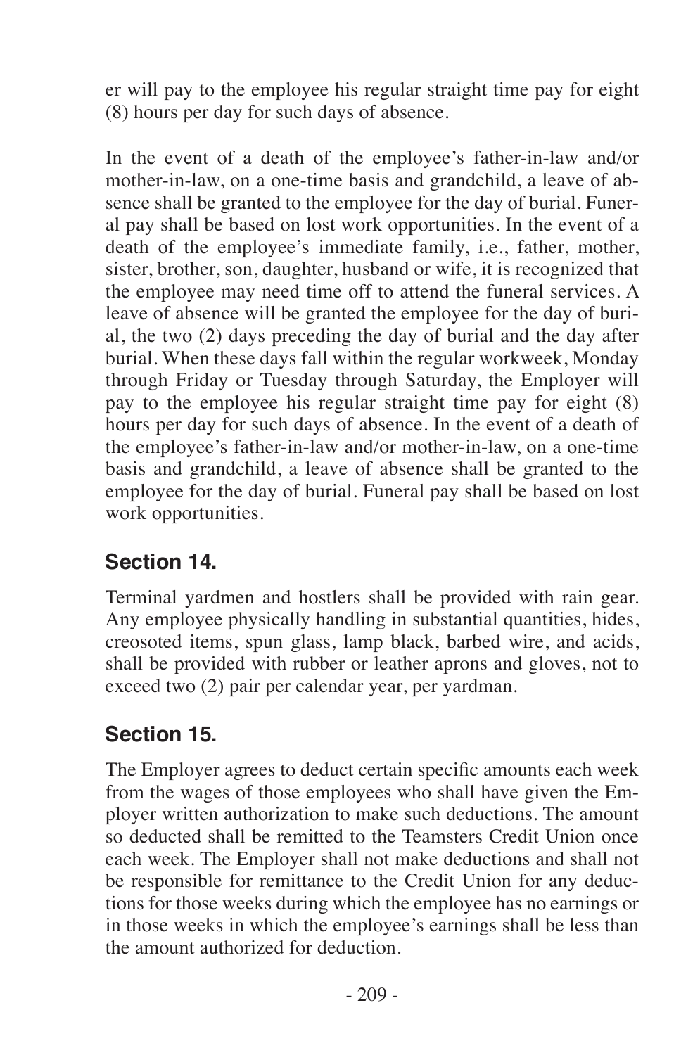er will pay to the employee his regular straight time pay for eight (8) hours per day for such days of absence.

In the event of a death of the employee's father-in-law and/or mother-in-law, on a one-time basis and grandchild, a leave of absence shall be granted to the employee for the day of burial. Funeral pay shall be based on lost work opportunities. In the event of a death of the employee's immediate family, i.e., father, mother, sister, brother, son, daughter, husband or wife, it is recognized that the employee may need time off to attend the funeral services. A leave of absence will be granted the employee for the day of burial, the two (2) days preceding the day of burial and the day after burial. When these days fall within the regular workweek, Monday through Friday or Tuesday through Saturday, the Employer will pay to the employee his regular straight time pay for eight (8) hours per day for such days of absence. In the event of a death of the employee's father-in-law and/or mother-in-law, on a one-time basis and grandchild, a leave of absence shall be granted to the employee for the day of burial. Funeral pay shall be based on lost work opportunities.

## Section 14.

Terminal yardmen and hostlers shall be provided with rain gear. Any employee physically handling in substantial quantities, hides, creosoted items, spun glass, lamp black, barbed wire, and acids, shall be provided with rubber or leather aprons and gloves, not to exceed two (2) pair per calendar year, per yardman.

## Section 15.

The Employer agrees to deduct certain specific amounts each week from the wages of those employees who shall have given the Employer written authorization to make such deductions. The amount so deducted shall be remitted to the Teamsters Credit Union once each week. The Employer shall not make deductions and shall not be responsible for remittance to the Credit Union for any deductions for those weeks during which the employee has no earnings or in those weeks in which the employee's earnings shall be less than the amount authorized for deduction.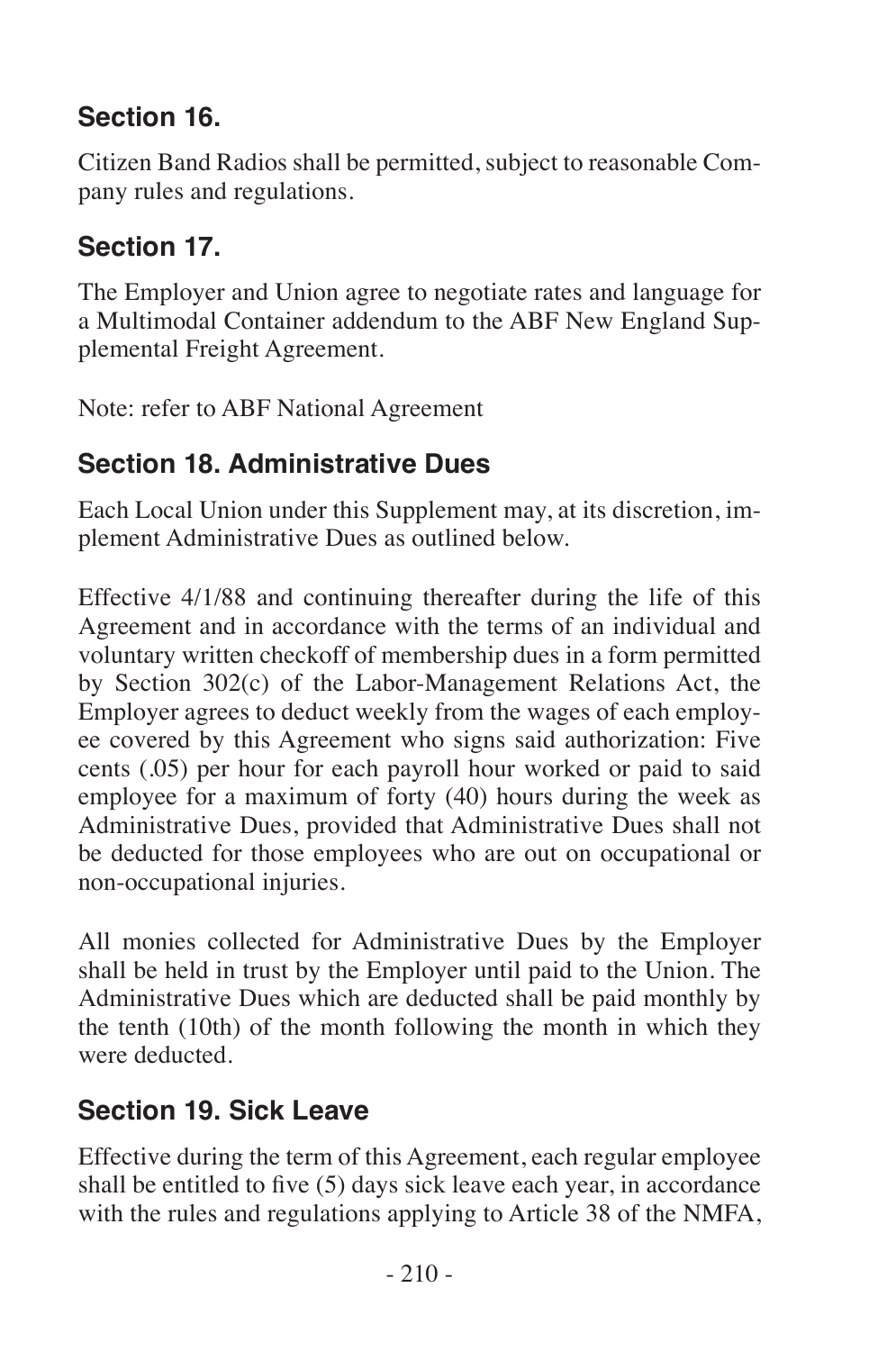## Section 16.

Citizen Band Radios shall be permitted, subject to reasonable Company rules and regulations.

## Section 17.

The Employer and Union agree to negotiate rates and language for a Multimodal Container addendum to the ABF New England Supplemental Freight Agreement.

Note: refer to ABF National Agreement

## Section 18. Administrative Dues

Each Local Union under this Supplement may, at its discretion, implement Administrative Dues as outlined below.

Effective 4/1/88 and continuing thereafter during the life of this Agreement and in accordance with the terms of an individual and voluntary written checkoff of membership dues in a form permitted by Section 302(c) of the Labor-Management Relations Act, the Employer agrees to deduct weekly from the wages of each employee covered by this Agreement who signs said authorization: Five cents (.05) per hour for each payroll hour worked or paid to said employee for a maximum of forty (40) hours during the week as Administrative Dues, provided that Administrative Dues shall not be deducted for those employees who are out on occupational or non-occupational injuries.

All monies collected for Administrative Dues by the Employer shall be held in trust by the Employer until paid to the Union. The Administrative Dues which are deducted shall be paid monthly by the tenth (10th) of the month following the month in which they were deducted.

## Section 19. Sick Leave

Effective during the term of this Agreement, each regular employee shall be entitled to five (5) days sick leave each year, in accordance with the rules and regulations applying to Article 38 of the NMFA,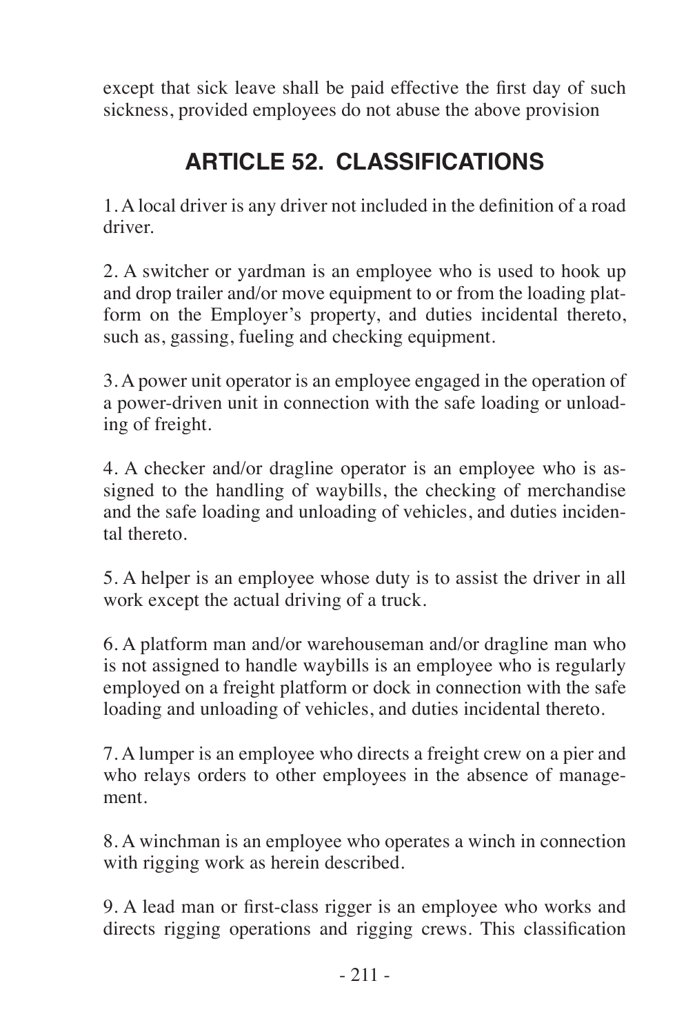except that sick leave shall be paid effective the first day of such sickness, provided employees do not abuse the above provision

## ARTICLE 52. CLASSIFICATIONS

1. A local driver is any driver not included in the definition of a road driver.

2. A switcher or yardman is an employee who is used to hook up and drop trailer and/or move equipment to or from the loading platform on the Employer's property, and duties incidental thereto, such as, gassing, fueling and checking equipment.

3. A power unit operator is an employee engaged in the operation of a power-driven unit in connection with the safe loading or unloading of freight.

4. A checker and/or dragline operator is an employee who is assigned to the handling of waybills, the checking of merchandise and the safe loading and unloading of vehicles, and duties incidental thereto.

5. A helper is an employee whose duty is to assist the driver in all work except the actual driving of a truck.

6. A platform man and/or warehouseman and/or dragline man who is not assigned to handle waybills is an employee who is regularly employed on a freight platform or dock in connection with the safe loading and unloading of vehicles, and duties incidental thereto.

7. A lumper is an employee who directs a freight crew on a pier and who relays orders to other employees in the absence of management.

8. A winchman is an employee who operates a winch in connection with rigging work as herein described.

9. A lead man or first-class rigger is an employee who works and directs rigging operations and rigging crews. This classification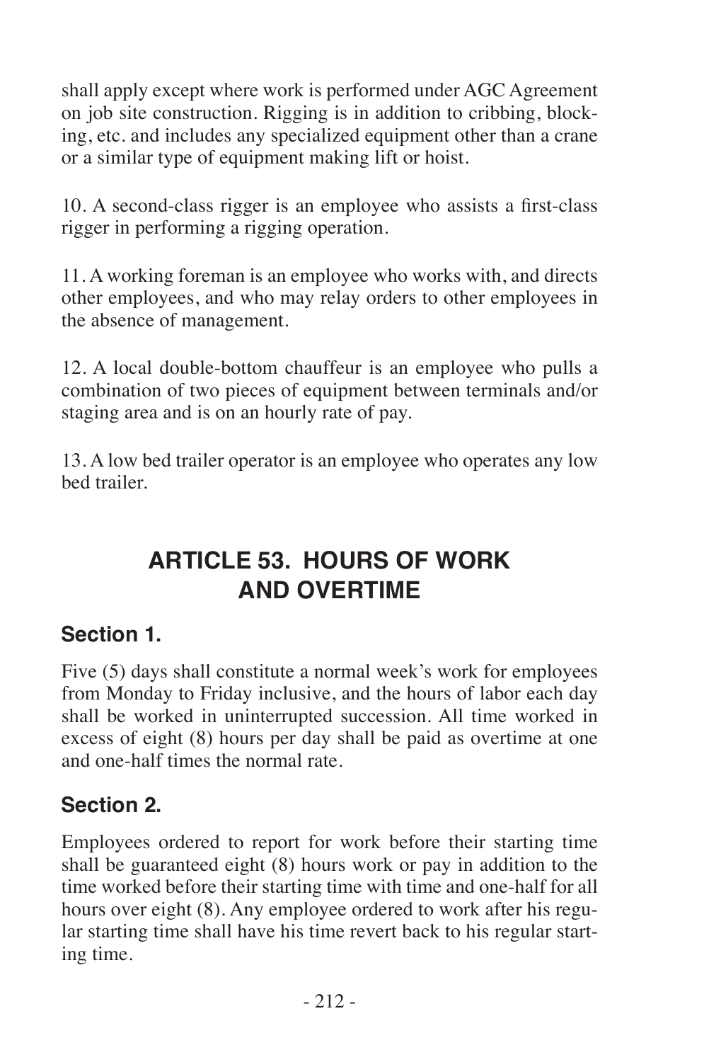shall apply except where work is performed under AGC Agreement on job site construction. Rigging is in addition to cribbing, blocking, etc. and includes any specialized equipment other than a crane or a similar type of equipment making lift or hoist.

10. A second-class rigger is an employee who assists a first-class rigger in performing a rigging operation.

11. A working foreman is an employee who works with, and directs other employees, and who may relay orders to other employees in the absence of management.

12. A local double-bottom chauffeur is an employee who pulls a combination of two pieces of equipment between terminals and/or staging area and is on an hourly rate of pay.

13. A low bed trailer operator is an employee who operates any low bed trailer.

## ARTICLE 53. HOURS OF WORK AND OVERTIME

### Section 1.

Five (5) days shall constitute a normal week's work for employees from Monday to Friday inclusive, and the hours of labor each day shall be worked in uninterrupted succession. All time worked in excess of eight (8) hours per day shall be paid as overtime at one and one-half times the normal rate.

### Section 2.

Employees ordered to report for work before their starting time shall be guaranteed eight (8) hours work or pay in addition to the time worked before their starting time with time and one-half for all hours over eight (8). Any employee ordered to work after his regular starting time shall have his time revert back to his regular starting time.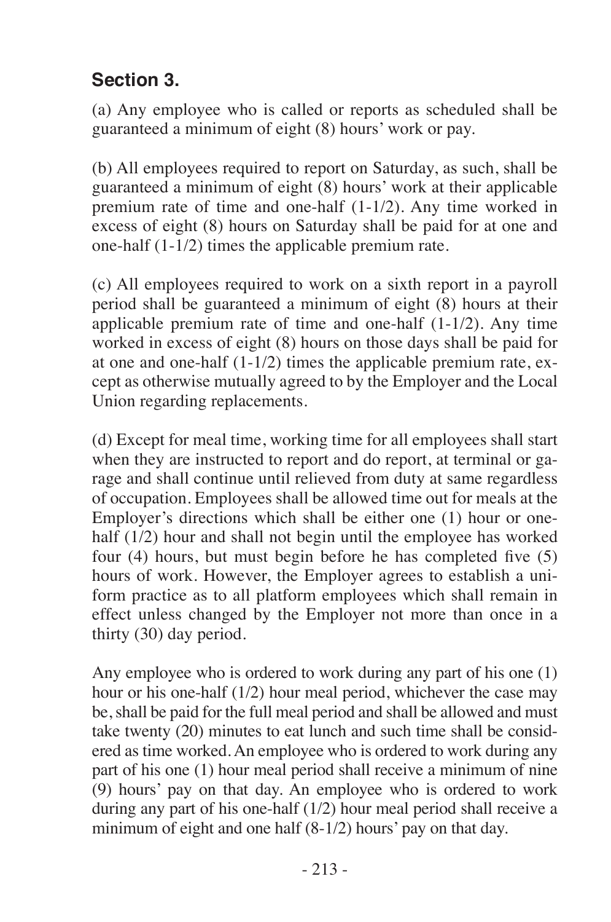## Section 3.

(a) Any employee who is called or reports as scheduled shall be guaranteed a minimum of eight (8) hours' work or pay.

(b) All employees required to report on Saturday, as such, shall be guaranteed a minimum of eight (8) hours' work at their applicable premium rate of time and one-half (1-1/2). Any time worked in excess of eight (8) hours on Saturday shall be paid for at one and one-half (1-1/2) times the applicable premium rate.

(c) All employees required to work on a sixth report in a payroll period shall be guaranteed a minimum of eight (8) hours at their applicable premium rate of time and one-half (1-1/2). Any time worked in excess of eight (8) hours on those days shall be paid for at one and one-half (1-1/2) times the applicable premium rate, except as otherwise mutually agreed to by the Employer and the Local Union regarding replacements.

(d) Except for meal time, working time for all employees shall start when they are instructed to report and do report, at terminal or garage and shall continue until relieved from duty at same regardless of occupation. Employees shall be allowed time out for meals at the Employer's directions which shall be either one (1) hour or one-half (1/2) hour and shall not begin until the employee has worked four (4) hours, but must begin before he has completed five (5) hours of work. However, the Employer agrees to establish a uniform practice as to all platform employees which shall remain in effect unless changed by the Employer not more than once in a thirty (30) day period.

Any employee who is ordered to work during any part of his one (1) hour or his one-half (1/2) hour meal period, whichever the case may be, shall be paid for the full meal period and shall be allowed and must take twenty (20) minutes to eat lunch and such time shall be considered as time worked. An employee who is ordered to work during any part of his one (1) hour meal period shall receive a minimum of nine (9) hours' pay on that day. An employee who is ordered to work during any part of his one-half (1/2) hour meal period shall receive a minimum of eight and one half (8-1/2) hours' pay on that day.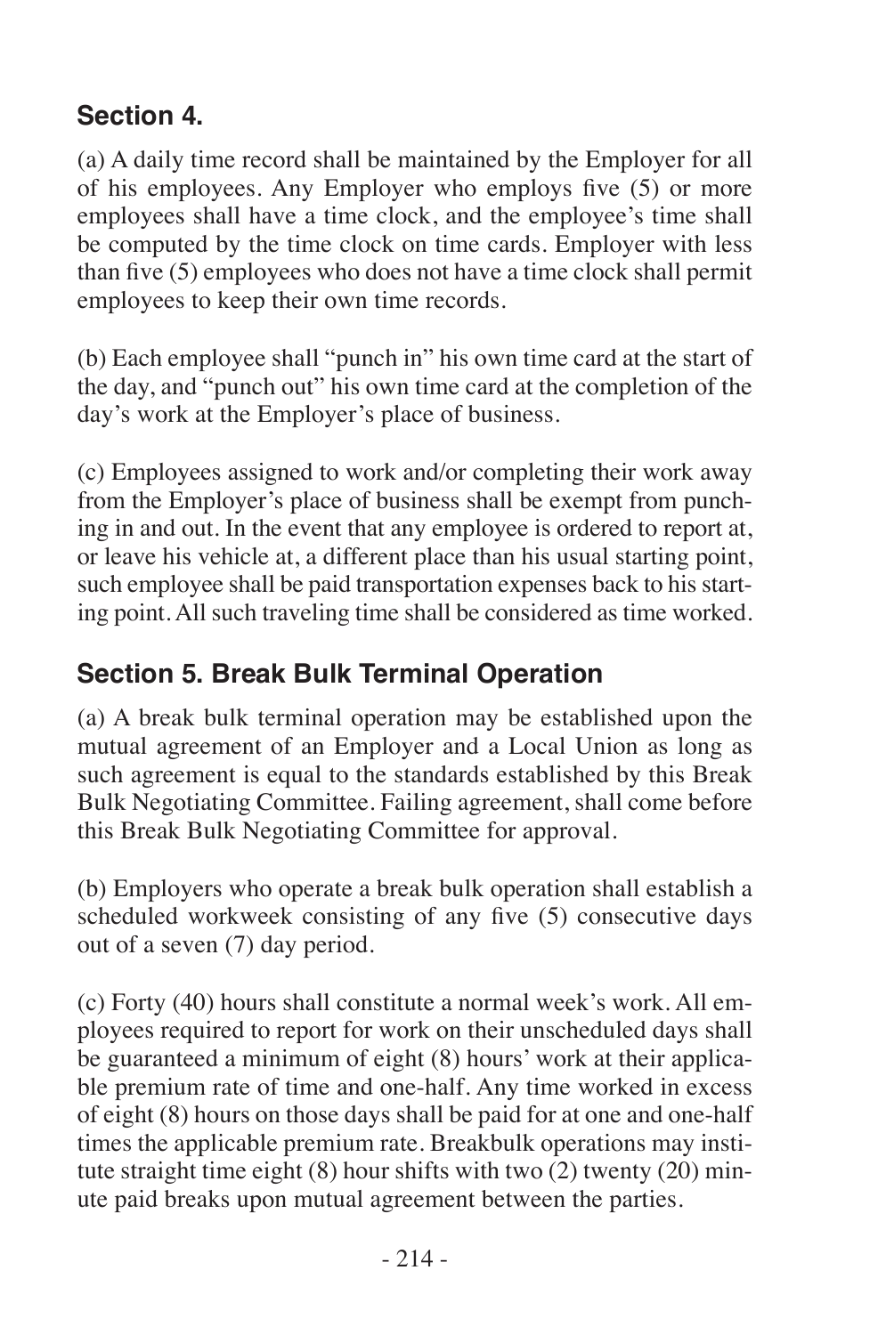## Section 4.

(a) A daily time record shall be maintained by the Employer for all of his employees. Any Employer who employs five (5) or more employees shall have a time clock, and the employee's time shall be computed by the time clock on time cards. Employer with less than five (5) employees who does not have a time clock shall permit employees to keep their own time records.

(b) Each employee shall "punch in" his own time card at the start of the day, and "punch out" his own time card at the completion of the day's work at the Employer's place of business.

(c) Employees assigned to work and/or completing their work away from the Employer's place of business shall be exempt from punching in and out. In the event that any employee is ordered to report at, or leave his vehicle at, a different place than his usual starting point, such employee shall be paid transportation expenses back to his starting point. All such traveling time shall be considered as time worked.

## Section 5. Break Bulk Terminal Operation

(a) A break bulk terminal operation may be established upon the mutual agreement of an Employer and a Local Union as long as such agreement is equal to the standards established by this Break Bulk Negotiating Committee. Failing agreement, shall come before this Break Bulk Negotiating Committee for approval.

(b) Employers who operate a break bulk operation shall establish a scheduled workweek consisting of any five (5) consecutive days out of a seven (7) day period.

(c) Forty (40) hours shall constitute a normal week's work. All employees required to report for work on their unscheduled days shall be guaranteed a minimum of eight (8) hours' work at their applicable premium rate of time and one-half. Any time worked in excess of eight (8) hours on those days shall be paid for at one and one-half times the applicable premium rate. Breakbulk operations may institute straight time eight (8) hour shifts with two (2) twenty (20) minute paid breaks upon mutual agreement between the parties.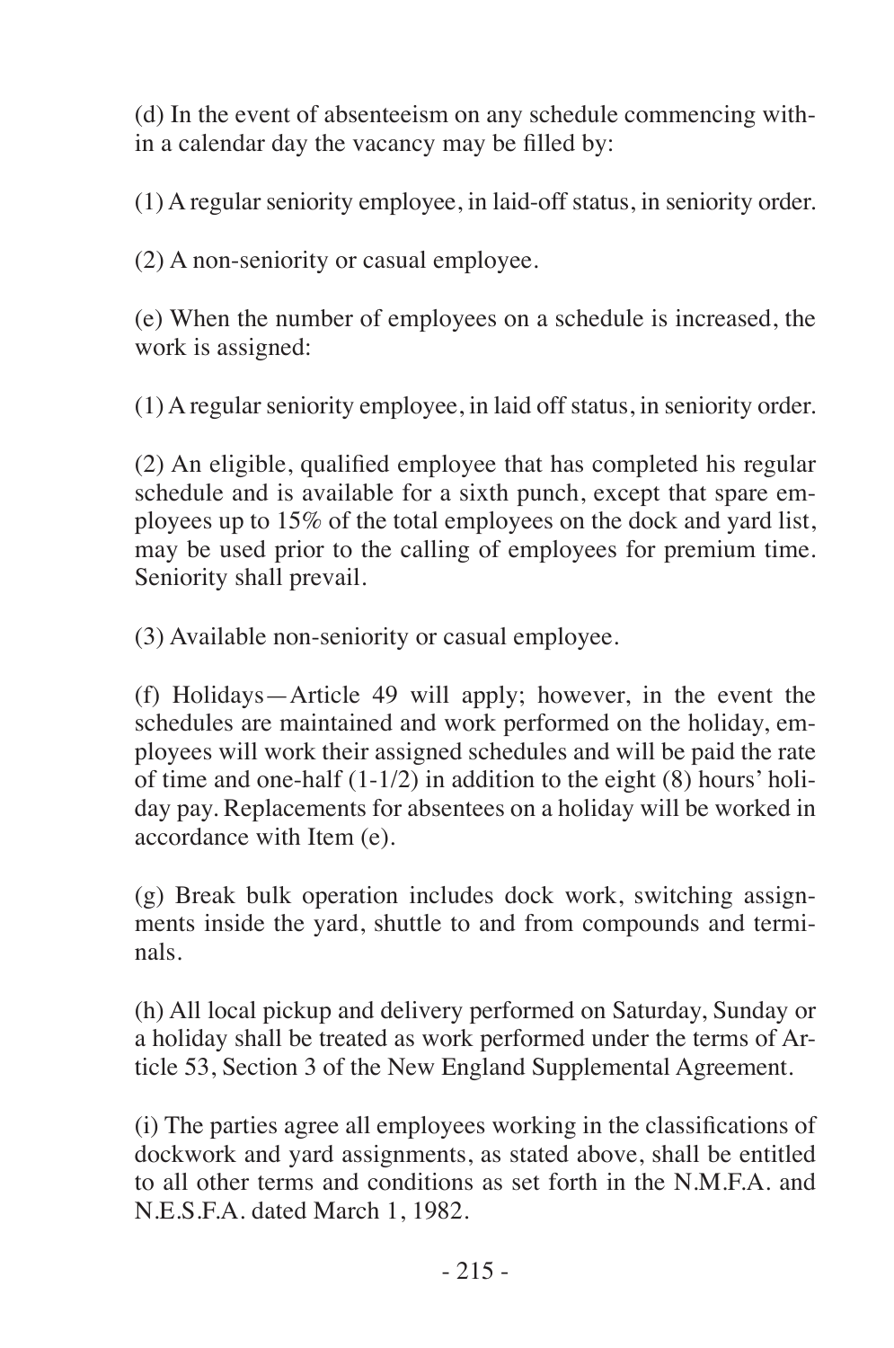(d) In the event of absenteeism on any schedule commencing within a calendar day the vacancy may be filled by:

(1) A regular seniority employee, in laid-off status, in seniority order.

(2) A non-seniority or casual employee.

(e) When the number of employees on a schedule is increased, the work is assigned:

(1) A regular seniority employee, in laid off status, in seniority order.

(2) An eligible, qualified employee that has completed his regular schedule and is available for a sixth punch, except that spare employees up to 15% of the total employees on the dock and yard list, may be used prior to the calling of employees for premium time. Seniority shall prevail.

(3) Available non-seniority or casual employee.

(f) Holidays—Article 49 will apply; however, in the event the schedules are maintained and work performed on the holiday, employees will work their assigned schedules and will be paid the rate of time and one-half (1-1/2) in addition to the eight (8) hours' holiday pay. Replacements for absentees on a holiday will be worked in accordance with Item (e).

(g) Break bulk operation includes dock work, switching assignments inside the yard, shuttle to and from compounds and terminals.

(h) All local pickup and delivery performed on Saturday, Sunday or a holiday shall be treated as work performed under the terms of Article 53, Section 3 of the New England Supplemental Agreement.

(i) The parties agree all employees working in the classifications of dockwork and yard assignments, as stated above, shall be entitled to all other terms and conditions as set forth in the N.M.F.A. and N.E.S.F.A. dated March 1, 1982.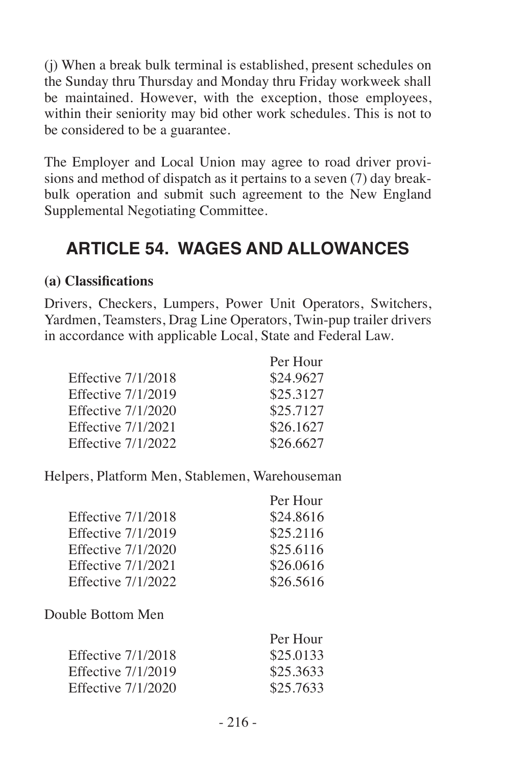(j) When a break bulk terminal is established, present schedules on the Sunday thru Thursday and Monday thru Friday workweek shall be maintained. However, with the exception, those employees, within their seniority may bid other work schedules. This is not to be considered to be a guarantee.

The Employer and Local Union may agree to road driver provisions and method of dispatch as it pertains to a seven (7) day break-bulk operation and submit such agreement to the New England Supplemental Negotiating Committee.

## ARTICLE 54. WAGES AND ALLOWANCES

**(a) Classifications**

Drivers, Checkers, Lumpers, Power Unit Operators, Switchers, Yardmen, Teamsters, Drag Line Operators, Twin-pup trailer drivers in accordance with applicable Local, State and Federal Law.

| | Per Hour |
|---|---|
| Effective 7/1/2018 | \$24.9627 |
| Effective 7/1/2019 | \$25.3127 |
| Effective 7/1/2020 | \$25.7127 |
| Effective 7/1/2021 | \$26.1627 |
| Effective 7/1/2022 | \$26.6627 |

Helpers, Platform Men, Stablemen, Warehouseman

| | Per Hour |
|---|---|
| Effective 7/1/2018 | \$24.8616 |
| Effective 7/1/2019 | \$25.2116 |
| Effective 7/1/2020 | \$25.6116 |
| Effective 7/1/2021 | \$26.0616 |
| Effective 7/1/2022 | \$26.5616 |

Double Bottom Men

| | Per Hour |
|---|---|
| Effective 7/1/2018 | \$25.0133 |
| Effective 7/1/2019 | \$25.3633 |
| Effective 7/1/2020 | \$25.7633 |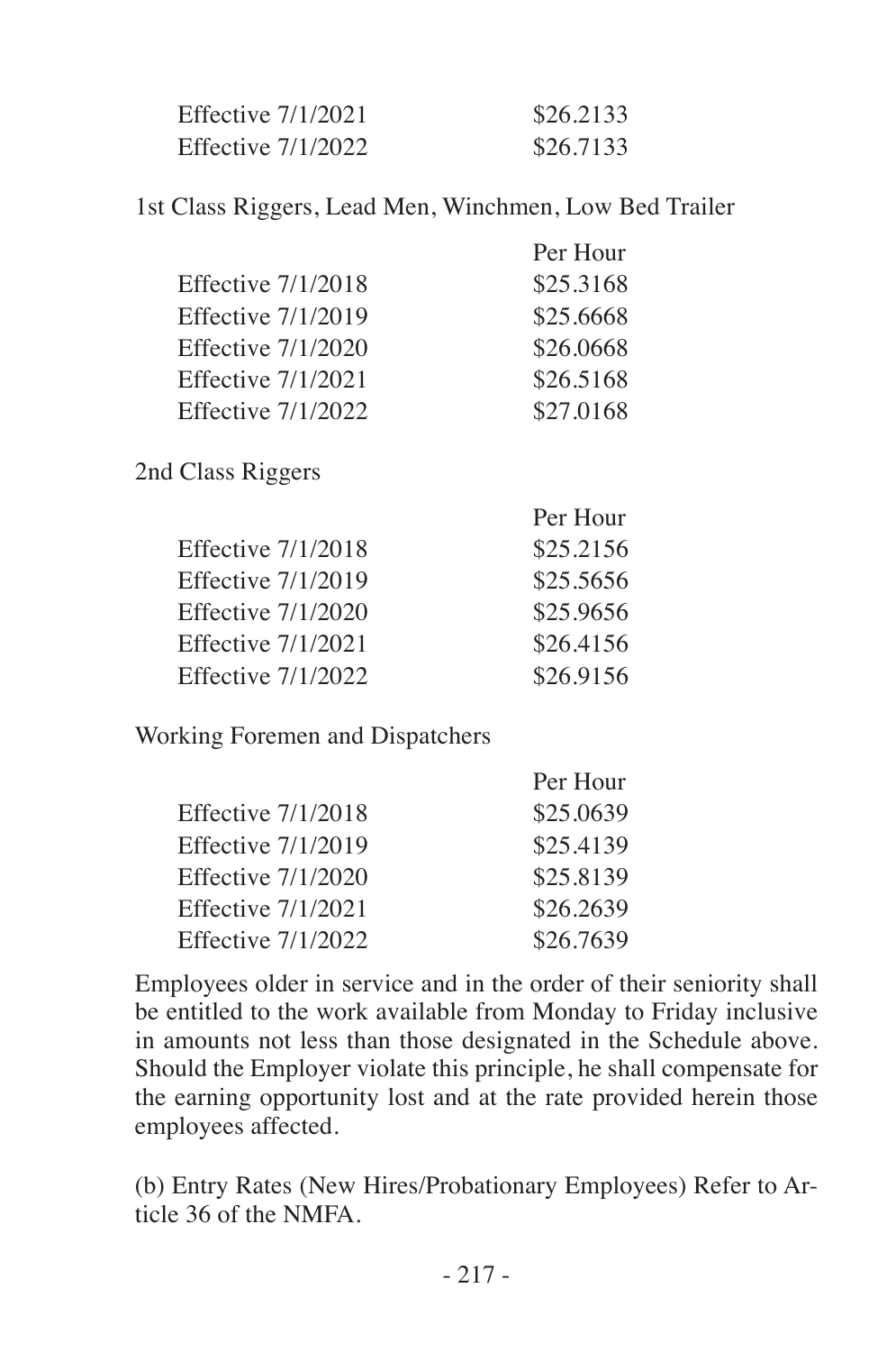| | |
|---|---|
| Effective 7/1/2021 | $26.2133 |
| Effective 7/1/2022 | $26.7133 |

1st Class Riggers, Lead Men, Winchmen, Low Bed Trailer

| | Per Hour |
|---|---|
| Effective 7/1/2018 | $25.3168 |
| Effective 7/1/2019 | $25.6668 |
| Effective 7/1/2020 | $26.0668 |
| Effective 7/1/2021 | $26.5168 |
| Effective 7/1/2022 | $27.0168 |

2nd Class Riggers

| | Per Hour |
|---|---|
| Effective 7/1/2018 | $25.2156 |
| Effective 7/1/2019 | $25.5656 |
| Effective 7/1/2020 | $25.9656 |
| Effective 7/1/2021 | $26.4156 |
| Effective 7/1/2022 | $26.9156 |

Working Foremen and Dispatchers

| | Per Hour |
|---|---|
| Effective 7/1/2018 | $25.0639 |
| Effective 7/1/2019 | $25.4139 |
| Effective 7/1/2020 | $25.8139 |
| Effective 7/1/2021 | $26.2639 |
| Effective 7/1/2022 | $26.7639 |

Employees older in service and in the order of their seniority shall be entitled to the work available from Monday to Friday inclusive in amounts not less than those designated in the Schedule above. Should the Employer violate this principle, he shall compensate for the earning opportunity lost and at the rate provided herein those employees affected.

(b) Entry Rates (New Hires/Probationary Employees) Refer to Article 36 of the NMFA.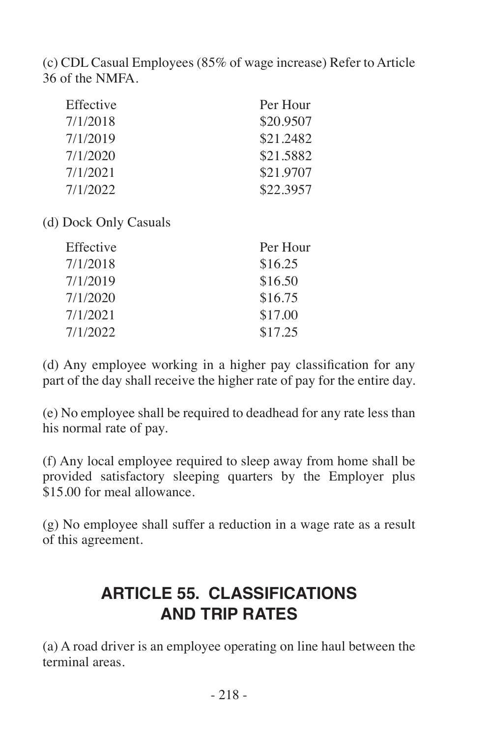(c) CDL Casual Employees (85% of wage increase) Refer to Article 36 of the NMFA.

| Effective | Per Hour |
|---|---|
| 7/1/2018 | $20.9507 |
| 7/1/2019 | $21.2482 |
| 7/1/2020 | $21.5882 |
| 7/1/2021 | $21.9707 |
| 7/1/2022 | $22.3957 |

(d) Dock Only Casuals

| Effective | Per Hour |
|---|---|
| 7/1/2018 | $16.25 |
| 7/1/2019 | $16.50 |
| 7/1/2020 | $16.75 |
| 7/1/2021 | $17.00 |
| 7/1/2022 | $17.25 |

(d) Any employee working in a higher pay classification for any part of the day shall receive the higher rate of pay for the entire day.

(e) No employee shall be required to deadhead for any rate less than his normal rate of pay.

(f) Any local employee required to sleep away from home shall be provided satisfactory sleeping quarters by the Employer plus $15.00 for meal allowance.

(g) No employee shall suffer a reduction in a wage rate as a result of this agreement.

## ARTICLE 55. CLASSIFICATIONS AND TRIP RATES

(a) A road driver is an employee operating on line haul between the terminal areas.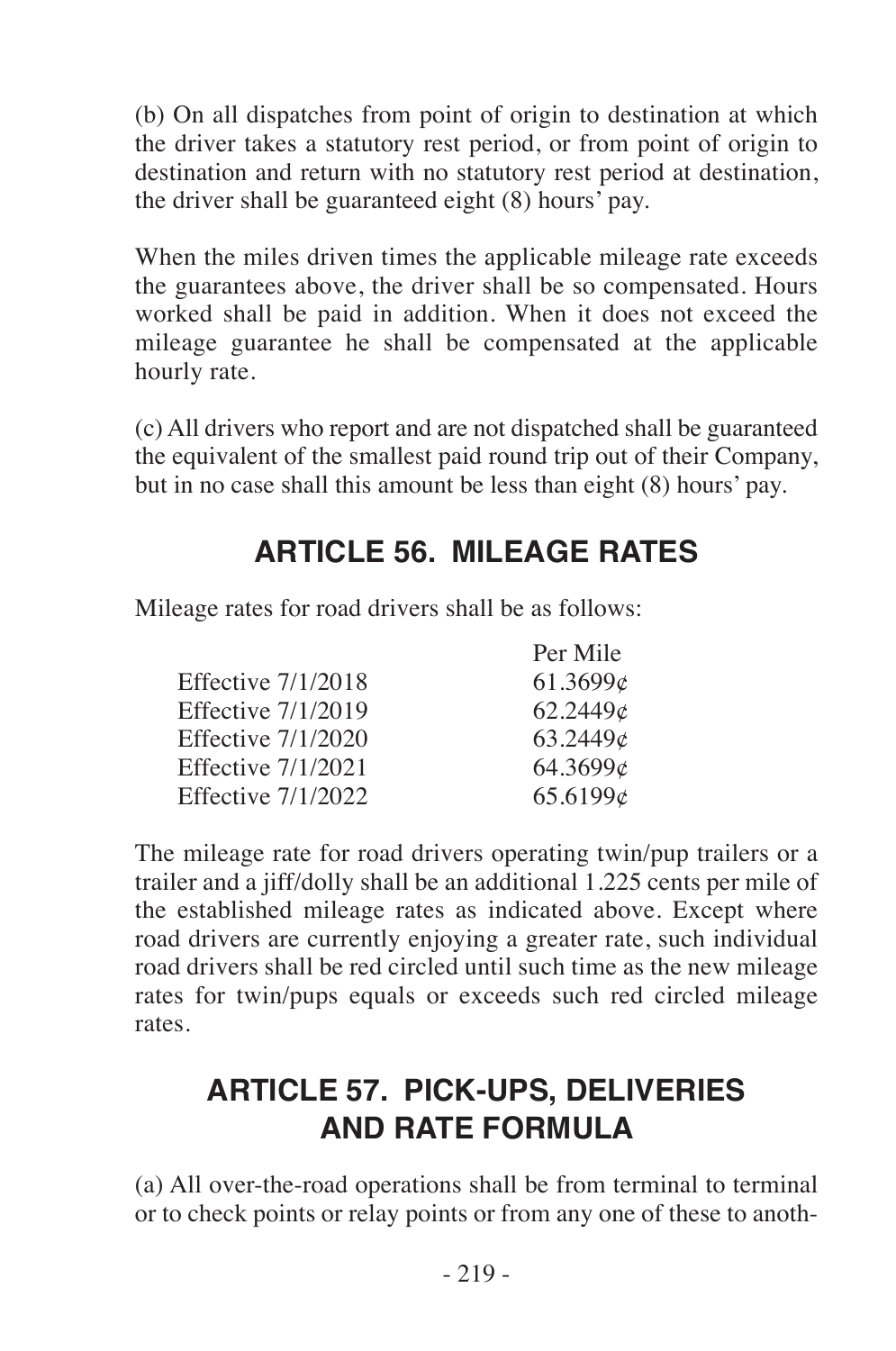(b) On all dispatches from point of origin to destination at which the driver takes a statutory rest period, or from point of origin to destination and return with no statutory rest period at destination, the driver shall be guaranteed eight (8) hours' pay.

When the miles driven times the applicable mileage rate exceeds the guarantees above, the driver shall be so compensated. Hours worked shall be paid in addition. When it does not exceed the mileage guarantee he shall be compensated at the applicable hourly rate.

(c) All drivers who report and are not dispatched shall be guaranteed the equivalent of the smallest paid round trip out of their Company, but in no case shall this amount be less than eight (8) hours' pay.

## ARTICLE 56. MILEAGE RATES

Mileage rates for road drivers shall be as follows:

| | Per Mile |
|---|---|
| Effective 7/1/2018 | 61.3699¢ |
| Effective 7/1/2019 | 62.2449¢ |
| Effective 7/1/2020 | 63.2449¢ |
| Effective 7/1/2021 | 64.3699¢ |
| Effective 7/1/2022 | 65.6199¢ |

The mileage rate for road drivers operating twin/pup trailers or a trailer and a jiff/dolly shall be an additional 1.225 cents per mile of the established mileage rates as indicated above. Except where road drivers are currently enjoying a greater rate, such individual road drivers shall be red circled until such time as the new mileage rates for twin/pups equals or exceeds such red circled mileage rates.

## ARTICLE 57. PICK-UPS, DELIVERIES AND RATE FORMULA

(a) All over-the-road operations shall be from terminal to terminal or to check points or relay points or from any one of these to anoth-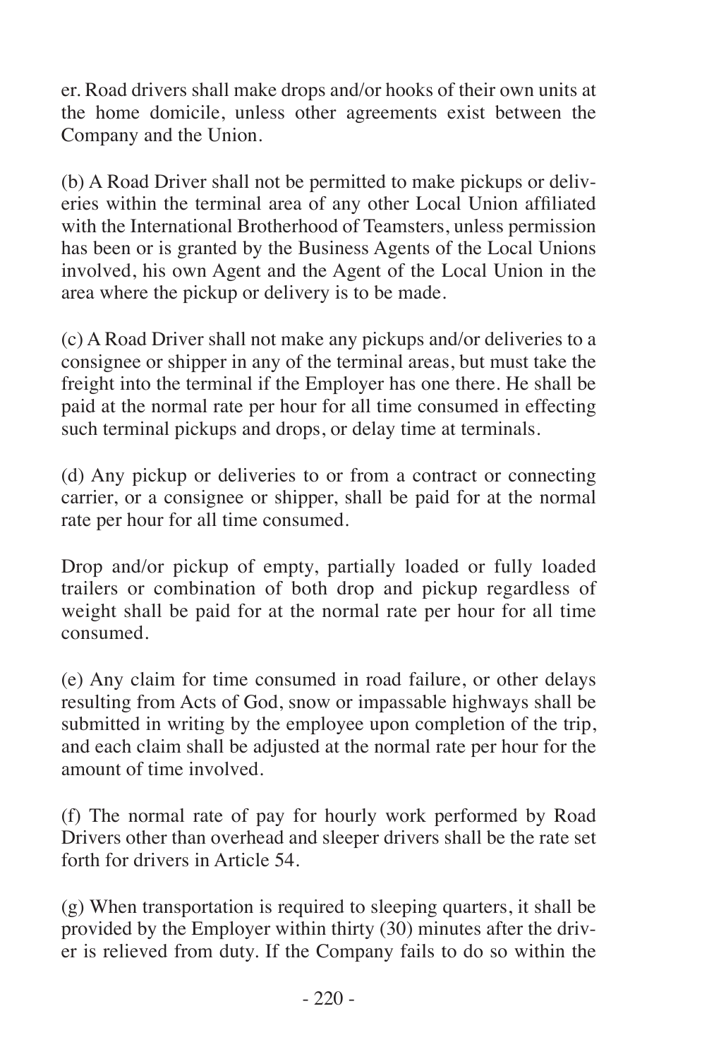er. Road drivers shall make drops and/or hooks of their own units at the home domicile, unless other agreements exist between the Company and the Union.

(b) A Road Driver shall not be permitted to make pickups or deliveries within the terminal area of any other Local Union affiliated with the International Brotherhood of Teamsters, unless permission has been or is granted by the Business Agents of the Local Unions involved, his own Agent and the Agent of the Local Union in the area where the pickup or delivery is to be made.

(c) A Road Driver shall not make any pickups and/or deliveries to a consignee or shipper in any of the terminal areas, but must take the freight into the terminal if the Employer has one there. He shall be paid at the normal rate per hour for all time consumed in effecting such terminal pickups and drops, or delay time at terminals.

(d) Any pickup or deliveries to or from a contract or connecting carrier, or a consignee or shipper, shall be paid for at the normal rate per hour for all time consumed.

Drop and/or pickup of empty, partially loaded or fully loaded trailers or combination of both drop and pickup regardless of weight shall be paid for at the normal rate per hour for all time consumed.

(e) Any claim for time consumed in road failure, or other delays resulting from Acts of God, snow or impassable highways shall be submitted in writing by the employee upon completion of the trip, and each claim shall be adjusted at the normal rate per hour for the amount of time involved.

(f) The normal rate of pay for hourly work performed by Road Drivers other than overhead and sleeper drivers shall be the rate set forth for drivers in Article 54.

(g) When transportation is required to sleeping quarters, it shall be provided by the Employer within thirty (30) minutes after the driver is relieved from duty. If the Company fails to do so within the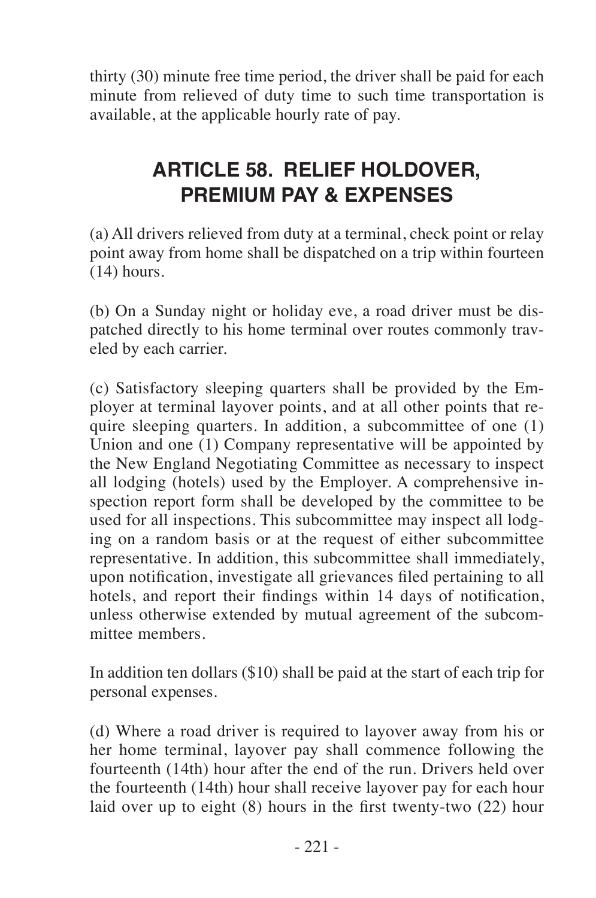thirty (30) minute free time period, the driver shall be paid for each minute from relieved of duty time to such time transportation is available, at the applicable hourly rate of pay.

## ARTICLE 58. RELIEF HOLDOVER, PREMIUM PAY & EXPENSES

(a) All drivers relieved from duty at a terminal, check point or relay point away from home shall be dispatched on a trip within fourteen (14) hours.

(b) On a Sunday night or holiday eve, a road driver must be dispatched directly to his home terminal over routes commonly traveled by each carrier.

(c) Satisfactory sleeping quarters shall be provided by the Employer at terminal layover points, and at all other points that require sleeping quarters. In addition, a subcommittee of one (1) Union and one (1) Company representative will be appointed by the New England Negotiating Committee as necessary to inspect all lodging (hotels) used by the Employer. A comprehensive inspection report form shall be developed by the committee to be used for all inspections. This subcommittee may inspect all lodging on a random basis or at the request of either subcommittee representative. In addition, this subcommittee shall immediately, upon notification, investigate all grievances filed pertaining to all hotels, and report their findings within 14 days of notification, unless otherwise extended by mutual agreement of the subcommittee members.

In addition ten dollars ($10) shall be paid at the start of each trip for personal expenses.

(d) Where a road driver is required to layover away from his or her home terminal, layover pay shall commence following the fourteenth (14th) hour after the end of the run. Drivers held over the fourteenth (14th) hour shall receive layover pay for each hour laid over up to eight (8) hours in the first twenty-two (22) hour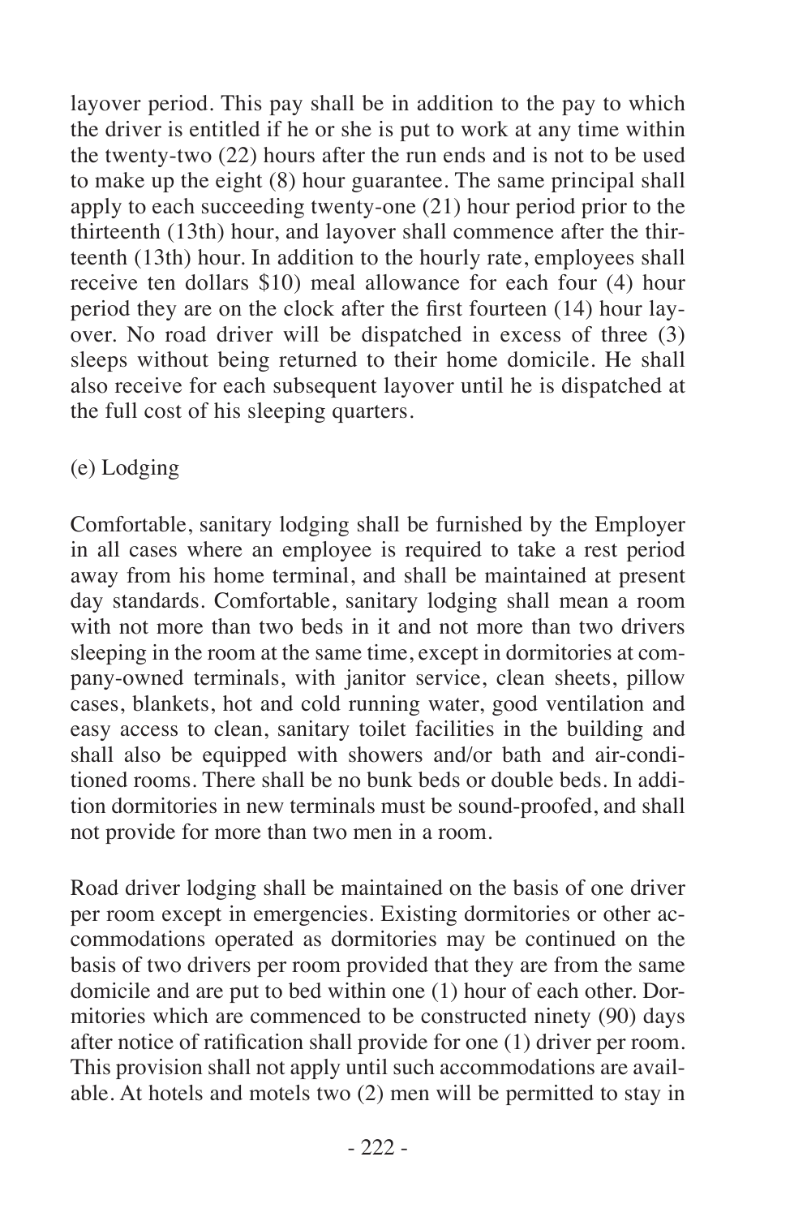layover period. This pay shall be in addition to the pay to which the driver is entitled if he or she is put to work at any time within the twenty-two (22) hours after the run ends and is not to be used to make up the eight (8) hour guarantee. The same principal shall apply to each succeeding twenty-one (21) hour period prior to the thirteenth (13th) hour, and layover shall commence after the thirteenth (13th) hour. In addition to the hourly rate, employees shall receive ten dollars $10) meal allowance for each four (4) hour period they are on the clock after the first fourteen (14) hour layover. No road driver will be dispatched in excess of three (3) sleeps without being returned to their home domicile. He shall also receive for each subsequent layover until he is dispatched at the full cost of his sleeping quarters.

(e) Lodging

Comfortable, sanitary lodging shall be furnished by the Employer in all cases where an employee is required to take a rest period away from his home terminal, and shall be maintained at present day standards. Comfortable, sanitary lodging shall mean a room with not more than two beds in it and not more than two drivers sleeping in the room at the same time, except in dormitories at company-owned terminals, with janitor service, clean sheets, pillow cases, blankets, hot and cold running water, good ventilation and easy access to clean, sanitary toilet facilities in the building and shall also be equipped with showers and/or bath and air-conditioned rooms. There shall be no bunk beds or double beds. In addition dormitories in new terminals must be sound-proofed, and shall not provide for more than two men in a room.

Road driver lodging shall be maintained on the basis of one driver per room except in emergencies. Existing dormitories or other accommodations operated as dormitories may be continued on the basis of two drivers per room provided that they are from the same domicile and are put to bed within one (1) hour of each other. Dormitories which are commenced to be constructed ninety (90) days after notice of ratification shall provide for one (1) driver per room. This provision shall not apply until such accommodations are available. At hotels and motels two (2) men will be permitted to stay in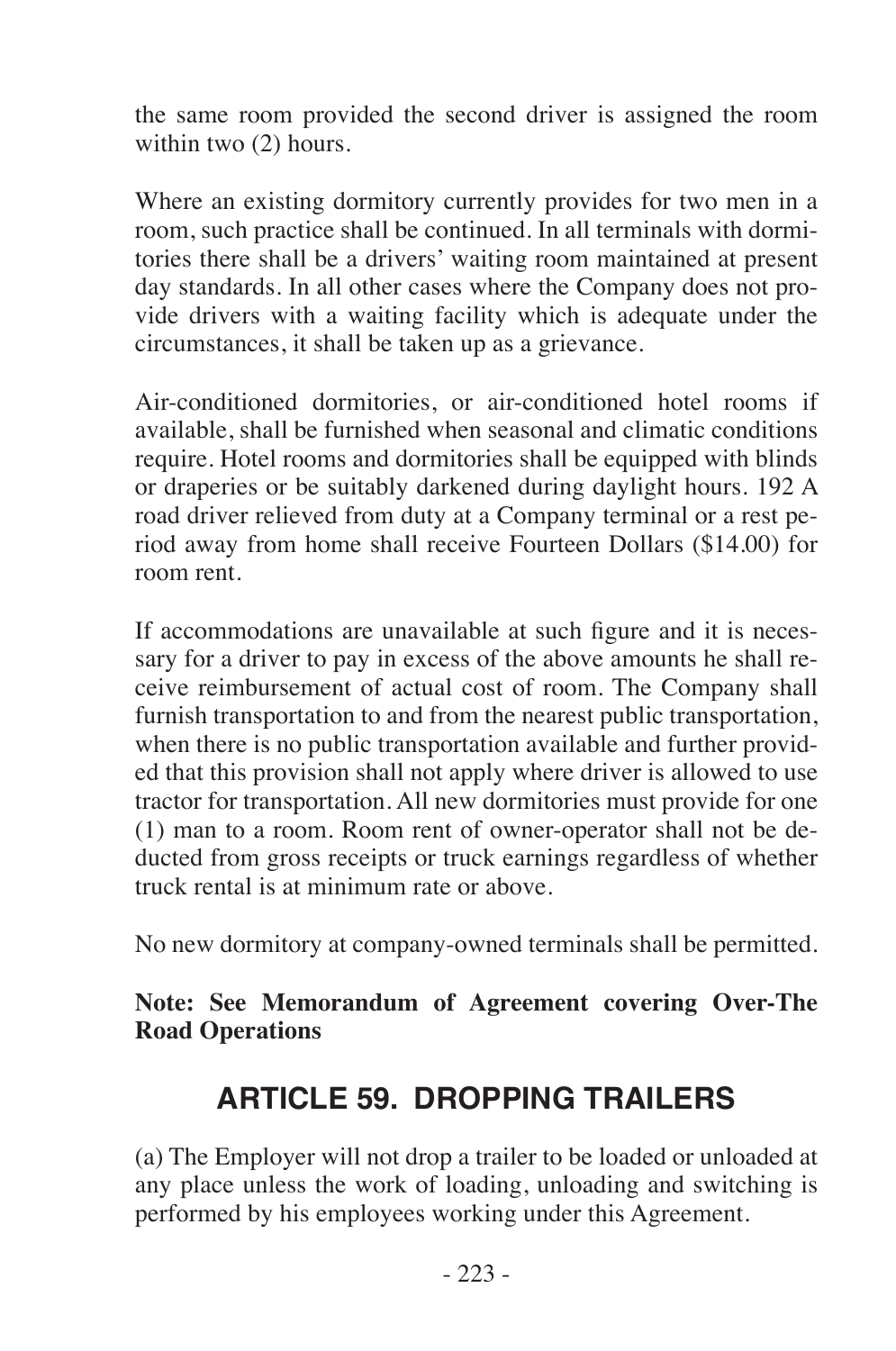the same room provided the second driver is assigned the room within two (2) hours.

Where an existing dormitory currently provides for two men in a room, such practice shall be continued. In all terminals with dormitories there shall be a drivers' waiting room maintained at present day standards. In all other cases where the Company does not provide drivers with a waiting facility which is adequate under the circumstances, it shall be taken up as a grievance.

Air-conditioned dormitories, or air-conditioned hotel rooms if available, shall be furnished when seasonal and climatic conditions require. Hotel rooms and dormitories shall be equipped with blinds or draperies or be suitably darkened during daylight hours. 192 A road driver relieved from duty at a Company terminal or a rest period away from home shall receive Fourteen Dollars ($14.00) for room rent.

If accommodations are unavailable at such figure and it is necessary for a driver to pay in excess of the above amounts he shall receive reimbursement of actual cost of room. The Company shall furnish transportation to and from the nearest public transportation, when there is no public transportation available and further provided that this provision shall not apply where driver is allowed to use tractor for transportation. All new dormitories must provide for one (1) man to a room. Room rent of owner-operator shall not be deducted from gross receipts or truck earnings regardless of whether truck rental is at minimum rate or above.

No new dormitory at company-owned terminals shall be permitted.

**Note: See Memorandum of Agreement covering Over-The Road Operations**

## ARTICLE 59. DROPPING TRAILERS

(a) The Employer will not drop a trailer to be loaded or unloaded at any place unless the work of loading, unloading and switching is performed by his employees working under this Agreement.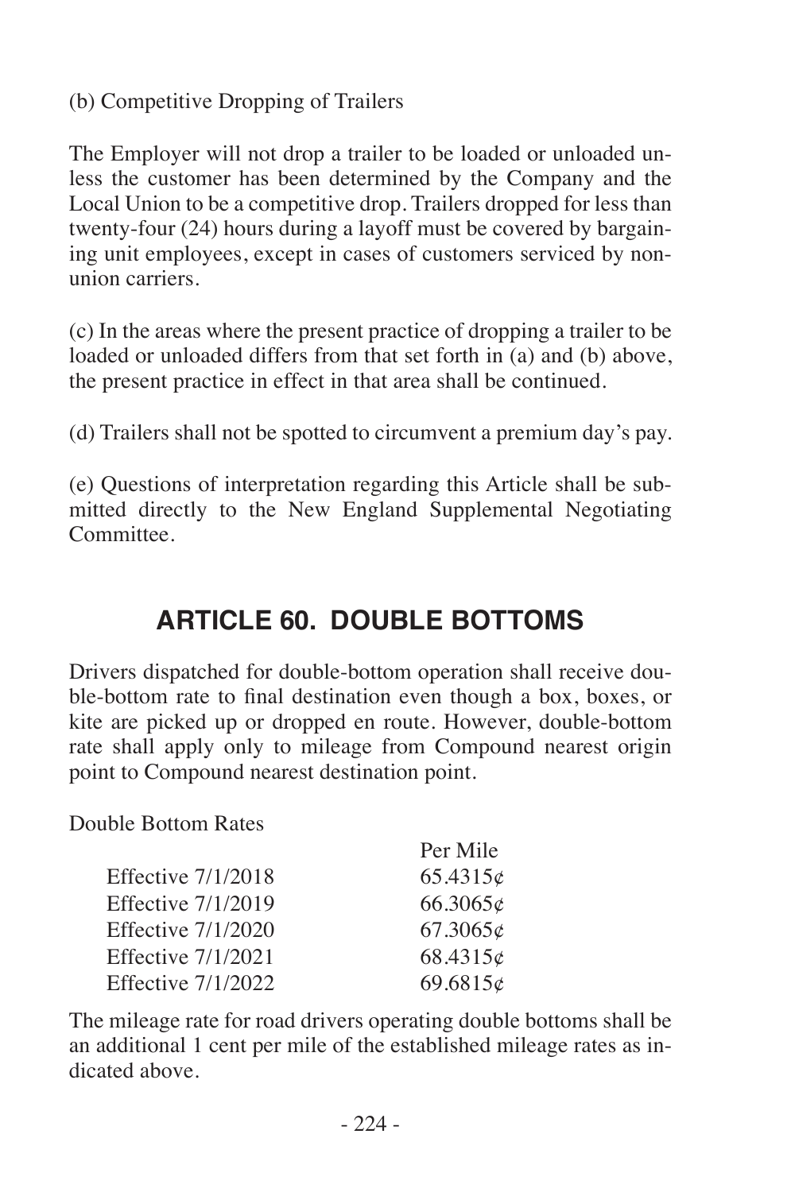(b) Competitive Dropping of Trailers

The Employer will not drop a trailer to be loaded or unloaded unless the customer has been determined by the Company and the Local Union to be a competitive drop. Trailers dropped for less than twenty-four (24) hours during a layoff must be covered by bargaining unit employees, except in cases of customers serviced by non-union carriers.

(c) In the areas where the present practice of dropping a trailer to be loaded or unloaded differs from that set forth in (a) and (b) above, the present practice in effect in that area shall be continued.

(d) Trailers shall not be spotted to circumvent a premium day's pay.

(e) Questions of interpretation regarding this Article shall be submitted directly to the New England Supplemental Negotiating Committee.

## ARTICLE 60. DOUBLE BOTTOMS

Drivers dispatched for double-bottom operation shall receive double-bottom rate to final destination even though a box, boxes, or kite are picked up or dropped en route. However, double-bottom rate shall apply only to mileage from Compound nearest origin point to Compound nearest destination point.

Double Bottom Rates

| | Per Mile |
|---|---|
| Effective 7/1/2018 | 65.4315¢ |
| Effective 7/1/2019 | 66.3065¢ |
| Effective 7/1/2020 | 67.3065¢ |
| Effective 7/1/2021 | 68.4315¢ |
| Effective 7/1/2022 | 69.6815¢ |

The mileage rate for road drivers operating double bottoms shall be an additional 1 cent per mile of the established mileage rates as indicated above.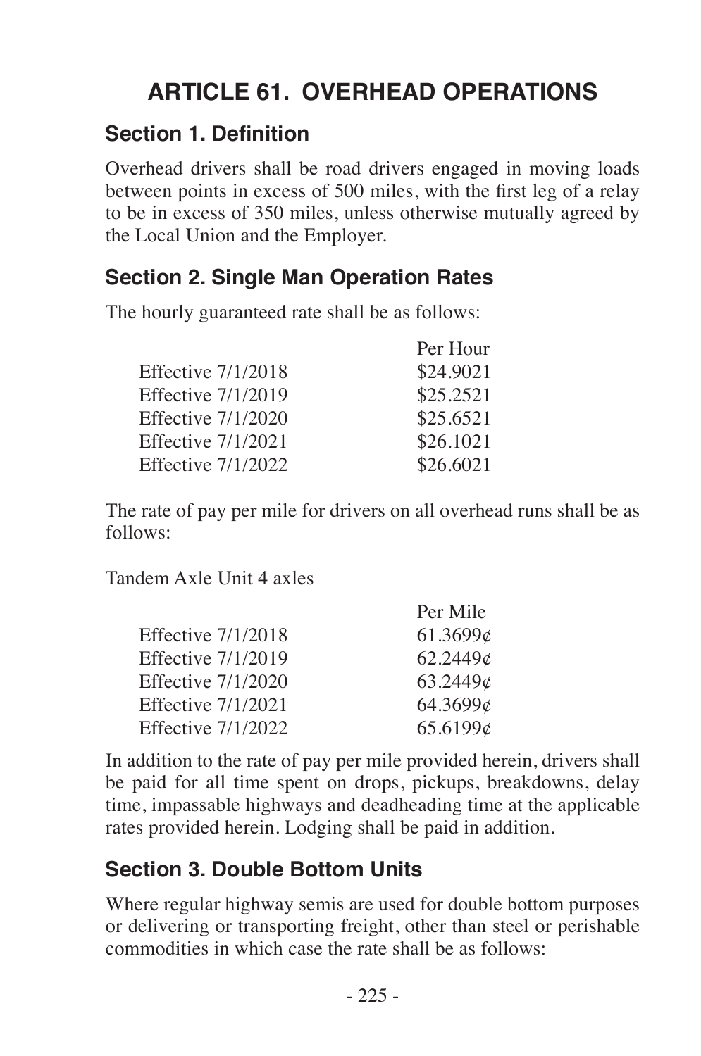# ARTICLE 61. OVERHEAD OPERATIONS

## Section 1. Definition

Overhead drivers shall be road drivers engaged in moving loads between points in excess of 500 miles, with the first leg of a relay to be in excess of 350 miles, unless otherwise mutually agreed by the Local Union and the Employer.

## Section 2. Single Man Operation Rates

The hourly guaranteed rate shall be as follows:

| | Per Hour |
|---|---|
| Effective 7/1/2018 | \$24.9021 |
| Effective 7/1/2019 | \$25.2521 |
| Effective 7/1/2020 | \$25.6521 |
| Effective 7/1/2021 | \$26.1021 |
| Effective 7/1/2022 | \$26.6021 |

The rate of pay per mile for drivers on all overhead runs shall be as follows:

Tandem Axle Unit 4 axles

| | Per Mile |
|---|---|
| Effective 7/1/2018 | 61.3699¢ |
| Effective 7/1/2019 | 62.2449¢ |
| Effective 7/1/2020 | 63.2449¢ |
| Effective 7/1/2021 | 64.3699¢ |
| Effective 7/1/2022 | 65.6199¢ |

In addition to the rate of pay per mile provided herein, drivers shall be paid for all time spent on drops, pickups, breakdowns, delay time, impassable highways and deadheading time at the applicable rates provided herein. Lodging shall be paid in addition.

## Section 3. Double Bottom Units

Where regular highway semis are used for double bottom purposes or delivering or transporting freight, other than steel or perishable commodities in which case the rate shall be as follows: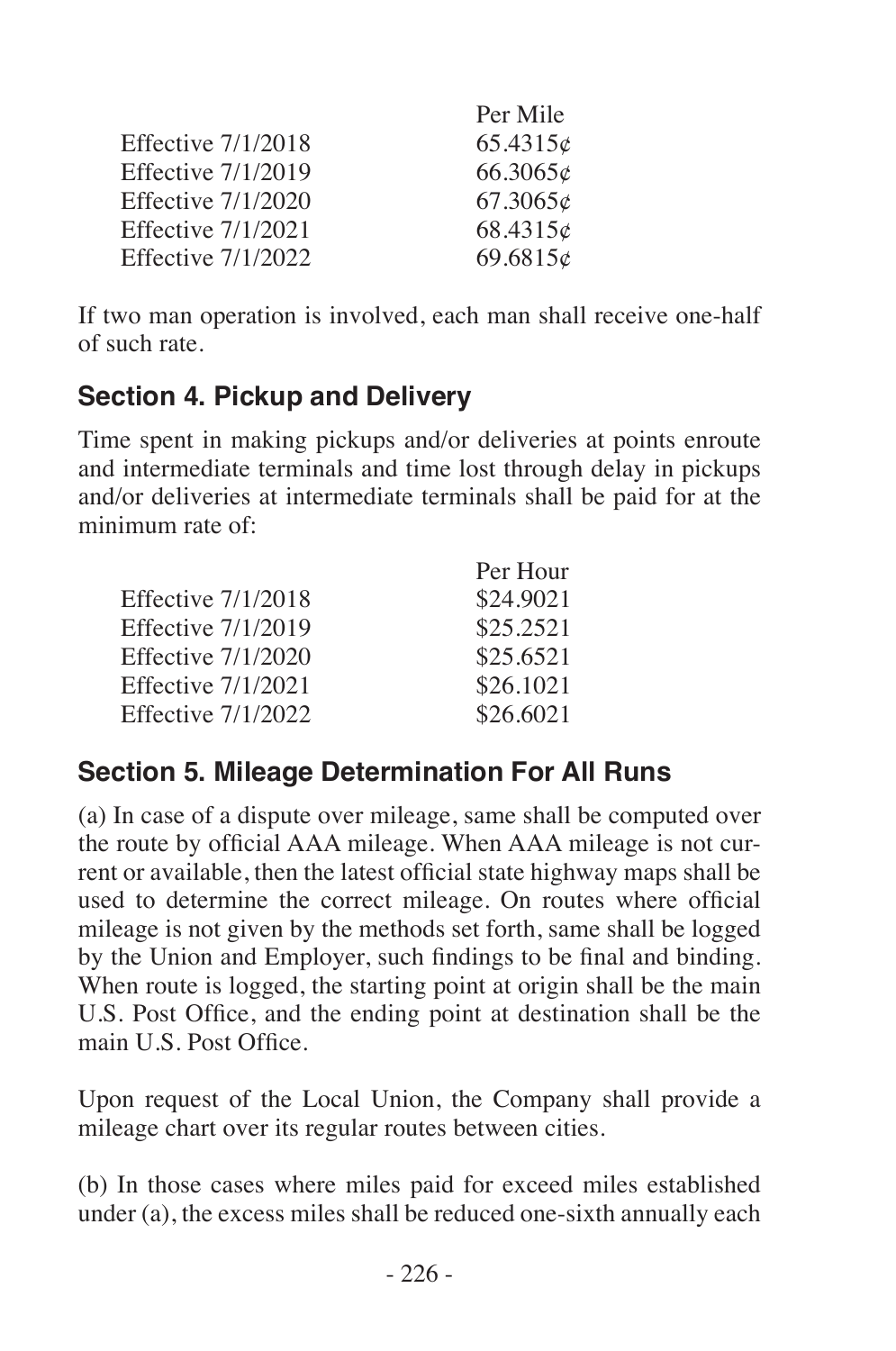| | Per Mile |
|---|---|
| Effective 7/1/2018 | 65.4315¢ |
| Effective 7/1/2019 | 66.3065¢ |
| Effective 7/1/2020 | 67.3065¢ |
| Effective 7/1/2021 | 68.4315¢ |
| Effective 7/1/2022 | 69.6815¢ |

If two man operation is involved, each man shall receive one-half of such rate.

## Section 4. Pickup and Delivery

Time spent in making pickups and/or deliveries at points enroute and intermediate terminals and time lost through delay in pickups and/or deliveries at intermediate terminals shall be paid for at the minimum rate of:

| | Per Hour |
|---|---|
| Effective 7/1/2018 | $24.9021 |
| Effective 7/1/2019 | $25.2521 |
| Effective 7/1/2020 | $25.6521 |
| Effective 7/1/2021 | $26.1021 |
| Effective 7/1/2022 | $26.6021 |

## Section 5. Mileage Determination For All Runs

(a) In case of a dispute over mileage, same shall be computed over the route by official AAA mileage. When AAA mileage is not current or available, then the latest official state highway maps shall be used to determine the correct mileage. On routes where official mileage is not given by the methods set forth, same shall be logged by the Union and Employer, such findings to be final and binding. When route is logged, the starting point at origin shall be the main U.S. Post Office, and the ending point at destination shall be the main U.S. Post Office.

Upon request of the Local Union, the Company shall provide a mileage chart over its regular routes between cities.

(b) In those cases where miles paid for exceed miles established under (a), the excess miles shall be reduced one-sixth annually each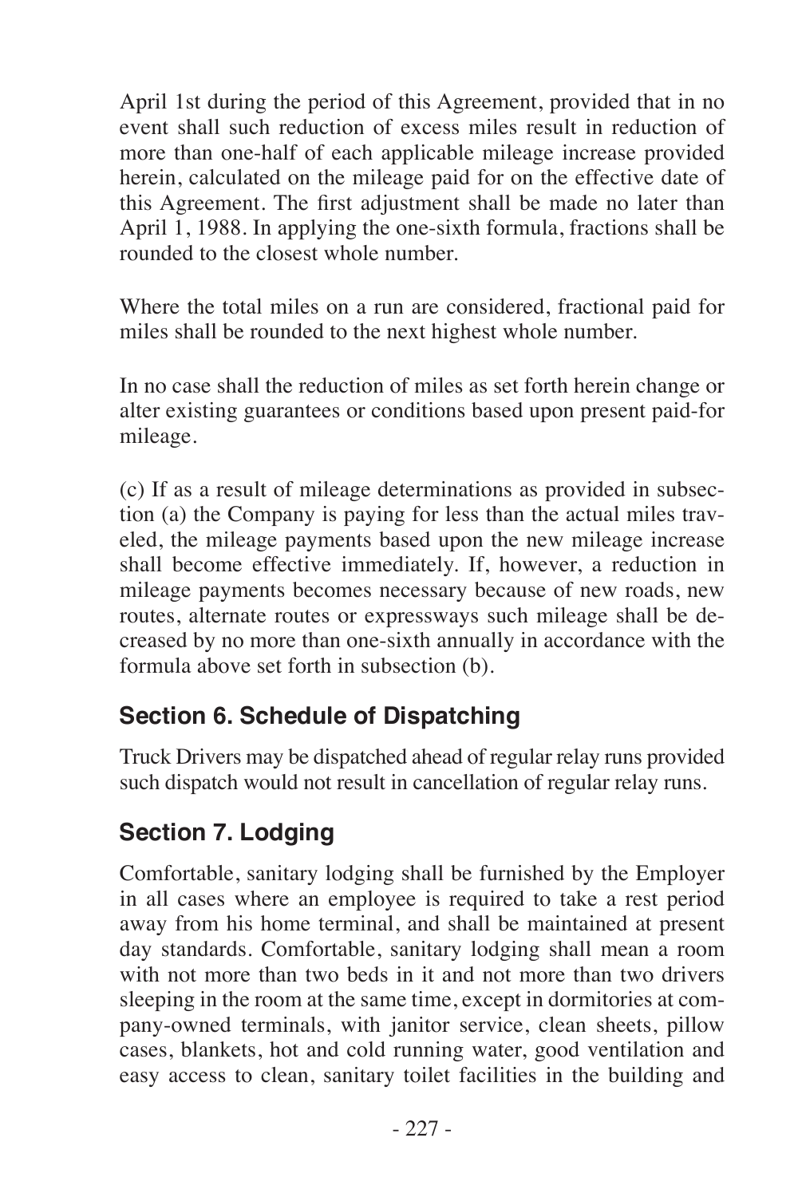April 1st during the period of this Agreement, provided that in no event shall such reduction of excess miles result in reduction of more than one-half of each applicable mileage increase provided herein, calculated on the mileage paid for on the effective date of this Agreement. The first adjustment shall be made no later than April 1, 1988. In applying the one-sixth formula, fractions shall be rounded to the closest whole number.

Where the total miles on a run are considered, fractional paid for miles shall be rounded to the next highest whole number.

In no case shall the reduction of miles as set forth herein change or alter existing guarantees or conditions based upon present paid-for mileage.

(c) If as a result of mileage determinations as provided in subsection (a) the Company is paying for less than the actual miles traveled, the mileage payments based upon the new mileage increase shall become effective immediately. If, however, a reduction in mileage payments becomes necessary because of new roads, new routes, alternate routes or expressways such mileage shall be decreased by no more than one-sixth annually in accordance with the formula above set forth in subsection (b).

## Section 6. Schedule of Dispatching

Truck Drivers may be dispatched ahead of regular relay runs provided such dispatch would not result in cancellation of regular relay runs.

## Section 7. Lodging

Comfortable, sanitary lodging shall be furnished by the Employer in all cases where an employee is required to take a rest period away from his home terminal, and shall be maintained at present day standards. Comfortable, sanitary lodging shall mean a room with not more than two beds in it and not more than two drivers sleeping in the room at the same time, except in dormitories at company-owned terminals, with janitor service, clean sheets, pillow cases, blankets, hot and cold running water, good ventilation and easy access to clean, sanitary toilet facilities in the building and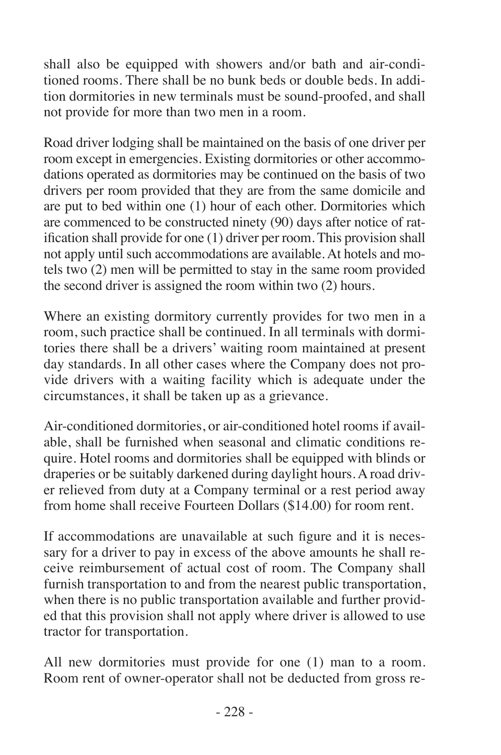shall also be equipped with showers and/or bath and air-conditioned rooms. There shall be no bunk beds or double beds. In addition dormitories in new terminals must be sound-proofed, and shall not provide for more than two men in a room.

Road driver lodging shall be maintained on the basis of one driver per room except in emergencies. Existing dormitories or other accommodations operated as dormitories may be continued on the basis of two drivers per room provided that they are from the same domicile and are put to bed within one (1) hour of each other. Dormitories which are commenced to be constructed ninety (90) days after notice of ratification shall provide for one (1) driver per room. This provision shall not apply until such accommodations are available. At hotels and motels two (2) men will be permitted to stay in the same room provided the second driver is assigned the room within two (2) hours.

Where an existing dormitory currently provides for two men in a room, such practice shall be continued. In all terminals with dormitories there shall be a drivers' waiting room maintained at present day standards. In all other cases where the Company does not provide drivers with a waiting facility which is adequate under the circumstances, it shall be taken up as a grievance.

Air-conditioned dormitories, or air-conditioned hotel rooms if available, shall be furnished when seasonal and climatic conditions require. Hotel rooms and dormitories shall be equipped with blinds or draperies or be suitably darkened during daylight hours. A road driver relieved from duty at a Company terminal or a rest period away from home shall receive Fourteen Dollars ($14.00) for room rent.

If accommodations are unavailable at such figure and it is necessary for a driver to pay in excess of the above amounts he shall receive reimbursement of actual cost of room. The Company shall furnish transportation to and from the nearest public transportation, when there is no public transportation available and further provided that this provision shall not apply where driver is allowed to use tractor for transportation.

All new dormitories must provide for one (1) man to a room. Room rent of owner-operator shall not be deducted from gross re-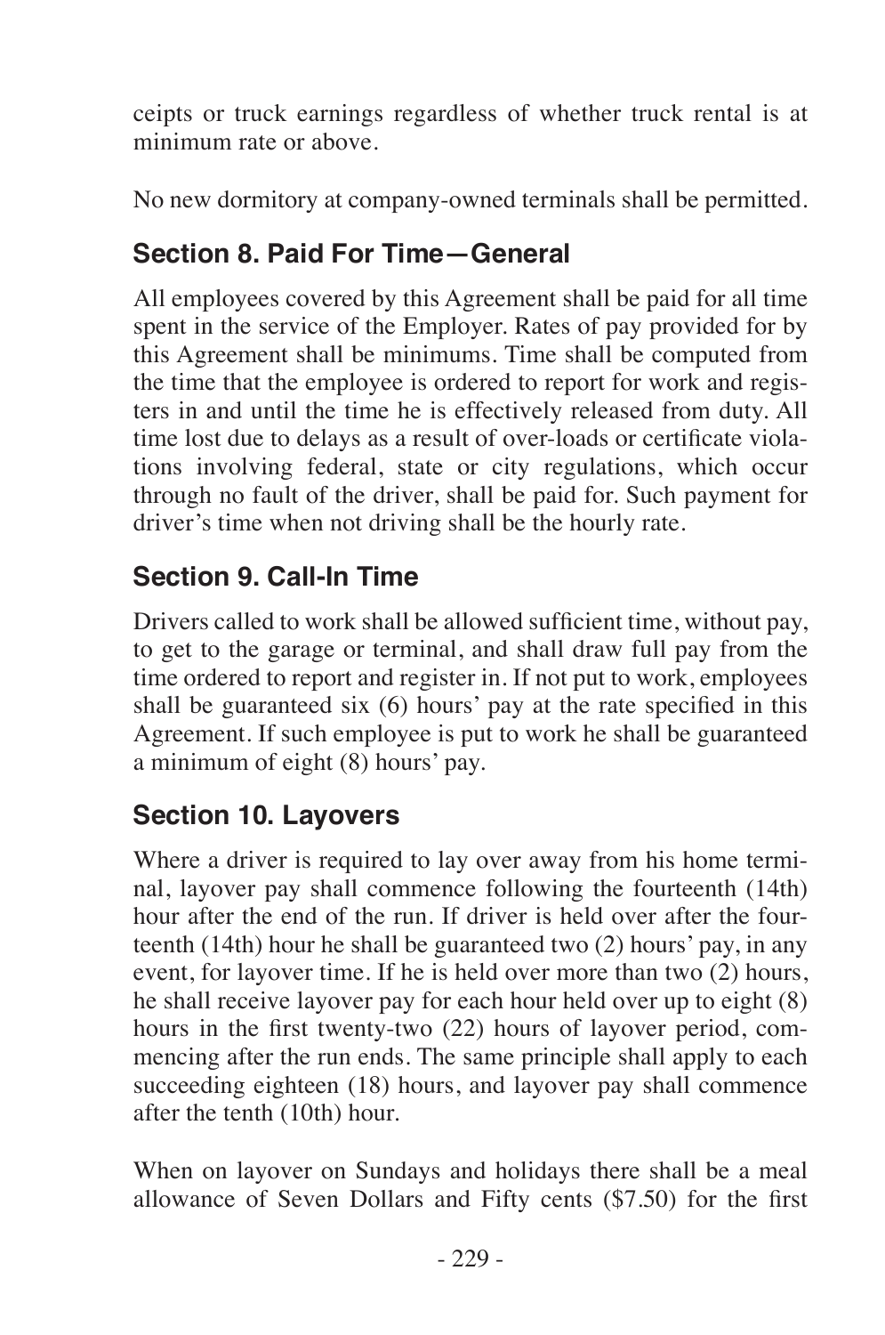ceipts or truck earnings regardless of whether truck rental is at minimum rate or above.

No new dormitory at company-owned terminals shall be permitted.

## Section 8. Paid For Time—General

All employees covered by this Agreement shall be paid for all time spent in the service of the Employer. Rates of pay provided for by this Agreement shall be minimums. Time shall be computed from the time that the employee is ordered to report for work and registers in and until the time he is effectively released from duty. All time lost due to delays as a result of over-loads or certificate violations involving federal, state or city regulations, which occur through no fault of the driver, shall be paid for. Such payment for driver's time when not driving shall be the hourly rate.

## Section 9. Call-In Time

Drivers called to work shall be allowed sufficient time, without pay, to get to the garage or terminal, and shall draw full pay from the time ordered to report and register in. If not put to work, employees shall be guaranteed six (6) hours' pay at the rate specified in this Agreement. If such employee is put to work he shall be guaranteed a minimum of eight (8) hours' pay.

## Section 10. Layovers

Where a driver is required to lay over away from his home terminal, layover pay shall commence following the fourteenth (14th) hour after the end of the run. If driver is held over after the fourteenth (14th) hour he shall be guaranteed two (2) hours' pay, in any event, for layover time. If he is held over more than two (2) hours, he shall receive layover pay for each hour held over up to eight (8) hours in the first twenty-two (22) hours of layover period, commencing after the run ends. The same principle shall apply to each succeeding eighteen (18) hours, and layover pay shall commence after the tenth (10th) hour.

When on layover on Sundays and holidays there shall be a meal allowance of Seven Dollars and Fifty cents ($7.50) for the first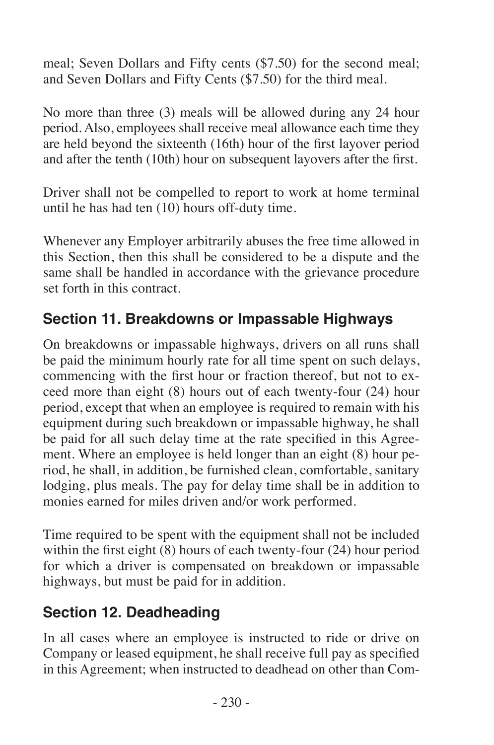meal; Seven Dollars and Fifty cents ($7.50) for the second meal; and Seven Dollars and Fifty Cents ($7.50) for the third meal.

No more than three (3) meals will be allowed during any 24 hour period. Also, employees shall receive meal allowance each time they are held beyond the sixteenth (16th) hour of the first layover period and after the tenth (10th) hour on subsequent layovers after the first.

Driver shall not be compelled to report to work at home terminal until he has had ten (10) hours off-duty time.

Whenever any Employer arbitrarily abuses the free time allowed in this Section, then this shall be considered to be a dispute and the same shall be handled in accordance with the grievance procedure set forth in this contract.

## Section 11. Breakdowns or Impassable Highways

On breakdowns or impassable highways, drivers on all runs shall be paid the minimum hourly rate for all time spent on such delays, commencing with the first hour or fraction thereof, but not to exceed more than eight (8) hours out of each twenty-four (24) hour period, except that when an employee is required to remain with his equipment during such breakdown or impassable highway, he shall be paid for all such delay time at the rate specified in this Agreement. Where an employee is held longer than an eight (8) hour period, he shall, in addition, be furnished clean, comfortable, sanitary lodging, plus meals. The pay for delay time shall be in addition to monies earned for miles driven and/or work performed.

Time required to be spent with the equipment shall not be included within the first eight (8) hours of each twenty-four (24) hour period for which a driver is compensated on breakdown or impassable highways, but must be paid for in addition.

## Section 12. Deadheading

In all cases where an employee is instructed to ride or drive on Company or leased equipment, he shall receive full pay as specified in this Agreement; when instructed to deadhead on other than Com-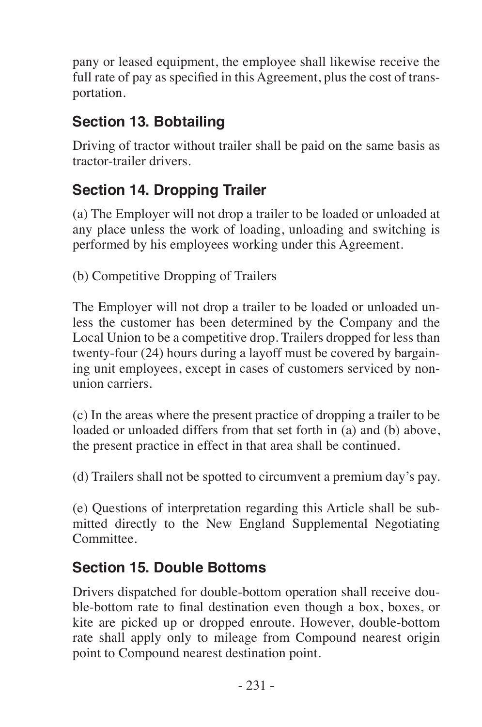pany or leased equipment, the employee shall likewise receive the full rate of pay as specified in this Agreement, plus the cost of transportation.

## Section 13. Bobtailing

Driving of tractor without trailer shall be paid on the same basis as tractor-trailer drivers.

## Section 14. Dropping Trailer

(a) The Employer will not drop a trailer to be loaded or unloaded at any place unless the work of loading, unloading and switching is performed by his employees working under this Agreement.

(b) Competitive Dropping of Trailers

The Employer will not drop a trailer to be loaded or unloaded unless the customer has been determined by the Company and the Local Union to be a competitive drop. Trailers dropped for less than twenty-four (24) hours during a layoff must be covered by bargaining unit employees, except in cases of customers serviced by non-union carriers.

(c) In the areas where the present practice of dropping a trailer to be loaded or unloaded differs from that set forth in (a) and (b) above, the present practice in effect in that area shall be continued.

(d) Trailers shall not be spotted to circumvent a premium day's pay.

(e) Questions of interpretation regarding this Article shall be submitted directly to the New England Supplemental Negotiating Committee.

## Section 15. Double Bottoms

Drivers dispatched for double-bottom operation shall receive double-bottom rate to final destination even though a box, boxes, or kite are picked up or dropped enroute. However, double-bottom rate shall apply only to mileage from Compound nearest origin point to Compound nearest destination point.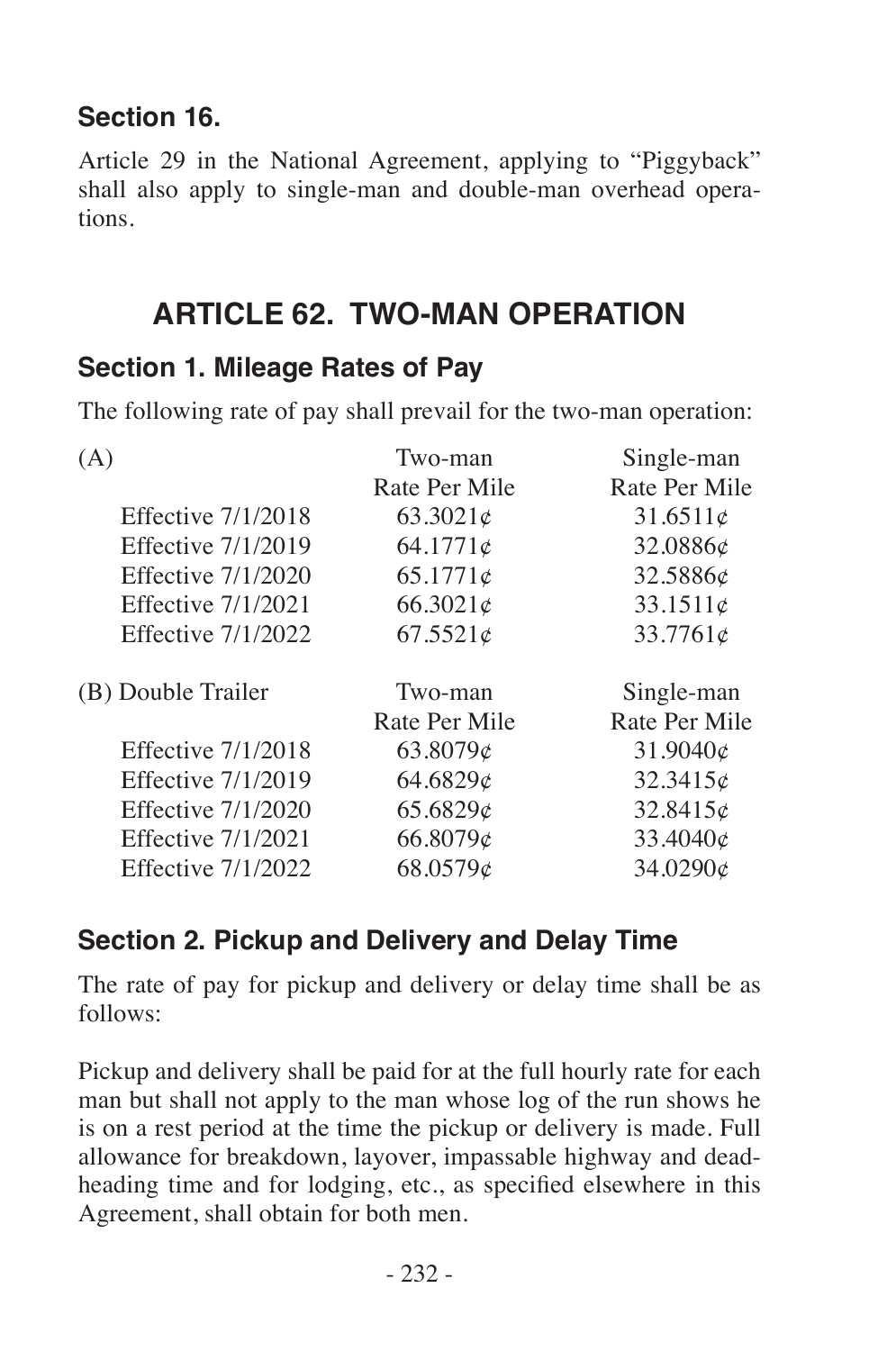### Section 16.

Article 29 in the National Agreement, applying to "Piggyback" shall also apply to single-man and double-man overhead operations.

## ARTICLE 62. TWO-MAN OPERATION

### Section 1. Mileage Rates of Pay

The following rate of pay shall prevail for the two-man operation:

| (A) | Two-man Rate Per Mile | Single-man Rate Per Mile |
|---|---|---|
| Effective 7/1/2018 | 63.3021¢ | 31.6511¢ |
| Effective 7/1/2019 | 64.1771¢ | 32.0886¢ |
| Effective 7/1/2020 | 65.1771¢ | 32.5886¢ |
| Effective 7/1/2021 | 66.3021¢ | 33.1511¢ |
| Effective 7/1/2022 | 67.5521¢ | 33.7761¢ |

| (B) Double Trailer | Two-man Rate Per Mile | Single-man Rate Per Mile |
|---|---|---|
| Effective 7/1/2018 | 63.8079¢ | 31.9040¢ |
| Effective 7/1/2019 | 64.6829¢ | 32.3415¢ |
| Effective 7/1/2020 | 65.6829¢ | 32.8415¢ |
| Effective 7/1/2021 | 66.8079¢ | 33.4040¢ |
| Effective 7/1/2022 | 68.0579¢ | 34.0290¢ |

### Section 2. Pickup and Delivery and Delay Time

The rate of pay for pickup and delivery or delay time shall be as follows:

Pickup and delivery shall be paid for at the full hourly rate for each man but shall not apply to the man whose log of the run shows he is on a rest period at the time the pickup or delivery is made. Full allowance for breakdown, layover, impassable highway and deadheading time and for lodging, etc., as specified elsewhere in this Agreement, shall obtain for both men.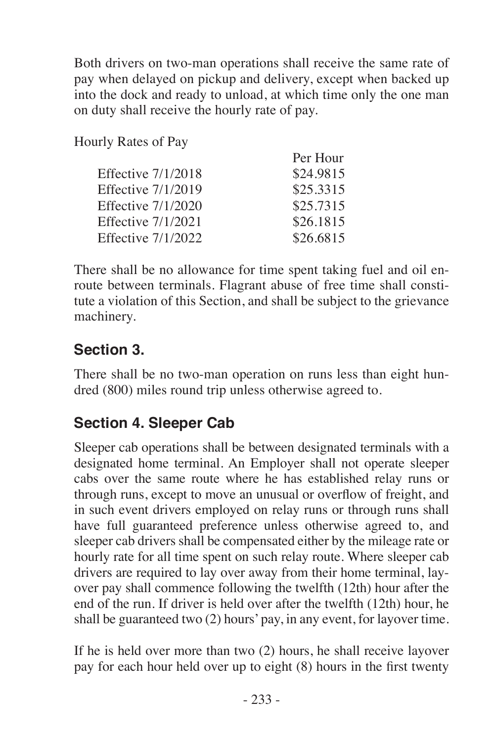Both drivers on two-man operations shall receive the same rate of pay when delayed on pickup and delivery, except when backed up into the dock and ready to unload, at which time only the one man on duty shall receive the hourly rate of pay.

Hourly Rates of Pay

| | Per Hour |
|---|---|
| Effective 7/1/2018 | $24.9815 |
| Effective 7/1/2019 | $25.3315 |
| Effective 7/1/2020 | $25.7315 |
| Effective 7/1/2021 | $26.1815 |
| Effective 7/1/2022 | $26.6815 |

There shall be no allowance for time spent taking fuel and oil en-route between terminals. Flagrant abuse of free time shall constitute a violation of this Section, and shall be subject to the grievance machinery.

## Section 3.

There shall be no two-man operation on runs less than eight hundred (800) miles round trip unless otherwise agreed to.

## Section 4. Sleeper Cab

Sleeper cab operations shall be between designated terminals with a designated home terminal. An Employer shall not operate sleeper cabs over the same route where he has established relay runs or through runs, except to move an unusual or overflow of freight, and in such event drivers employed on relay runs or through runs shall have full guaranteed preference unless otherwise agreed to, and sleeper cab drivers shall be compensated either by the mileage rate or hourly rate for all time spent on such relay route. Where sleeper cab drivers are required to lay over away from their home terminal, layover pay shall commence following the twelfth (12th) hour after the end of the run. If driver is held over after the twelfth (12th) hour, he shall be guaranteed two (2) hours' pay, in any event, for layover time.

If he is held over more than two (2) hours, he shall receive layover pay for each hour held over up to eight (8) hours in the first twenty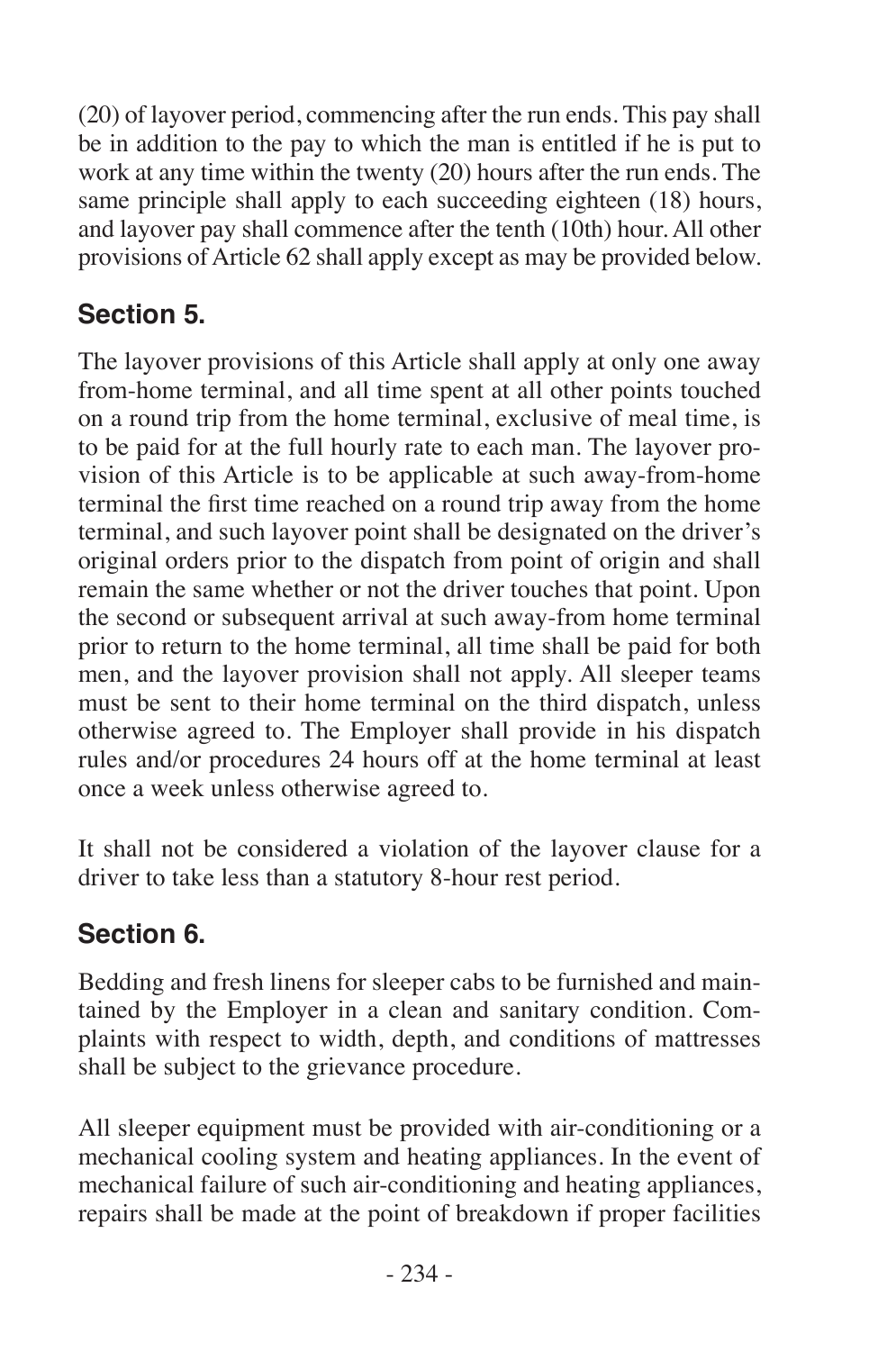(20) of layover period, commencing after the run ends. This pay shall be in addition to the pay to which the man is entitled if he is put to work at any time within the twenty (20) hours after the run ends. The same principle shall apply to each succeeding eighteen (18) hours, and layover pay shall commence after the tenth (10th) hour. All other provisions of Article 62 shall apply except as may be provided below.

## Section 5.

The layover provisions of this Article shall apply at only one away from-home terminal, and all time spent at all other points touched on a round trip from the home terminal, exclusive of meal time, is to be paid for at the full hourly rate to each man. The layover provision of this Article is to be applicable at such away-from-home terminal the first time reached on a round trip away from the home terminal, and such layover point shall be designated on the driver's original orders prior to the dispatch from point of origin and shall remain the same whether or not the driver touches that point. Upon the second or subsequent arrival at such away-from home terminal prior to return to the home terminal, all time shall be paid for both men, and the layover provision shall not apply. All sleeper teams must be sent to their home terminal on the third dispatch, unless otherwise agreed to. The Employer shall provide in his dispatch rules and/or procedures 24 hours off at the home terminal at least once a week unless otherwise agreed to.

It shall not be considered a violation of the layover clause for a driver to take less than a statutory 8-hour rest period.

## Section 6.

Bedding and fresh linens for sleeper cabs to be furnished and maintained by the Employer in a clean and sanitary condition. Complaints with respect to width, depth, and conditions of mattresses shall be subject to the grievance procedure.

All sleeper equipment must be provided with air-conditioning or a mechanical cooling system and heating appliances. In the event of mechanical failure of such air-conditioning and heating appliances, repairs shall be made at the point of breakdown if proper facilities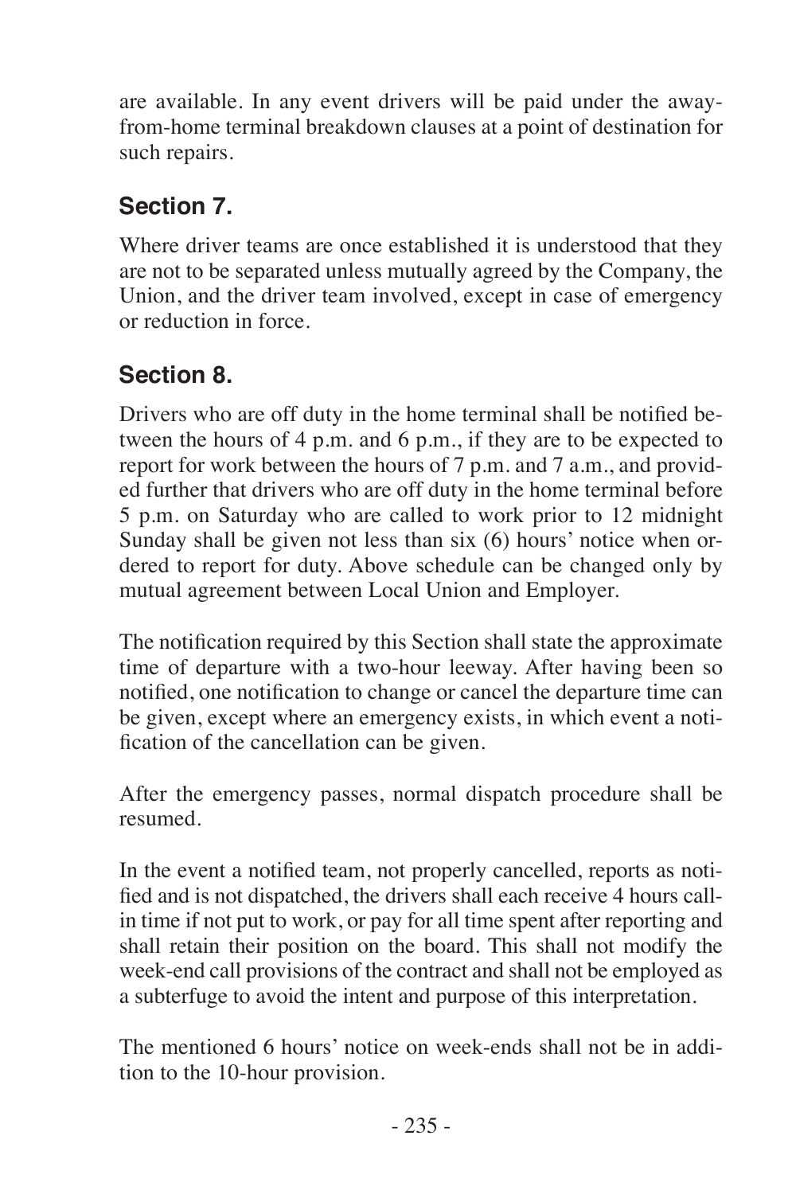are available. In any event drivers will be paid under the away-from-home terminal breakdown clauses at a point of destination for such repairs.

## Section 7.

Where driver teams are once established it is understood that they are not to be separated unless mutually agreed by the Company, the Union, and the driver team involved, except in case of emergency or reduction in force.

## Section 8.

Drivers who are off duty in the home terminal shall be notified between the hours of 4 p.m. and 6 p.m., if they are to be expected to report for work between the hours of 7 p.m. and 7 a.m., and provided further that drivers who are off duty in the home terminal before 5 p.m. on Saturday who are called to work prior to 12 midnight Sunday shall be given not less than six (6) hours' notice when ordered to report for duty. Above schedule can be changed only by mutual agreement between Local Union and Employer.

The notification required by this Section shall state the approximate time of departure with a two-hour leeway. After having been so notified, one notification to change or cancel the departure time can be given, except where an emergency exists, in which event a notification of the cancellation can be given.

After the emergency passes, normal dispatch procedure shall be resumed.

In the event a notified team, not properly cancelled, reports as notified and is not dispatched, the drivers shall each receive 4 hours call-in time if not put to work, or pay for all time spent after reporting and shall retain their position on the board. This shall not modify the week-end call provisions of the contract and shall not be employed as a subterfuge to avoid the intent and purpose of this interpretation.

The mentioned 6 hours' notice on week-ends shall not be in addition to the 10-hour provision.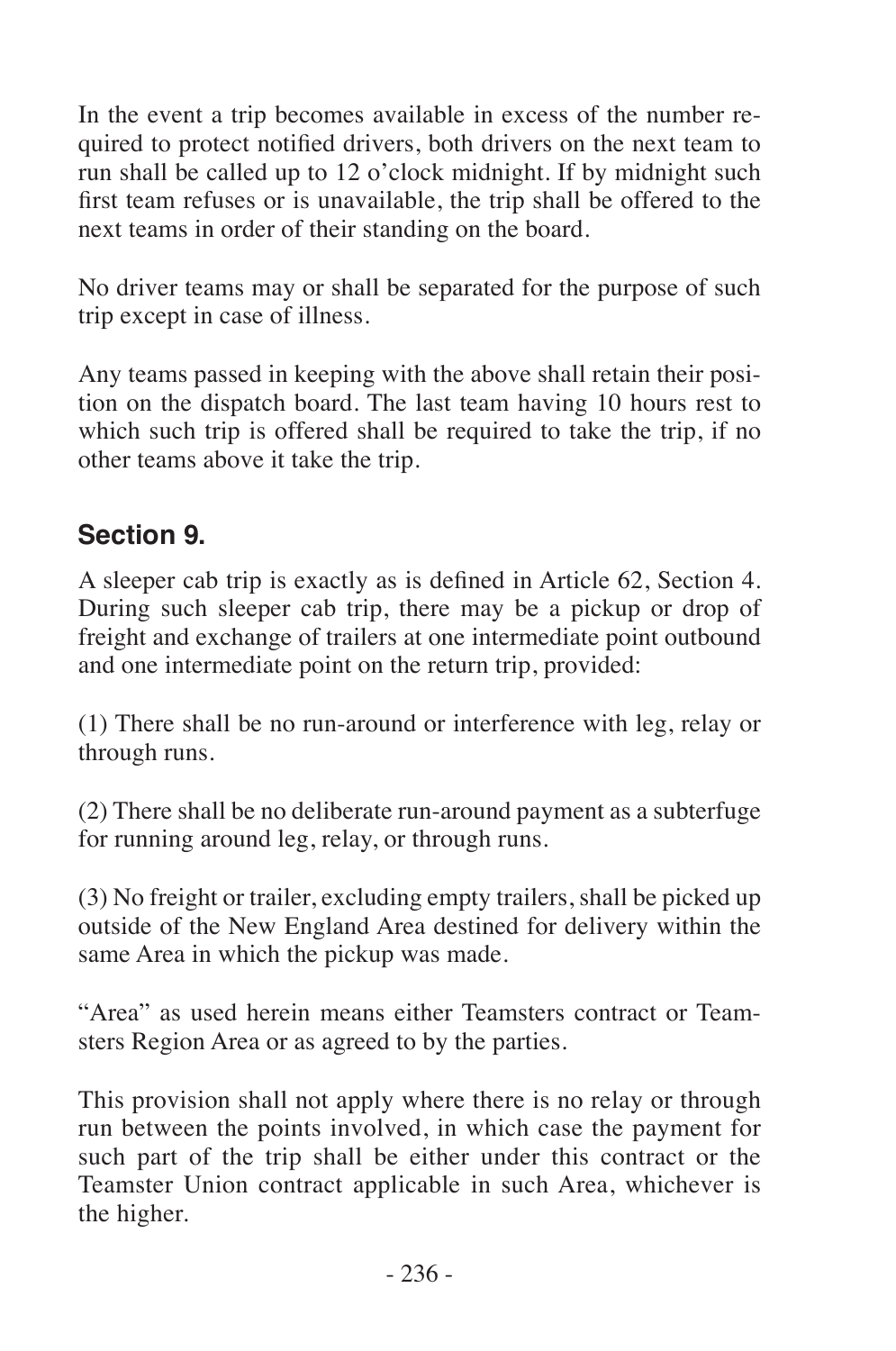In the event a trip becomes available in excess of the number required to protect notified drivers, both drivers on the next team to run shall be called up to 12 o'clock midnight. If by midnight such first team refuses or is unavailable, the trip shall be offered to the next teams in order of their standing on the board.

No driver teams may or shall be separated for the purpose of such trip except in case of illness.

Any teams passed in keeping with the above shall retain their position on the dispatch board. The last team having 10 hours rest to which such trip is offered shall be required to take the trip, if no other teams above it take the trip.

## Section 9.

A sleeper cab trip is exactly as is defined in Article 62, Section 4. During such sleeper cab trip, there may be a pickup or drop of freight and exchange of trailers at one intermediate point outbound and one intermediate point on the return trip, provided:

(1) There shall be no run-around or interference with leg, relay or through runs.

(2) There shall be no deliberate run-around payment as a subterfuge for running around leg, relay, or through runs.

(3) No freight or trailer, excluding empty trailers, shall be picked up outside of the New England Area destined for delivery within the same Area in which the pickup was made.

"Area" as used herein means either Teamsters contract or Teamsters Region Area or as agreed to by the parties.

This provision shall not apply where there is no relay or through run between the points involved, in which case the payment for such part of the trip shall be either under this contract or the Teamster Union contract applicable in such Area, whichever is the higher.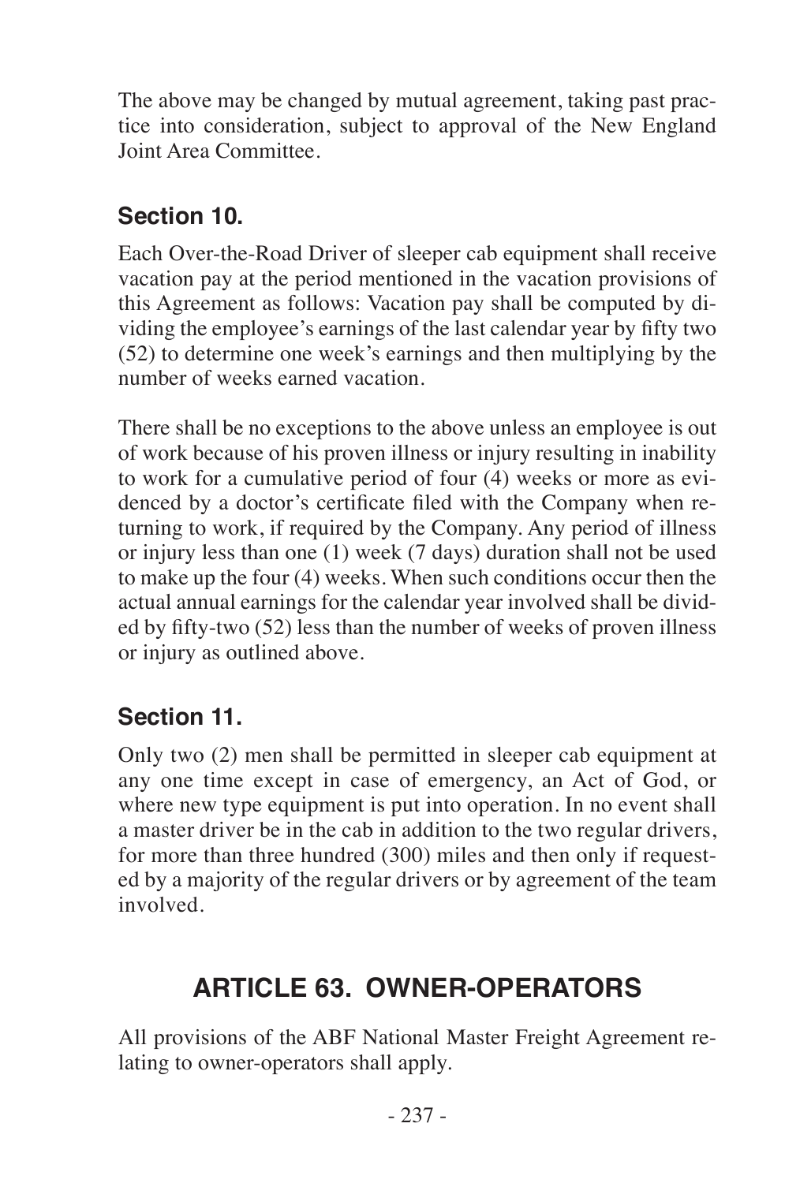The above may be changed by mutual agreement, taking past practice into consideration, subject to approval of the New England Joint Area Committee.

### Section 10.

Each Over-the-Road Driver of sleeper cab equipment shall receive vacation pay at the period mentioned in the vacation provisions of this Agreement as follows: Vacation pay shall be computed by dividing the employee's earnings of the last calendar year by fifty two (52) to determine one week's earnings and then multiplying by the number of weeks earned vacation.

There shall be no exceptions to the above unless an employee is out of work because of his proven illness or injury resulting in inability to work for a cumulative period of four (4) weeks or more as evidenced by a doctor's certificate filed with the Company when returning to work, if required by the Company. Any period of illness or injury less than one (1) week (7 days) duration shall not be used to make up the four (4) weeks. When such conditions occur then the actual annual earnings for the calendar year involved shall be divided by fifty-two (52) less than the number of weeks of proven illness or injury as outlined above.

### Section 11.

Only two (2) men shall be permitted in sleeper cab equipment at any one time except in case of emergency, an Act of God, or where new type equipment is put into operation. In no event shall a master driver be in the cab in addition to the two regular drivers, for more than three hundred (300) miles and then only if requested by a majority of the regular drivers or by agreement of the team involved.

## ARTICLE 63. OWNER-OPERATORS

All provisions of the ABF National Master Freight Agreement relating to owner-operators shall apply.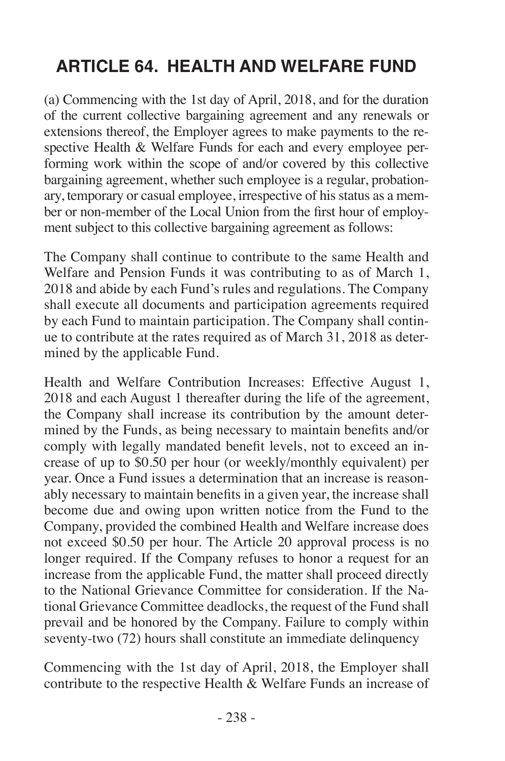## ARTICLE 64. HEALTH AND WELFARE FUND

(a) Commencing with the 1st day of April, 2018, and for the duration of the current collective bargaining agreement and any renewals or extensions thereof, the Employer agrees to make payments to the respective Health & Welfare Funds for each and every employee performing work within the scope of and/or covered by this collective bargaining agreement, whether such employee is a regular, probationary, temporary or casual employee, irrespective of his status as a member or non-member of the Local Union from the first hour of employment subject to this collective bargaining agreement as follows:

The Company shall continue to contribute to the same Health and Welfare and Pension Funds it was contributing to as of March 1, 2018 and abide by each Fund's rules and regulations. The Company shall execute all documents and participation agreements required by each Fund to maintain participation. The Company shall continue to contribute at the rates required as of March 31, 2018 as determined by the applicable Fund.

Health and Welfare Contribution Increases: Effective August 1, 2018 and each August 1 thereafter during the life of the agreement, the Company shall increase its contribution by the amount determined by the Funds, as being necessary to maintain benefits and/or comply with legally mandated benefit levels, not to exceed an increase of up to $0.50 per hour (or weekly/monthly equivalent) per year. Once a Fund issues a determination that an increase is reasonably necessary to maintain benefits in a given year, the increase shall become due and owing upon written notice from the Fund to the Company, provided the combined Health and Welfare increase does not exceed $0.50 per hour. The Article 20 approval process is no longer required. If the Company refuses to honor a request for an increase from the applicable Fund, the matter shall proceed directly to the National Grievance Committee for consideration. If the National Grievance Committee deadlocks, the request of the Fund shall prevail and be honored by the Company. Failure to comply within seventy-two (72) hours shall constitute an immediate delinquency

Commencing with the 1st day of April, 2018, the Employer shall contribute to the respective Health & Welfare Funds an increase of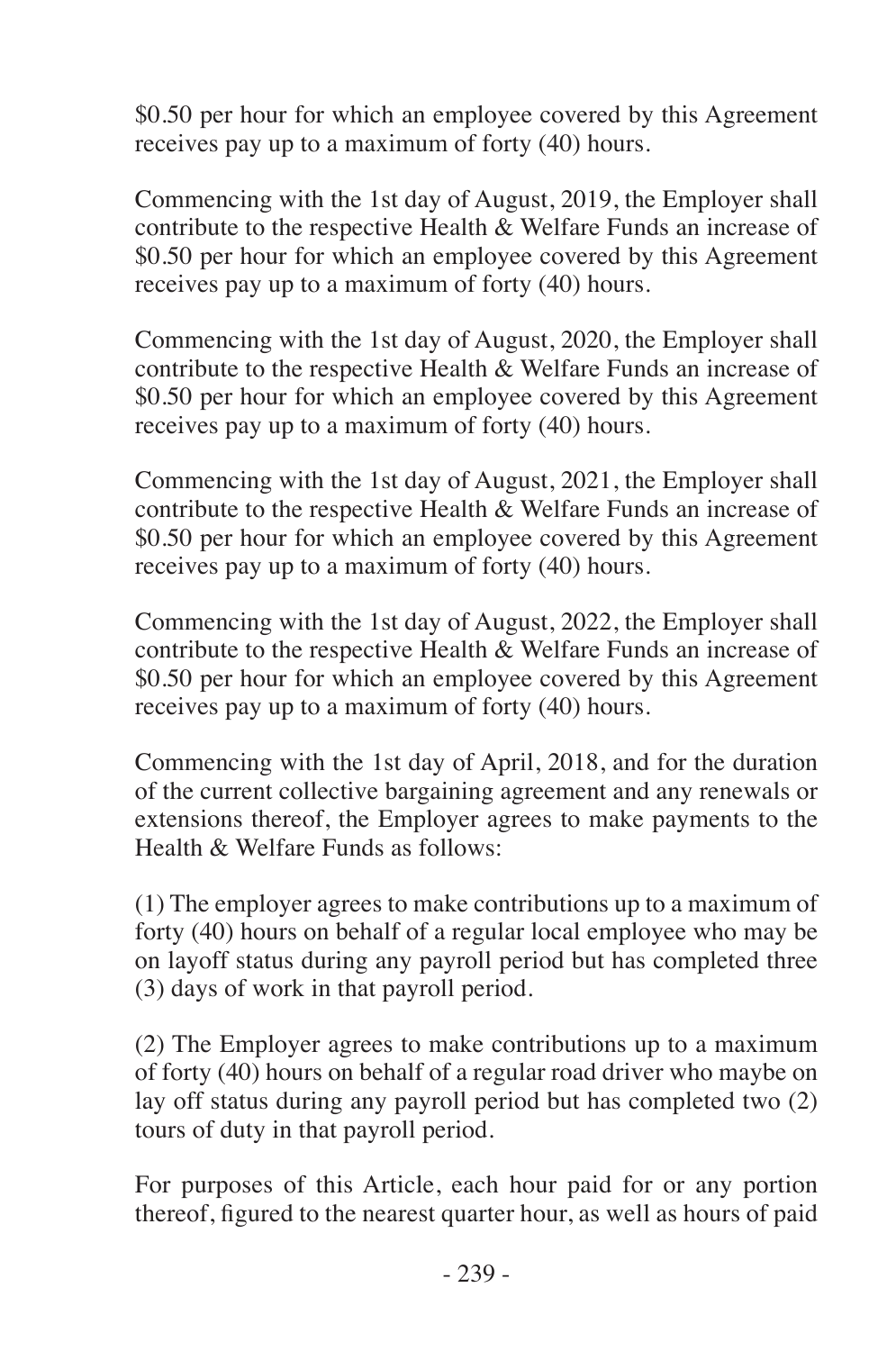$0.50 per hour for which an employee covered by this Agreement receives pay up to a maximum of forty (40) hours.

Commencing with the 1st day of August, 2019, the Employer shall contribute to the respective Health & Welfare Funds an increase of $0.50 per hour for which an employee covered by this Agreement receives pay up to a maximum of forty (40) hours.

Commencing with the 1st day of August, 2020, the Employer shall contribute to the respective Health & Welfare Funds an increase of $0.50 per hour for which an employee covered by this Agreement receives pay up to a maximum of forty (40) hours.

Commencing with the 1st day of August, 2021, the Employer shall contribute to the respective Health & Welfare Funds an increase of $0.50 per hour for which an employee covered by this Agreement receives pay up to a maximum of forty (40) hours.

Commencing with the 1st day of August, 2022, the Employer shall contribute to the respective Health & Welfare Funds an increase of $0.50 per hour for which an employee covered by this Agreement receives pay up to a maximum of forty (40) hours.

Commencing with the 1st day of April, 2018, and for the duration of the current collective bargaining agreement and any renewals or extensions thereof, the Employer agrees to make payments to the Health & Welfare Funds as follows:

(1) The employer agrees to make contributions up to a maximum of forty (40) hours on behalf of a regular local employee who may be on layoff status during any payroll period but has completed three (3) days of work in that payroll period.

(2) The Employer agrees to make contributions up to a maximum of forty (40) hours on behalf of a regular road driver who maybe on lay off status during any payroll period but has completed two (2) tours of duty in that payroll period.

For purposes of this Article, each hour paid for or any portion thereof, figured to the nearest quarter hour, as well as hours of paid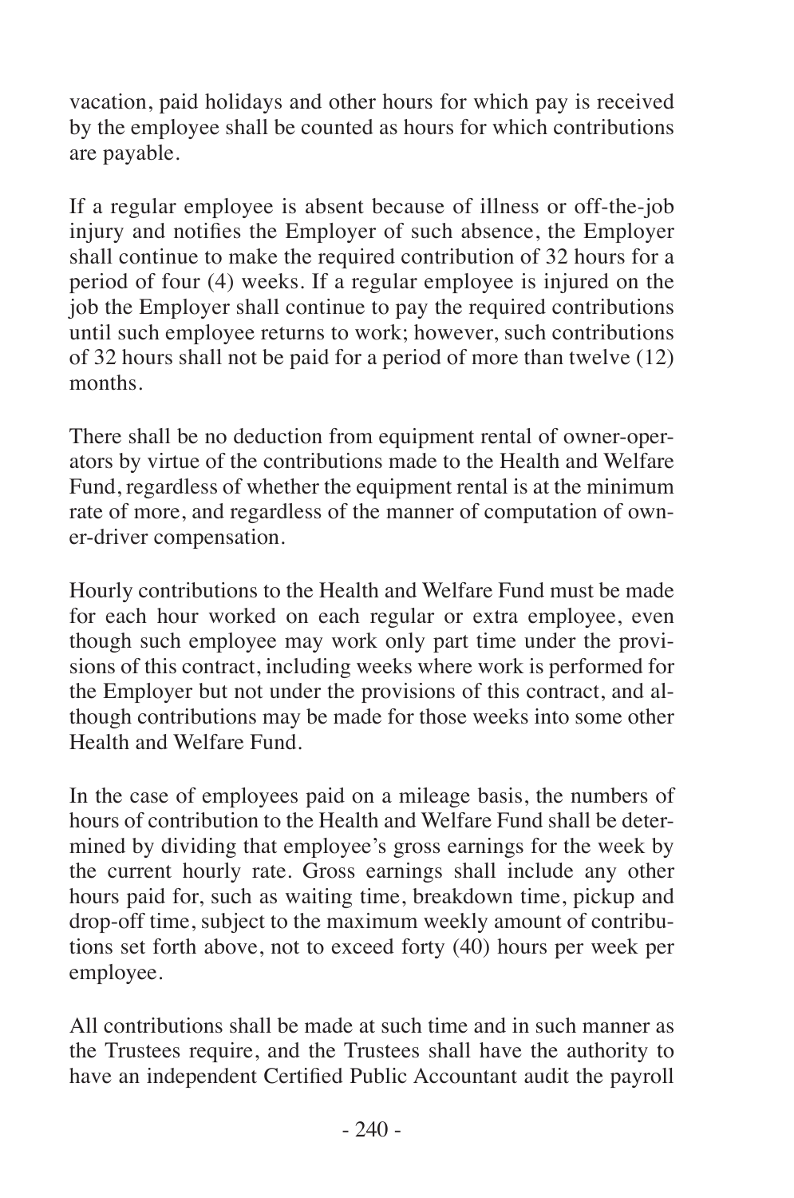vacation, paid holidays and other hours for which pay is received by the employee shall be counted as hours for which contributions are payable.

If a regular employee is absent because of illness or off-the-job injury and notifies the Employer of such absence, the Employer shall continue to make the required contribution of 32 hours for a period of four (4) weeks. If a regular employee is injured on the job the Employer shall continue to pay the required contributions until such employee returns to work; however, such contributions of 32 hours shall not be paid for a period of more than twelve (12) months.

There shall be no deduction from equipment rental of owner-operators by virtue of the contributions made to the Health and Welfare Fund, regardless of whether the equipment rental is at the minimum rate of more, and regardless of the manner of computation of owner-driver compensation.

Hourly contributions to the Health and Welfare Fund must be made for each hour worked on each regular or extra employee, even though such employee may work only part time under the provisions of this contract, including weeks where work is performed for the Employer but not under the provisions of this contract, and although contributions may be made for those weeks into some other Health and Welfare Fund.

In the case of employees paid on a mileage basis, the numbers of hours of contribution to the Health and Welfare Fund shall be determined by dividing that employee's gross earnings for the week by the current hourly rate. Gross earnings shall include any other hours paid for, such as waiting time, breakdown time, pickup and drop-off time, subject to the maximum weekly amount of contributions set forth above, not to exceed forty (40) hours per week per employee.

All contributions shall be made at such time and in such manner as the Trustees require, and the Trustees shall have the authority to have an independent Certified Public Accountant audit the payroll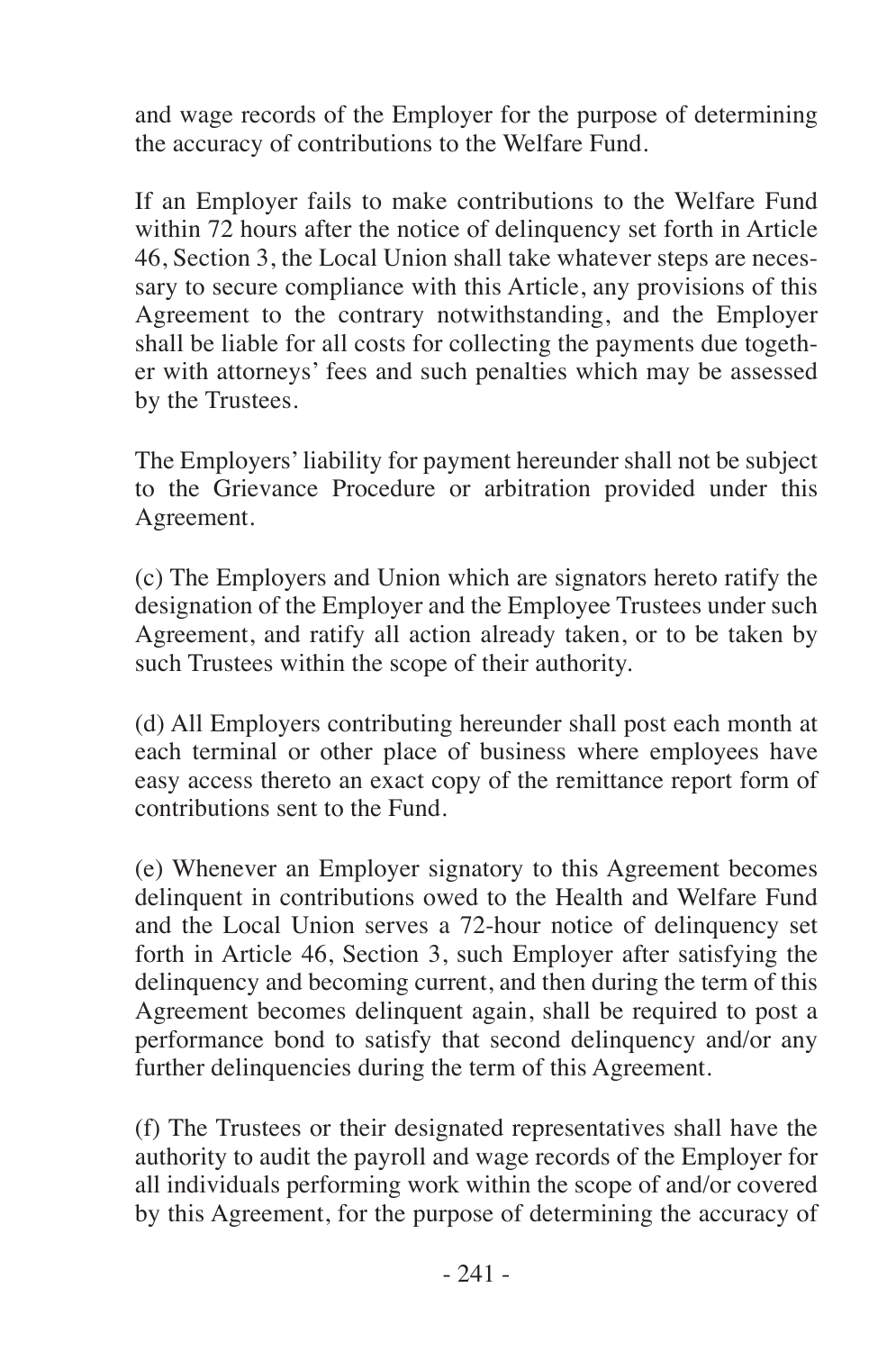and wage records of the Employer for the purpose of determining the accuracy of contributions to the Welfare Fund.

If an Employer fails to make contributions to the Welfare Fund within 72 hours after the notice of delinquency set forth in Article 46, Section 3, the Local Union shall take whatever steps are necessary to secure compliance with this Article, any provisions of this Agreement to the contrary notwithstanding, and the Employer shall be liable for all costs for collecting the payments due together with attorneys' fees and such penalties which may be assessed by the Trustees.

The Employers' liability for payment hereunder shall not be subject to the Grievance Procedure or arbitration provided under this Agreement.

(c) The Employers and Union which are signators hereto ratify the designation of the Employer and the Employee Trustees under such Agreement, and ratify all action already taken, or to be taken by such Trustees within the scope of their authority.

(d) All Employers contributing hereunder shall post each month at each terminal or other place of business where employees have easy access thereto an exact copy of the remittance report form of contributions sent to the Fund.

(e) Whenever an Employer signatory to this Agreement becomes delinquent in contributions owed to the Health and Welfare Fund and the Local Union serves a 72-hour notice of delinquency set forth in Article 46, Section 3, such Employer after satisfying the delinquency and becoming current, and then during the term of this Agreement becomes delinquent again, shall be required to post a performance bond to satisfy that second delinquency and/or any further delinquencies during the term of this Agreement.

(f) The Trustees or their designated representatives shall have the authority to audit the payroll and wage records of the Employer for all individuals performing work within the scope of and/or covered by this Agreement, for the purpose of determining the accuracy of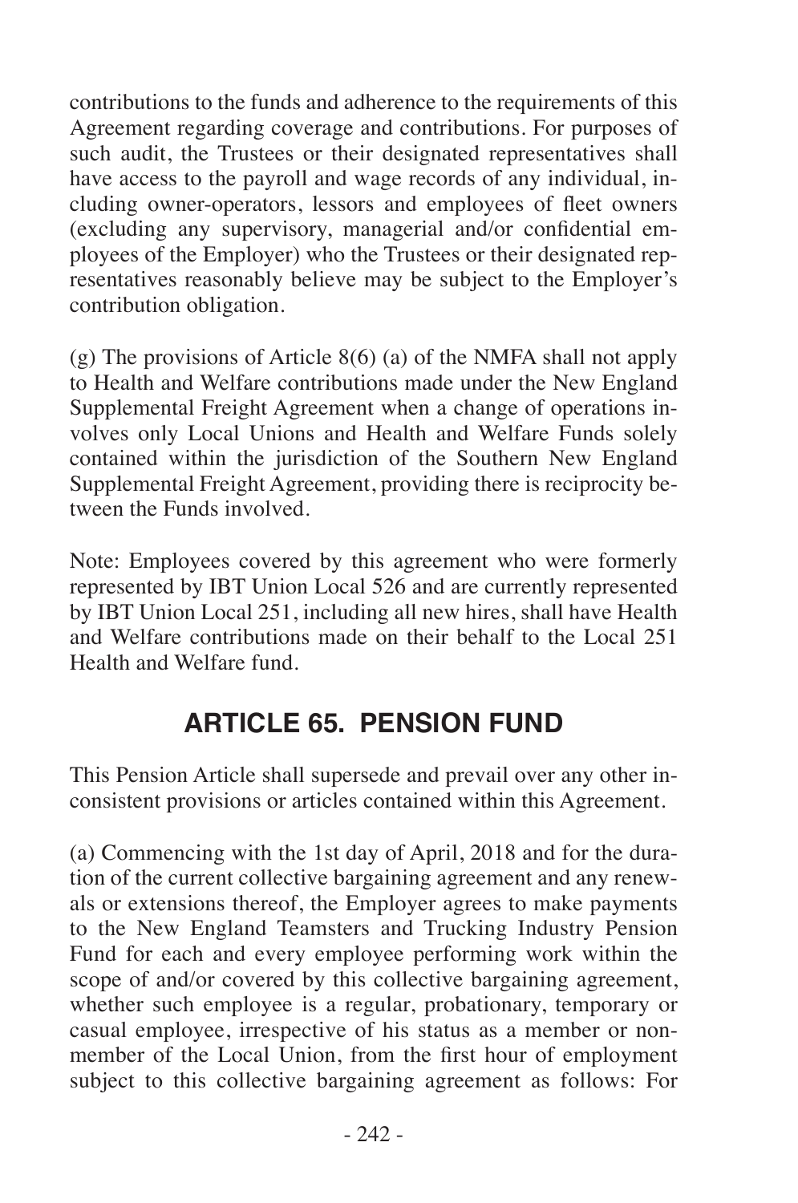contributions to the funds and adherence to the requirements of this Agreement regarding coverage and contributions. For purposes of such audit, the Trustees or their designated representatives shall have access to the payroll and wage records of any individual, including owner-operators, lessors and employees of fleet owners (excluding any supervisory, managerial and/or confidential employees of the Employer) who the Trustees or their designated representatives reasonably believe may be subject to the Employer's contribution obligation.

(g) The provisions of Article 8(6) (a) of the NMFA shall not apply to Health and Welfare contributions made under the New England Supplemental Freight Agreement when a change of operations involves only Local Unions and Health and Welfare Funds solely contained within the jurisdiction of the Southern New England Supplemental Freight Agreement, providing there is reciprocity between the Funds involved.

Note: Employees covered by this agreement who were formerly represented by IBT Union Local 526 and are currently represented by IBT Union Local 251, including all new hires, shall have Health and Welfare contributions made on their behalf to the Local 251 Health and Welfare fund.

## ARTICLE 65. PENSION FUND

This Pension Article shall supersede and prevail over any other inconsistent provisions or articles contained within this Agreement.

(a) Commencing with the 1st day of April, 2018 and for the duration of the current collective bargaining agreement and any renewals or extensions thereof, the Employer agrees to make payments to the New England Teamsters and Trucking Industry Pension Fund for each and every employee performing work within the scope of and/or covered by this collective bargaining agreement, whether such employee is a regular, probationary, temporary or casual employee, irrespective of his status as a member or nonmember of the Local Union, from the first hour of employment subject to this collective bargaining agreement as follows: For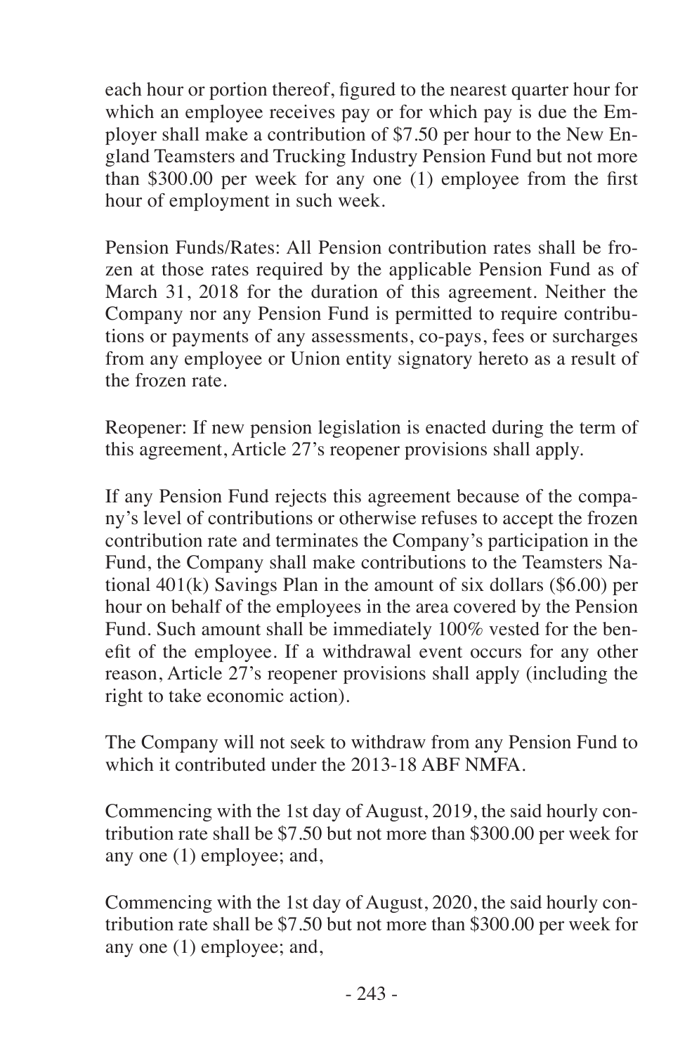each hour or portion thereof, figured to the nearest quarter hour for which an employee receives pay or for which pay is due the Employer shall make a contribution of $7.50 per hour to the New England Teamsters and Trucking Industry Pension Fund but not more than $300.00 per week for any one (1) employee from the first hour of employment in such week.

Pension Funds/Rates: All Pension contribution rates shall be frozen at those rates required by the applicable Pension Fund as of March 31, 2018 for the duration of this agreement. Neither the Company nor any Pension Fund is permitted to require contributions or payments of any assessments, co-pays, fees or surcharges from any employee or Union entity signatory hereto as a result of the frozen rate.

Reopener: If new pension legislation is enacted during the term of this agreement, Article 27's reopener provisions shall apply.

If any Pension Fund rejects this agreement because of the company's level of contributions or otherwise refuses to accept the frozen contribution rate and terminates the Company's participation in the Fund, the Company shall make contributions to the Teamsters National 401(k) Savings Plan in the amount of six dollars ($6.00) per hour on behalf of the employees in the area covered by the Pension Fund. Such amount shall be immediately 100% vested for the benefit of the employee. If a withdrawal event occurs for any other reason, Article 27's reopener provisions shall apply (including the right to take economic action).

The Company will not seek to withdraw from any Pension Fund to which it contributed under the 2013-18 ABF NMFA.

Commencing with the 1st day of August, 2019, the said hourly contribution rate shall be $7.50 but not more than $300.00 per week for any one (1) employee; and,

Commencing with the 1st day of August, 2020, the said hourly contribution rate shall be $7.50 but not more than $300.00 per week for any one (1) employee; and,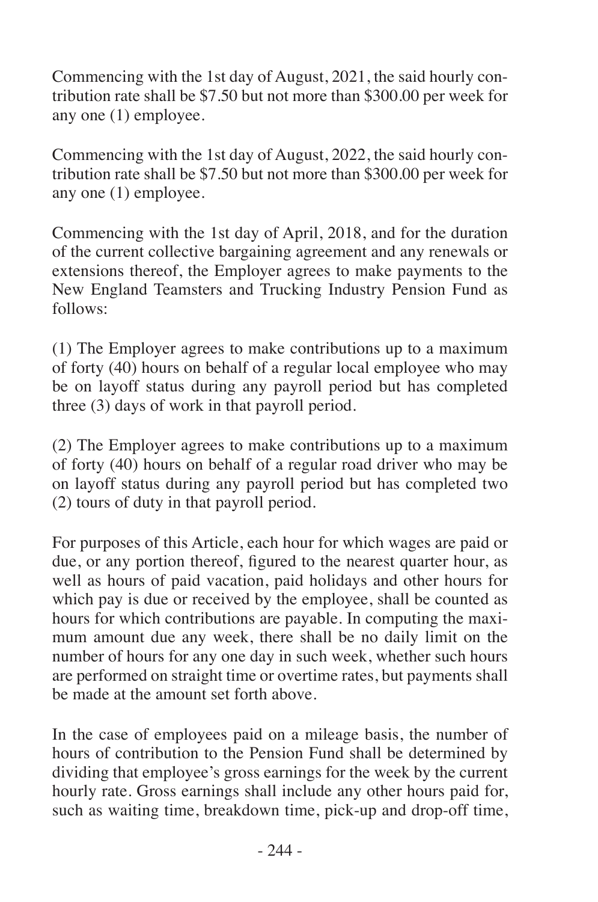Commencing with the 1st day of August, 2021, the said hourly contribution rate shall be $7.50 but not more than $300.00 per week for any one (1) employee.

Commencing with the 1st day of August, 2022, the said hourly contribution rate shall be $7.50 but not more than $300.00 per week for any one (1) employee.

Commencing with the 1st day of April, 2018, and for the duration of the current collective bargaining agreement and any renewals or extensions thereof, the Employer agrees to make payments to the New England Teamsters and Trucking Industry Pension Fund as follows:

(1) The Employer agrees to make contributions up to a maximum of forty (40) hours on behalf of a regular local employee who may be on layoff status during any payroll period but has completed three (3) days of work in that payroll period.

(2) The Employer agrees to make contributions up to a maximum of forty (40) hours on behalf of a regular road driver who may be on layoff status during any payroll period but has completed two (2) tours of duty in that payroll period.

For purposes of this Article, each hour for which wages are paid or due, or any portion thereof, figured to the nearest quarter hour, as well as hours of paid vacation, paid holidays and other hours for which pay is due or received by the employee, shall be counted as hours for which contributions are payable. In computing the maximum amount due any week, there shall be no daily limit on the number of hours for any one day in such week, whether such hours are performed on straight time or overtime rates, but payments shall be made at the amount set forth above.

In the case of employees paid on a mileage basis, the number of hours of contribution to the Pension Fund shall be determined by dividing that employee's gross earnings for the week by the current hourly rate. Gross earnings shall include any other hours paid for, such as waiting time, breakdown time, pick-up and drop-off time,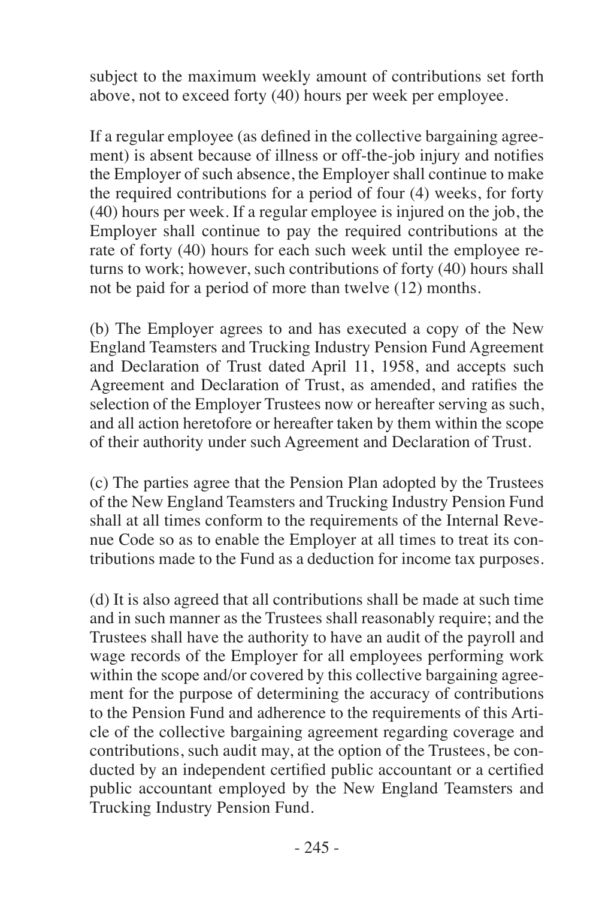subject to the maximum weekly amount of contributions set forth above, not to exceed forty (40) hours per week per employee.

If a regular employee (as defined in the collective bargaining agreement) is absent because of illness or off-the-job injury and notifies the Employer of such absence, the Employer shall continue to make the required contributions for a period of four (4) weeks, for forty (40) hours per week. If a regular employee is injured on the job, the Employer shall continue to pay the required contributions at the rate of forty (40) hours for each such week until the employee returns to work; however, such contributions of forty (40) hours shall not be paid for a period of more than twelve (12) months.

(b) The Employer agrees to and has executed a copy of the New England Teamsters and Trucking Industry Pension Fund Agreement and Declaration of Trust dated April 11, 1958, and accepts such Agreement and Declaration of Trust, as amended, and ratifies the selection of the Employer Trustees now or hereafter serving as such, and all action heretofore or hereafter taken by them within the scope of their authority under such Agreement and Declaration of Trust.

(c) The parties agree that the Pension Plan adopted by the Trustees of the New England Teamsters and Trucking Industry Pension Fund shall at all times conform to the requirements of the Internal Revenue Code so as to enable the Employer at all times to treat its contributions made to the Fund as a deduction for income tax purposes.

(d) It is also agreed that all contributions shall be made at such time and in such manner as the Trustees shall reasonably require; and the Trustees shall have the authority to have an audit of the payroll and wage records of the Employer for all employees performing work within the scope and/or covered by this collective bargaining agreement for the purpose of determining the accuracy of contributions to the Pension Fund and adherence to the requirements of this Article of the collective bargaining agreement regarding coverage and contributions, such audit may, at the option of the Trustees, be conducted by an independent certified public accountant or a certified public accountant employed by the New England Teamsters and Trucking Industry Pension Fund.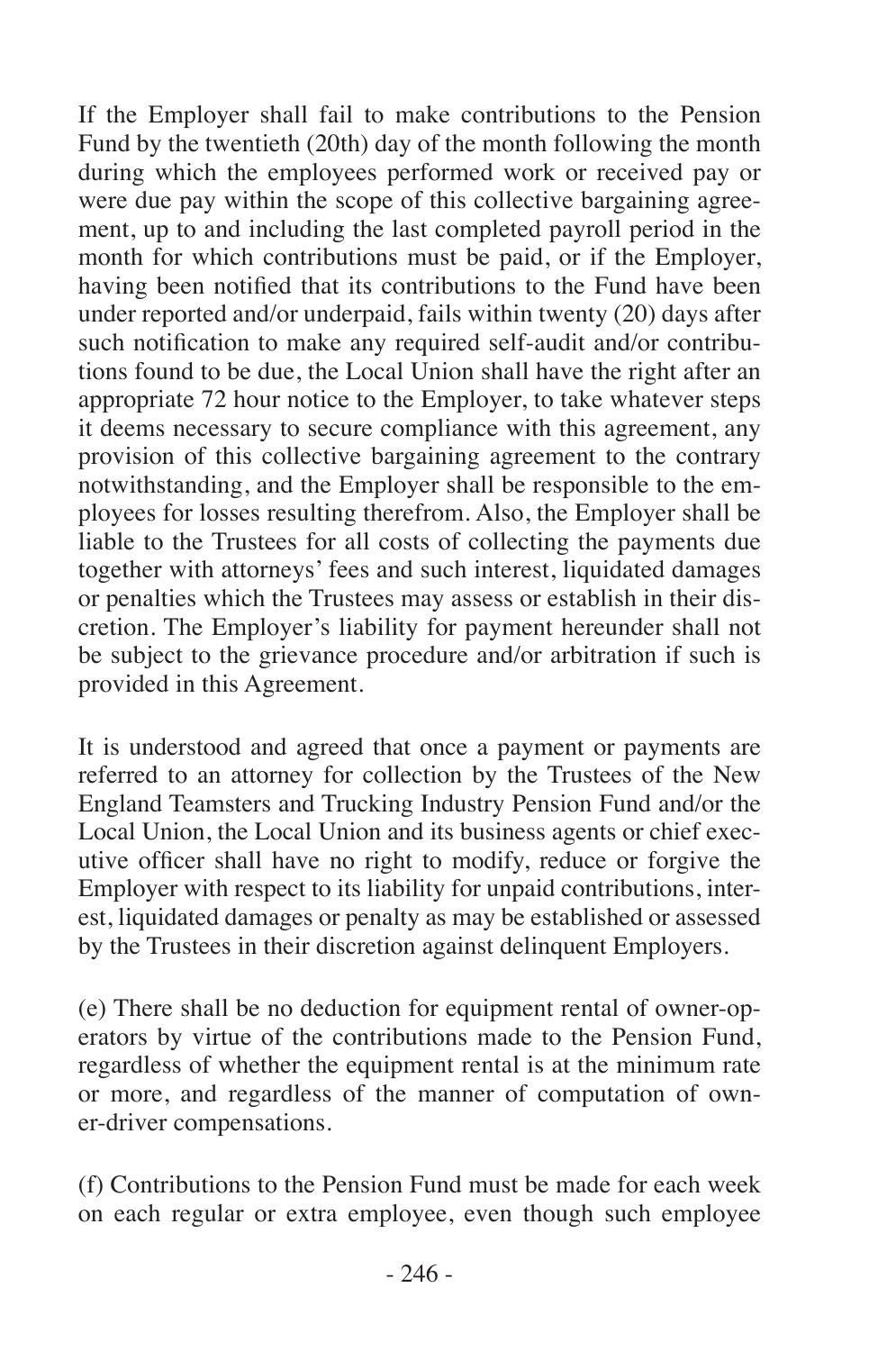If the Employer shall fail to make contributions to the Pension Fund by the twentieth (20th) day of the month following the month during which the employees performed work or received pay or were due pay within the scope of this collective bargaining agreement, up to and including the last completed payroll period in the month for which contributions must be paid, or if the Employer, having been notified that its contributions to the Fund have been under reported and/or underpaid, fails within twenty (20) days after such notification to make any required self-audit and/or contributions found to be due, the Local Union shall have the right after an appropriate 72 hour notice to the Employer, to take whatever steps it deems necessary to secure compliance with this agreement, any provision of this collective bargaining agreement to the contrary notwithstanding, and the Employer shall be responsible to the employees for losses resulting therefrom. Also, the Employer shall be liable to the Trustees for all costs of collecting the payments due together with attorneys' fees and such interest, liquidated damages or penalties which the Trustees may assess or establish in their discretion. The Employer's liability for payment hereunder shall not be subject to the grievance procedure and/or arbitration if such is provided in this Agreement.

It is understood and agreed that once a payment or payments are referred to an attorney for collection by the Trustees of the New England Teamsters and Trucking Industry Pension Fund and/or the Local Union, the Local Union and its business agents or chief executive officer shall have no right to modify, reduce or forgive the Employer with respect to its liability for unpaid contributions, interest, liquidated damages or penalty as may be established or assessed by the Trustees in their discretion against delinquent Employers.

(e) There shall be no deduction for equipment rental of owner-operators by virtue of the contributions made to the Pension Fund, regardless of whether the equipment rental is at the minimum rate or more, and regardless of the manner of computation of owner-driver compensations.

(f) Contributions to the Pension Fund must be made for each week on each regular or extra employee, even though such employee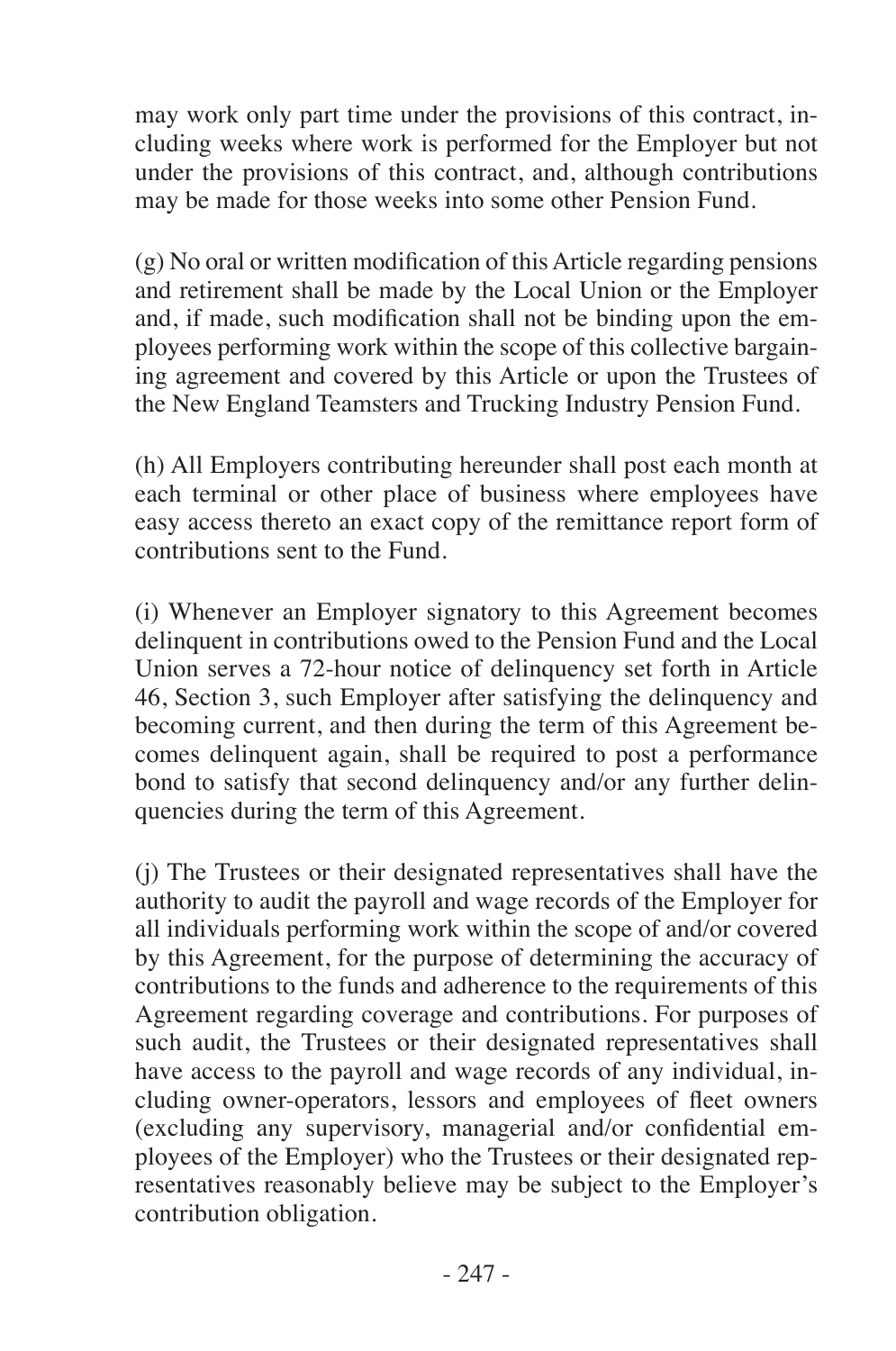may work only part time under the provisions of this contract, including weeks where work is performed for the Employer but not under the provisions of this contract, and, although contributions may be made for those weeks into some other Pension Fund.

(g) No oral or written modification of this Article regarding pensions and retirement shall be made by the Local Union or the Employer and, if made, such modification shall not be binding upon the employees performing work within the scope of this collective bargaining agreement and covered by this Article or upon the Trustees of the New England Teamsters and Trucking Industry Pension Fund.

(h) All Employers contributing hereunder shall post each month at each terminal or other place of business where employees have easy access thereto an exact copy of the remittance report form of contributions sent to the Fund.

(i) Whenever an Employer signatory to this Agreement becomes delinquent in contributions owed to the Pension Fund and the Local Union serves a 72-hour notice of delinquency set forth in Article 46, Section 3, such Employer after satisfying the delinquency and becoming current, and then during the term of this Agreement becomes delinquent again, shall be required to post a performance bond to satisfy that second delinquency and/or any further delinquencies during the term of this Agreement.

(j) The Trustees or their designated representatives shall have the authority to audit the payroll and wage records of the Employer for all individuals performing work within the scope of and/or covered by this Agreement, for the purpose of determining the accuracy of contributions to the funds and adherence to the requirements of this Agreement regarding coverage and contributions. For purposes of such audit, the Trustees or their designated representatives shall have access to the payroll and wage records of any individual, including owner-operators, lessors and employees of fleet owners (excluding any supervisory, managerial and/or confidential employees of the Employer) who the Trustees or their designated representatives reasonably believe may be subject to the Employer's contribution obligation.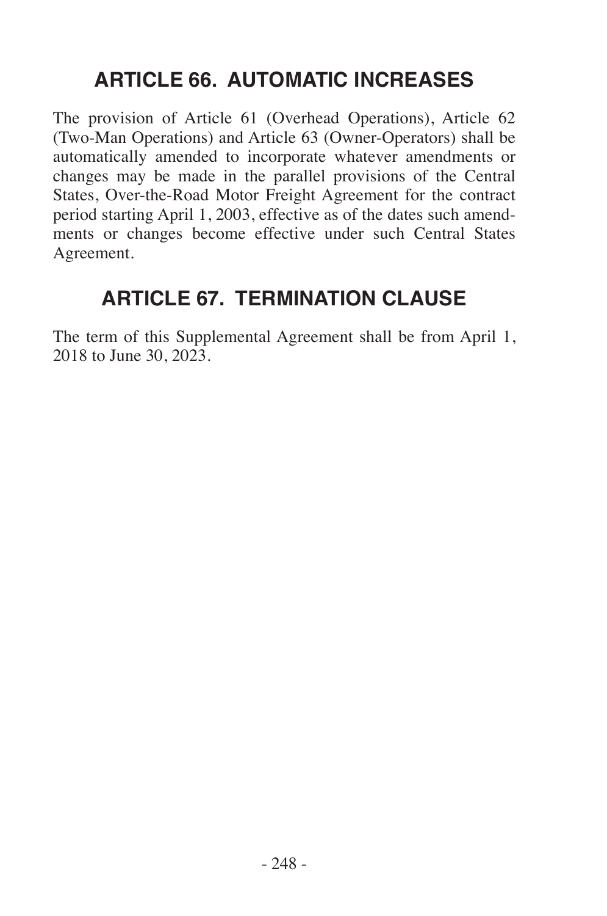## ARTICLE 66. AUTOMATIC INCREASES

The provision of Article 61 (Overhead Operations), Article 62 (Two-Man Operations) and Article 63 (Owner-Operators) shall be automatically amended to incorporate whatever amendments or changes may be made in the parallel provisions of the Central States, Over-the-Road Motor Freight Agreement for the contract period starting April 1, 2003, effective as of the dates such amendments or changes become effective under such Central States Agreement.

## ARTICLE 67. TERMINATION CLAUSE

The term of this Supplemental Agreement shall be from April 1, 2018 to June 30, 2023.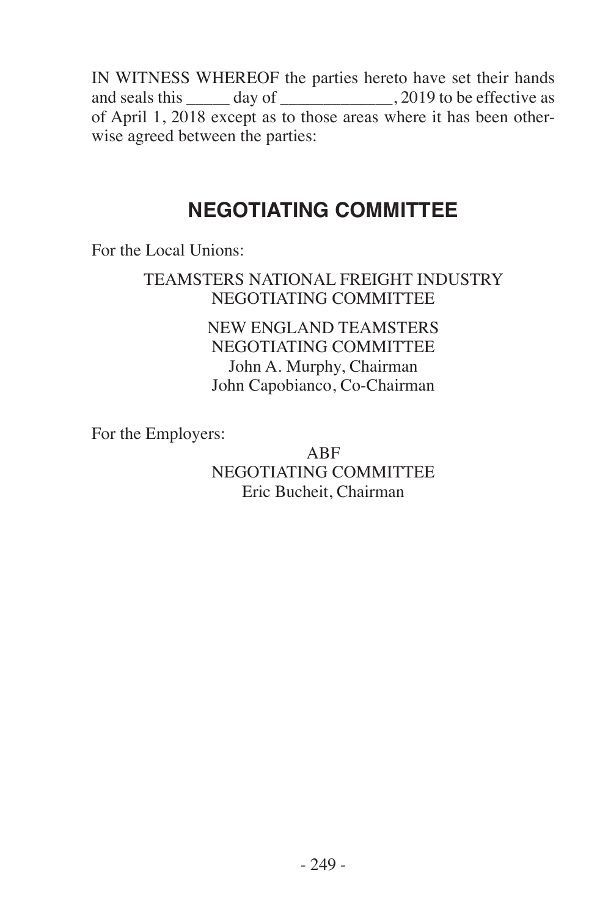IN WITNESS WHEREOF the parties hereto have set their hands and seals this _____ day of _____________, 2019 to be effective as of April 1, 2018 except as to those areas where it has been otherwise agreed between the parties:

## NEGOTIATING COMMITTEE

For the Local Unions:

TEAMSTERS NATIONAL FREIGHT INDUSTRY NEGOTIATING COMMITTEE

NEW ENGLAND TEAMSTERS NEGOTIATING COMMITTEE
John A. Murphy, Chairman
John Capobianco, Co-Chairman

For the Employers:

ABF
NEGOTIATING COMMITTEE
Eric Bucheit, Chairman